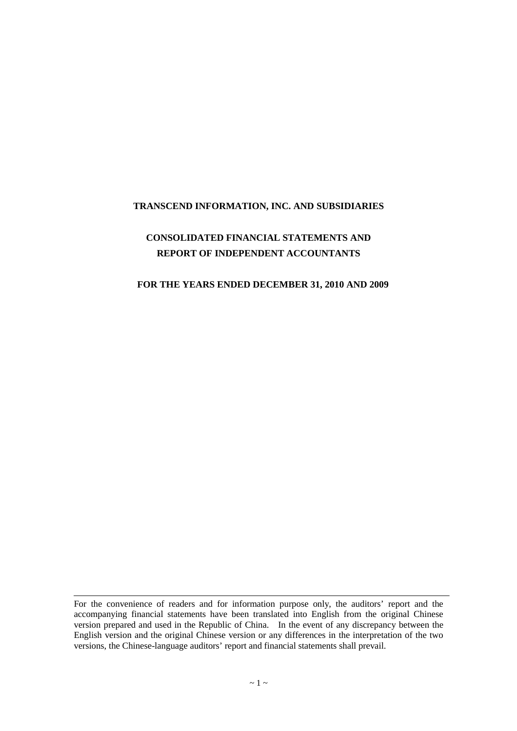# TRANSCEND INFORMATION, INC. AND SUBSIDIARIES

## CONSOLIDATED FINANCIAL STATEMENTS AND REPORT OF INDEPENDENT ACCOUNTANTS

### FOR THE YEARS ENDED DECEMBER 31, 2010 AND 2009

---

For the convenience of readers and for information purpose only, the auditors' report and the accompanying financial statements have been translated into English from the original Chinese version prepared and used in the Republic of China. In the event of any discrepancy between the English version and the original Chinese version or any differences in the interpretation of the two versions, the Chinese-language auditors' report and financial statements shall prevail.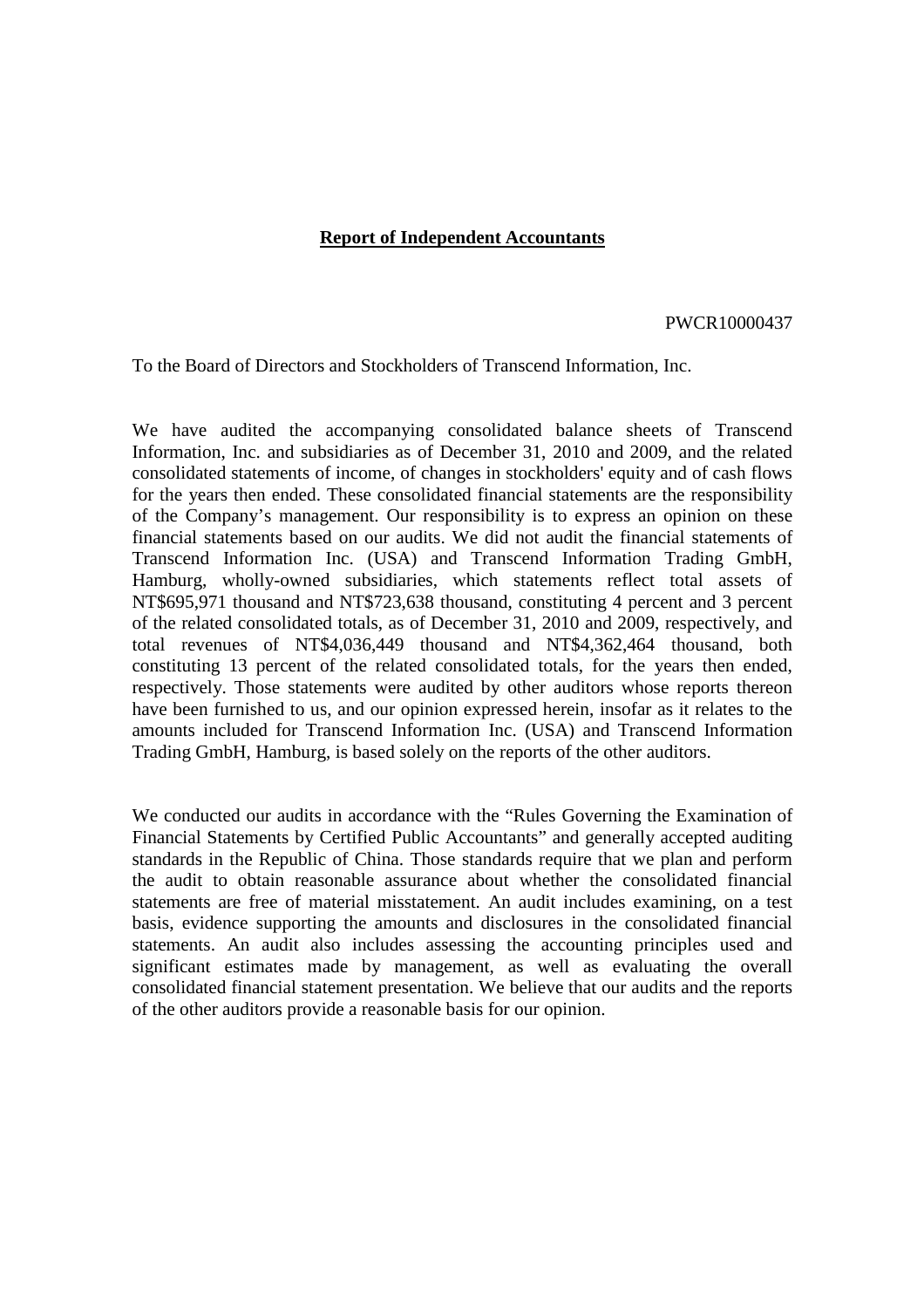**Report of Independent Accountants**

PWCR10000437

To the Board of Directors and Stockholders of Transcend Information, Inc.

We have audited the accompanying consolidated balance sheets of Transcend Information, Inc. and subsidiaries as of December 31, 2010 and 2009, and the related consolidated statements of income, of changes in stockholders' equity and of cash flows for the years then ended. These consolidated financial statements are the responsibility of the Company's management. Our responsibility is to express an opinion on these financial statements based on our audits. We did not audit the financial statements of Transcend Information Inc. (USA) and Transcend Information Trading GmbH, Hamburg, wholly-owned subsidiaries, which statements reflect total assets of NT$695,971 thousand and NT$723,638 thousand, constituting 4 percent and 3 percent of the related consolidated totals, as of December 31, 2010 and 2009, respectively, and total revenues of NT$4,036,449 thousand and NT$4,362,464 thousand, both constituting 13 percent of the related consolidated totals, for the years then ended, respectively. Those statements were audited by other auditors whose reports thereon have been furnished to us, and our opinion expressed herein, insofar as it relates to the amounts included for Transcend Information Inc. (USA) and Transcend Information Trading GmbH, Hamburg, is based solely on the reports of the other auditors.

We conducted our audits in accordance with the "Rules Governing the Examination of Financial Statements by Certified Public Accountants" and generally accepted auditing standards in the Republic of China. Those standards require that we plan and perform the audit to obtain reasonable assurance about whether the consolidated financial statements are free of material misstatement. An audit includes examining, on a test basis, evidence supporting the amounts and disclosures in the consolidated financial statements. An audit also includes assessing the accounting principles used and significant estimates made by management, as well as evaluating the overall consolidated financial statement presentation. We believe that our audits and the reports of the other auditors provide a reasonable basis for our opinion.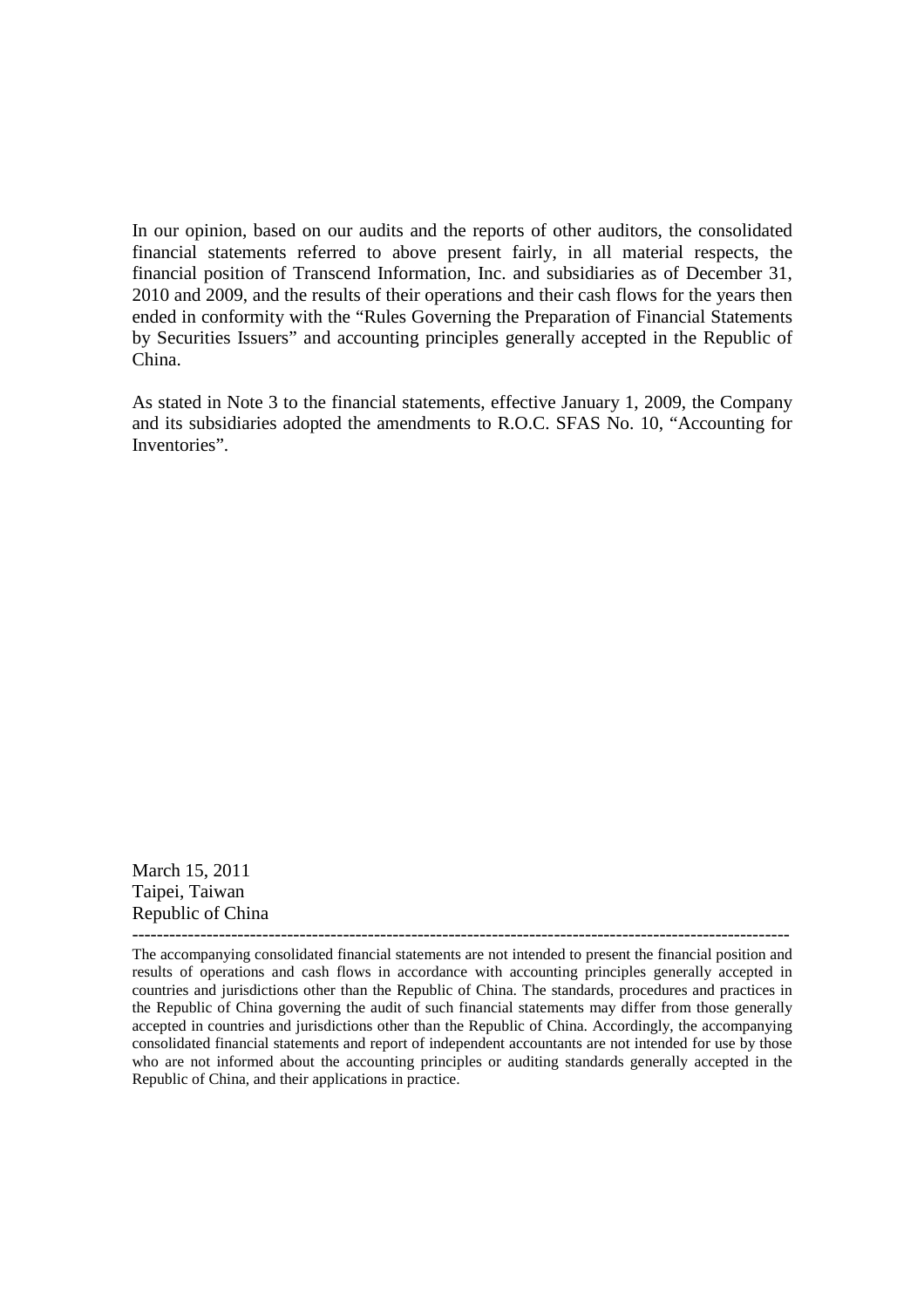In our opinion, based on our audits and the reports of other auditors, the consolidated financial statements referred to above present fairly, in all material respects, the financial position of Transcend Information, Inc. and subsidiaries as of December 31, 2010 and 2009, and the results of their operations and their cash flows for the years then ended in conformity with the "Rules Governing the Preparation of Financial Statements by Securities Issuers" and accounting principles generally accepted in the Republic of China.

As stated in Note 3 to the financial statements, effective January 1, 2009, the Company and its subsidiaries adopted the amendments to R.O.C. SFAS No. 10, "Accounting for Inventories".

March 15, 2011  
Taipei, Taiwan  
Republic of China

---

The accompanying consolidated financial statements are not intended to present the financial position and results of operations and cash flows in accordance with accounting principles generally accepted in countries and jurisdictions other than the Republic of China. The standards, procedures and practices in the Republic of China governing the audit of such financial statements may differ from those generally accepted in countries and jurisdictions other than the Republic of China. Accordingly, the accompanying consolidated financial statements and report of independent accountants are not intended for use by those who are not informed about the accounting principles or auditing standards generally accepted in the Republic of China, and their applications in practice.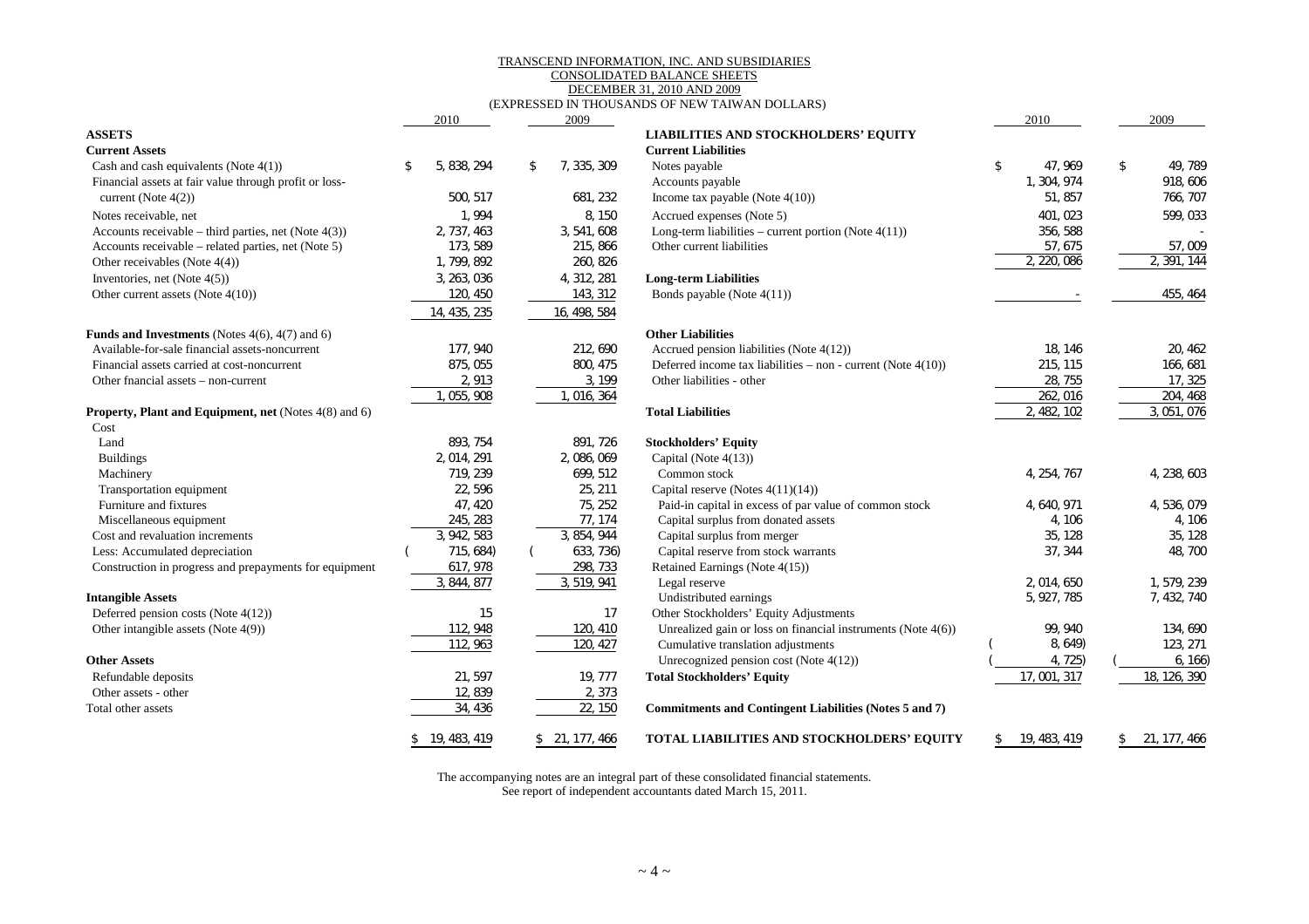TRANSCEND INFORMATION, INC. AND SUBSIDIARIES
CONSOLIDATED BALANCE SHEETS
DECEMBER 31, 2010 AND 2009
(EXPRESSED IN THOUSANDS OF NEW TAIWAN DOLLARS)

| | 2010 | 2009 |
|---|---|---|
| **ASSETS** | | |
| **Current Assets** | | |
| Cash and cash equivalents (Note 4(1)) | $ 5,838,294 | $ 7,335,309 |
| Financial assets at fair value through profit or loss-current (Note 4(2)) | 500,517 | 681,232 |
| Notes receivable, net | 1,994 | 8,150 |
| Accounts receivable – third parties, net (Note 4(3)) | 2,737,463 | 3,541,608 |
| Accounts receivable – related parties, net (Note 5) | 173,589 | 215,866 |
| Other receivables (Note 4(4)) | 1,799,892 | 260,826 |
| Inventories, net (Note 4(5)) | 3,263,036 | 4,312,281 |
| Other current assets (Note 4(10)) | 120,450 | 143,312 |
| | 14,435,235 | 16,498,584 |
| **Funds and Investments** (Notes 4(6), 4(7) and 6) | | |
| Available-for-sale financial assets-noncurrent | 177,940 | 212,690 |
| Financial assets carried at cost-noncurrent | 875,055 | 800,475 |
| Other fnancial assets – non-current | 2,913 | 3,199 |
| | 1,055,908 | 1,016,364 |
| **Property, Plant and Equipment, net** (Notes 4(8) and 6) | | |
| Cost | | |
| Land | 893,754 | 891,726 |
| Buildings | 2,014,291 | 2,086,069 |
| Machinery | 719,239 | 699,512 |
| Transportation equipment | 22,596 | 25,211 |
| Furniture and fixtures | 47,420 | 75,252 |
| Miscellaneous equipment | 245,283 | 77,174 |
| Cost and revaluation increments | 3,942,583 | 3,854,944 |
| Less: Accumulated depreciation | ( 715,684) | ( 633,736) |
| Construction in progress and prepayments for equipment | 617,978 | 298,733 |
| | 3,844,877 | 3,519,941 |
| **Intangible Assets** | | |
| Deferred pension costs (Note 4(12)) | 15 | 17 |
| Other intangible assets (Note 4(9)) | 112,948 | 120,410 |
| | 112,963 | 120,427 |
| **Other Assets** | | |
| Refundable deposits | 21,597 | 19,777 |
| Other assets - other | 12,839 | 2,373 |
| Total other assets | 34,436 | 22,150 |
| | $ 19,483,419 | $ 21,177,466 |

| | 2010 | 2009 |
|---|---|---|
| **LIABILITIES AND STOCKHOLDERS' EQUITY** | | |
| **Current Liabilities** | | |
| Notes payable | $ 47,969 | $ 49,789 |
| Accounts payable | 1,304,974 | 918,606 |
| Income tax payable (Note 4(10)) | 51,857 | 766,707 |
| Accrued expenses (Note 5) | 401,023 | 599,033 |
| Long-term liabilities – current portion (Note 4(11)) | 356,588 | - |
| Other current liabilities | 57,675 | 57,009 |
| | 2,220,086 | 2,391,144 |
| **Long-term Liabilities** | | |
| Bonds payable (Note 4(11)) | - | 455,464 |
| **Other Liabilities** | | |
| Accrued pension liabilities (Note 4(12)) | 18,146 | 20,462 |
| Deferred income tax liabilities – non - current (Note 4(10)) | 215,115 | 166,681 |
| Other liabilities - other | 28,755 | 17,325 |
| | 262,016 | 204,468 |
| **Total Liabilities** | 2,482,102 | 3,051,076 |
| **Stockholders' Equity** | | |
| Capital (Note 4(13)) | | |
| Common stock | 4,254,767 | 4,238,603 |
| Capital reserve (Notes 4(11)(14)) | | |
| Paid-in capital in excess of par value of common stock | 4,640,971 | 4,536,079 |
| Capital surplus from donated assets | 4,106 | 4,106 |
| Capital surplus from merger | 35,128 | 35,128 |
| Capital reserve from stock warrants | 37,344 | 48,700 |
| Retained Earnings (Note 4(15)) | | |
| Legal reserve | 2,014,650 | 1,579,239 |
| Undistributed earnings | 5,927,785 | 7,432,740 |
| Other Stockholders' Equity Adjustments | | |
| Unrealized gain or loss on financial instruments (Note 4(6)) | 99,940 | 134,690 |
| Cumulative translation adjustments | ( 8,649) | 123,271 |
| Unrecognized pension cost (Note 4(12)) | ( 4,725) | ( 6,166) |
| **Total Stockholders' Equity** | 17,001,317 | 18,126,390 |
| **Commitments and Contingent Liabilities (Notes 5 and 7)** | | |
| **TOTAL LIABILITIES AND STOCKHOLDERS' EQUITY** | $ 19,483,419 | $ 21,177,466 |

The accompanying notes are an integral part of these consolidated financial statements.
See report of independent accountants dated March 15, 2011.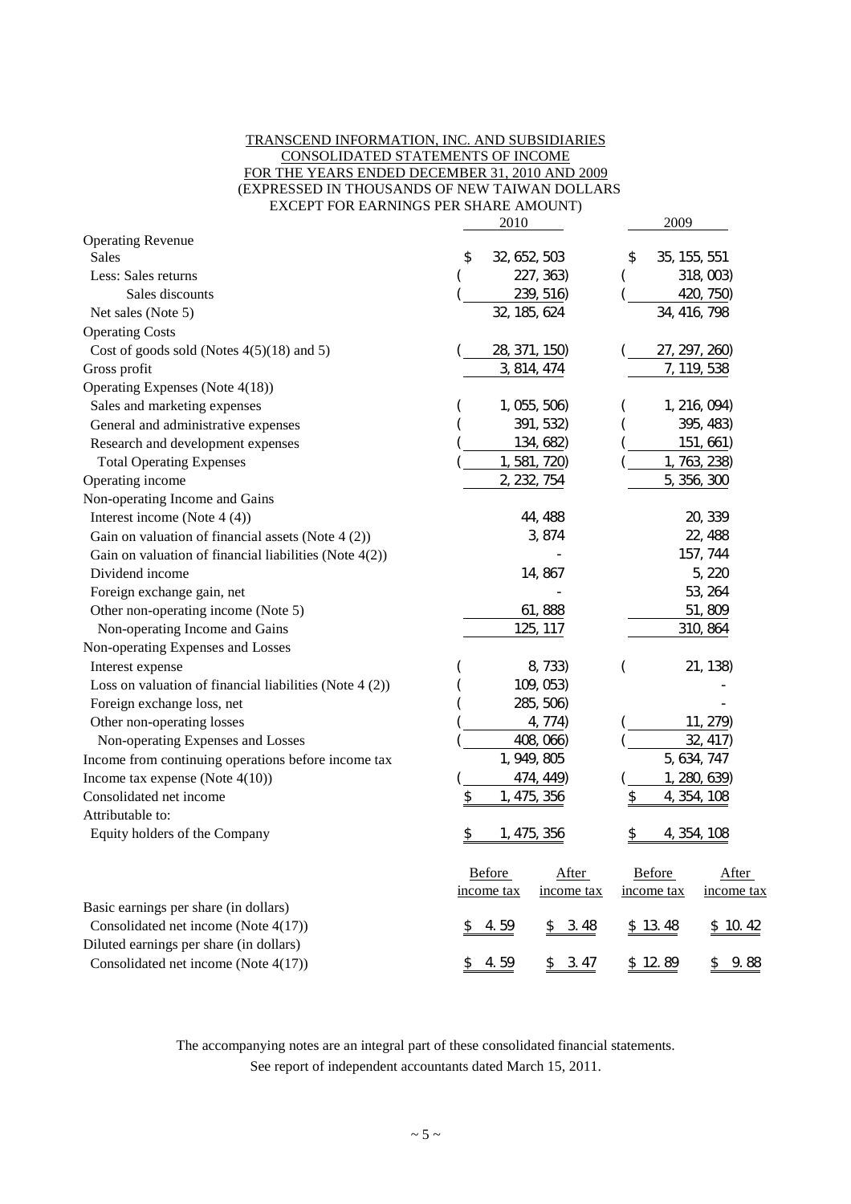TRANSCEND INFORMATION, INC. AND SUBSIDIARIES
CONSOLIDATED STATEMENTS OF INCOME
FOR THE YEARS ENDED DECEMBER 31, 2010 AND 2009
(EXPRESSED IN THOUSANDS OF NEW TAIWAN DOLLARS
EXCEPT FOR EARNINGS PER SHARE AMOUNT)

| | 2010 | 2009 |
|---|---|---|
| Operating Revenue | | |
| Sales | $ 32,652,503 | $ 35,155,551 |
| Less: Sales returns | ( 227,363) | ( 318,003) |
| Sales discounts | ( 239,516) | ( 420,750) |
| Net sales (Note 5) | 32,185,624 | 34,416,798 |
| Operating Costs | | |
| Cost of goods sold (Notes 4(5)(18) and 5) | ( 28,371,150) | ( 27,297,260) |
| Gross profit | 3,814,474 | 7,119,538 |
| Operating Expenses (Note 4(18)) | | |
| Sales and marketing expenses | ( 1,055,506) | ( 1,216,094) |
| General and administrative expenses | ( 391,532) | ( 395,483) |
| Research and development expenses | ( 134,682) | ( 151,661) |
| Total Operating Expenses | ( 1,581,720) | ( 1,763,238) |
| Operating income | 2,232,754 | 5,356,300 |
| Non-operating Income and Gains | | |
| Interest income (Note 4 (4)) | 44,488 | 20,339 |
| Gain on valuation of financial assets (Note 4 (2)) | 3,874 | 22,488 |
| Gain on valuation of financial liabilities (Note 4(2)) | - | 157,744 |
| Dividend income | 14,867 | 5,220 |
| Foreign exchange gain, net | - | 53,264 |
| Other non-operating income (Note 5) | 61,888 | 51,809 |
| Non-operating Income and Gains | 125,117 | 310,864 |
| Non-operating Expenses and Losses | | |
| Interest expense | ( 8,733) | ( 21,138) |
| Loss on valuation of financial liabilities (Note 4 (2)) | ( 109,053) | - |
| Foreign exchange loss, net | ( 285,506) | - |
| Other non-operating losses | ( 4,774) | ( 11,279) |
| Non-operating Expenses and Losses | ( 408,066) | ( 32,417) |
| Income from continuing operations before income tax | 1,949,805 | 5,634,747 |
| Income tax expense (Note 4(10)) | ( 474,449) | ( 1,280,639) |
| Consolidated net income | $ 1,475,356 | $ 4,354,108 |
| Attributable to: | | |
| Equity holders of the Company | $ 1,475,356 | $ 4,354,108 |

| | 2010 Before income tax | 2010 After income tax | 2009 Before income tax | 2009 After income tax |
|---|---|---|---|---|
| Basic earnings per share (in dollars) | | | | |
| Consolidated net income (Note 4(17)) | $ 4.59 | $ 3.48 | $ 13.48 | $ 10.42 |
| Diluted earnings per share (in dollars) | | | | |
| Consolidated net income (Note 4(17)) | $ 4.59 | $ 3.47 | $ 12.89 | $ 9.88 |

The accompanying notes are an integral part of these consolidated financial statements.
See report of independent accountants dated March 15, 2011.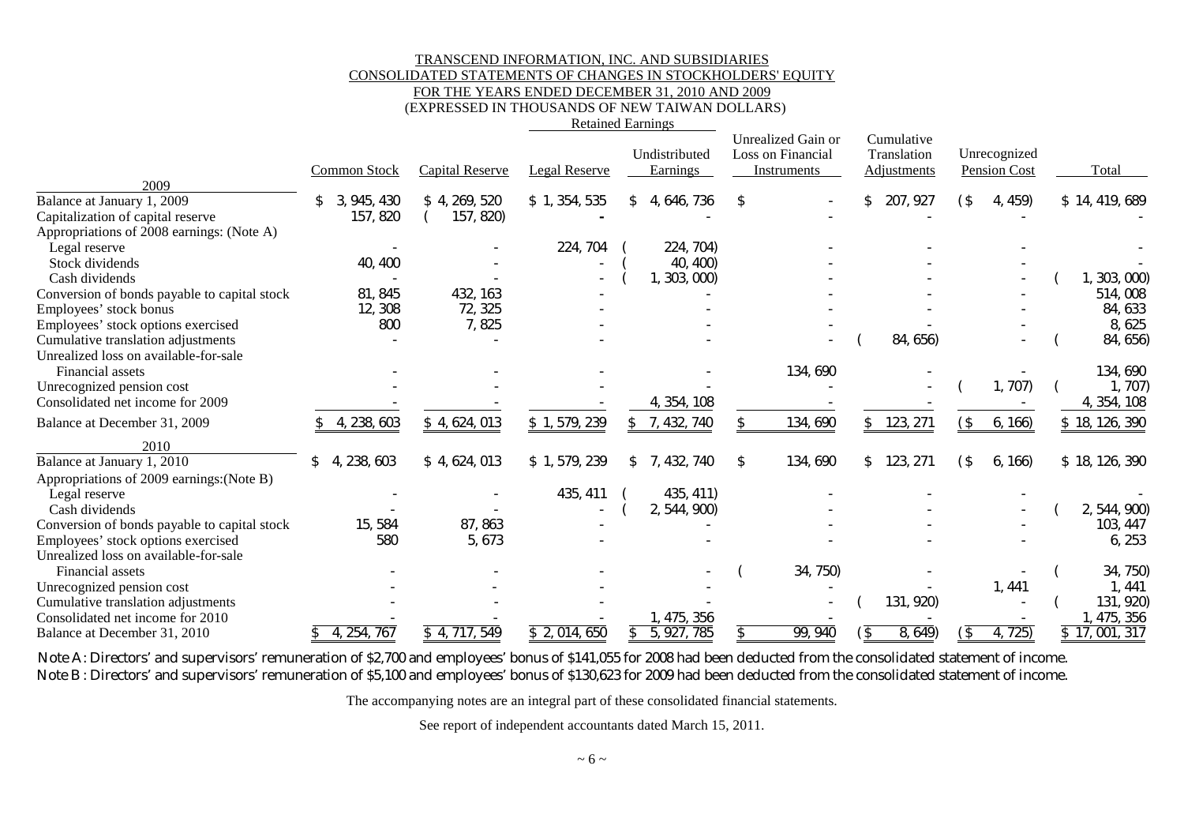TRANSCEND INFORMATION, INC. AND SUBSIDIARIES
CONSOLIDATED STATEMENTS OF CHANGES IN STOCKHOLDERS' EQUITY
FOR THE YEARS ENDED DECEMBER 31, 2010 AND 2009
(EXPRESSED IN THOUSANDS OF NEW TAIWAN DOLLARS)

| | Common Stock | Capital Reserve | Retained Earnings | | Unrealized Gain or Loss on Financial Instruments | Cumulative Translation Adjustments | Unrecognized Pension Cost | Total |
|---|---|---|---|---|---|---|---|---|
| | | | Legal Reserve | Undistributed Earnings | | | | |
| **2009** | | | | | | | | |
| Balance at January 1, 2009 | $ 3,945,430 | $ 4,269,520 | $ 1,354,535 | $ 4,646,736 | $ - | $ 207,927 | ($ 4,459) | $ 14,419,689 |
| Capitalization of capital reserve | 157,820 | ( 157,820) | - | - | - | - | - | - |
| Appropriations of 2008 earnings: (Note A) | | | | | | | | |
| Legal reserve | - | - | 224,704 | ( 224,704) | - | - | - | - |
| Stock dividends | 40,400 | - | - | ( 40,400) | - | - | - | - |
| Cash dividends | - | - | - | ( 1,303,000) | - | - | - | ( 1,303,000) |
| Conversion of bonds payable to capital stock | 81,845 | 432,163 | - | - | - | - | - | 514,008 |
| Employees' stock bonus | 12,308 | 72,325 | - | - | - | - | - | 84,633 |
| Employees' stock options exercised | 800 | 7,825 | - | - | - | - | - | 8,625 |
| Cumulative translation adjustments | - | - | - | - | - | ( 84,656) | - | ( 84,656) |
| Unrealized loss on available-for-sale Financial assets | - | - | - | - | 134,690 | - | - | 134,690 |
| Unrecognized pension cost | - | - | - | - | - | - | ( 1,707) | ( 1,707) |
| Consolidated net income for 2009 | - | - | - | 4,354,108 | - | - | - | 4,354,108 |
| Balance at December 31, 2009 | $ 4,238,603 | $ 4,624,013 | $ 1,579,239 | $ 7,432,740 | $ 134,690 | $ 123,271 | ($ 6,166) | $ 18,126,390 |
| **2010** | | | | | | | | |
| Balance at January 1, 2010 | $ 4,238,603 | $ 4,624,013 | $ 1,579,239 | $ 7,432,740 | $ 134,690 | $ 123,271 | ($ 6,166) | $ 18,126,390 |
| Appropriations of 2009 earnings:(Note B) | | | | | | | | |
| Legal reserve | - | - | 435,411 | ( 435,411) | - | - | - | - |
| Cash dividends | - | - | - | ( 2,544,900) | - | - | - | ( 2,544,900) |
| Conversion of bonds payable to capital stock | 15,584 | 87,863 | - | - | - | - | - | 103,447 |
| Employees' stock options exercised | 580 | 5,673 | - | - | - | - | - | 6,253 |
| Unrealized loss on available-for-sale Financial assets | - | - | - | - | ( 34,750) | - | - | ( 34,750) |
| Unrecognized pension cost | - | - | - | - | - | - | 1,441 | 1,441 |
| Cumulative translation adjustments | - | - | - | - | - | ( 131,920) | - | ( 131,920) |
| Consolidated net income for 2010 | - | - | - | 1,475,356 | - | - | - | 1,475,356 |
| Balance at December 31, 2010 | $ 4,254,767 | $ 4,717,549 | $ 2,014,650 | $ 5,927,785 | $ 99,940 | ($ 8,649) | ($ 4,725) | $ 17,001,317 |

Note A : Directors' and supervisors' remuneration of $2,700 and employees' bonus of $141,055 for 2008 had been deducted from the consolidated statement of income.
Note B : Directors' and supervisors' remuneration of $5,100 and employees' bonus of $130,623 for 2009 had been deducted from the consolidated statement of income.

The accompanying notes are an integral part of these consolidated financial statements.

See report of independent accountants dated March 15, 2011.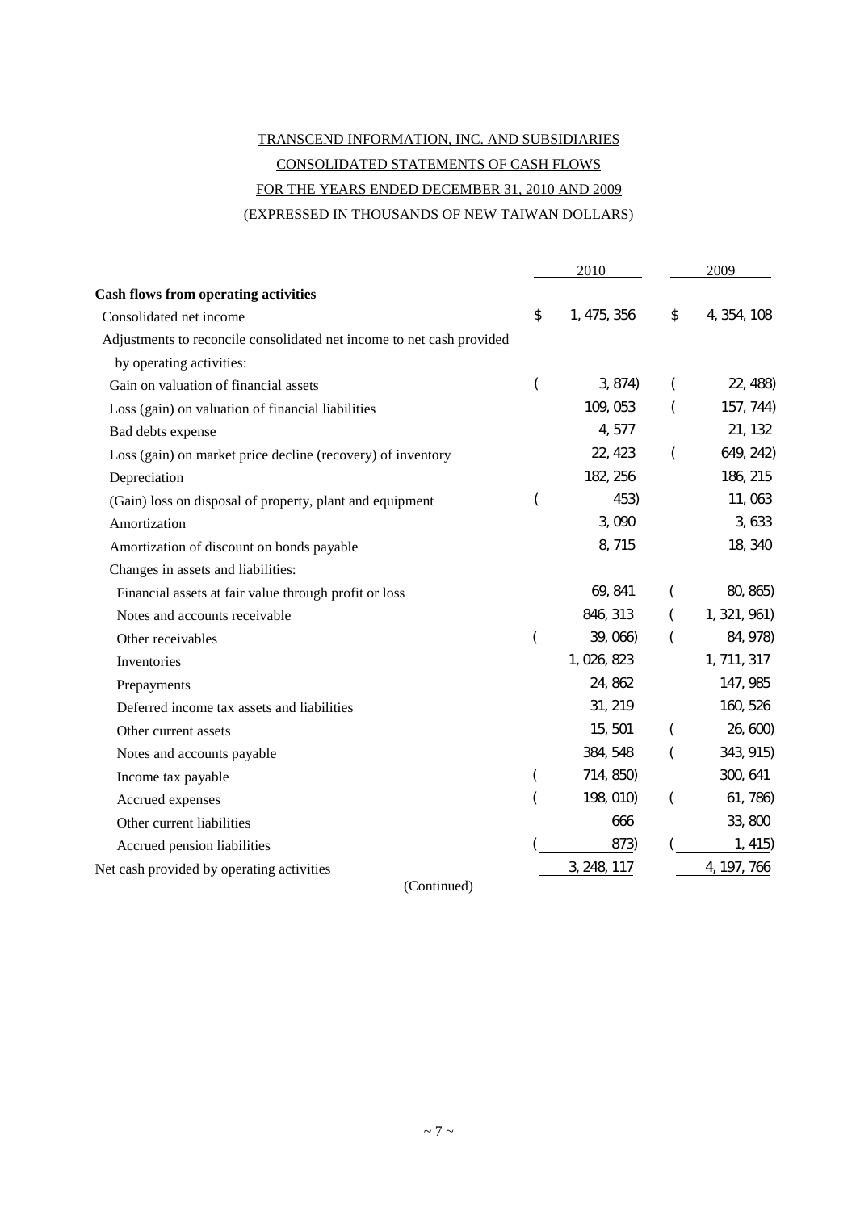TRANSCEND INFORMATION, INC. AND SUBSIDIARIES

CONSOLIDATED STATEMENTS OF CASH FLOWS

FOR THE YEARS ENDED DECEMBER 31, 2010 AND 2009

(EXPRESSED IN THOUSANDS OF NEW TAIWAN DOLLARS)

| | 2010 | 2009 |
|---|---|---|
| **Cash flows from operating activities** | | |
| Consolidated net income | $ 1,475,356 | $ 4,354,108 |
| Adjustments to reconcile consolidated net income to net cash provided by operating activities: | | |
| Gain on valuation of financial assets | ( 3,874) | ( 22,488) |
| Loss (gain) on valuation of financial liabilities | 109,053 | ( 157,744) |
| Bad debts expense | 4,577 | 21,132 |
| Loss (gain) on market price decline (recovery) of inventory | 22,423 | ( 649,242) |
| Depreciation | 182,256 | 186,215 |
| (Gain) loss on disposal of property, plant and equipment | ( 453) | 11,063 |
| Amortization | 3,090 | 3,633 |
| Amortization of discount on bonds payable | 8,715 | 18,340 |
| Changes in assets and liabilities: | | |
| Financial assets at fair value through profit or loss | 69,841 | ( 80,865) |
| Notes and accounts receivable | 846,313 | ( 1,321,961) |
| Other receivables | ( 39,066) | ( 84,978) |
| Inventories | 1,026,823 | 1,711,317 |
| Prepayments | 24,862 | 147,985 |
| Deferred income tax assets and liabilities | 31,219 | 160,526 |
| Other current assets | 15,501 | ( 26,600) |
| Notes and accounts payable | 384,548 | ( 343,915) |
| Income tax payable | ( 714,850) | 300,641 |
| Accrued expenses | ( 198,010) | ( 61,786) |
| Other current liabilities | 666 | 33,800 |
| Accrued pension liabilities | ( 873) | ( 1,415) |
| Net cash provided by operating activities | 3,248,117 | 4,197,766 |

(Continued)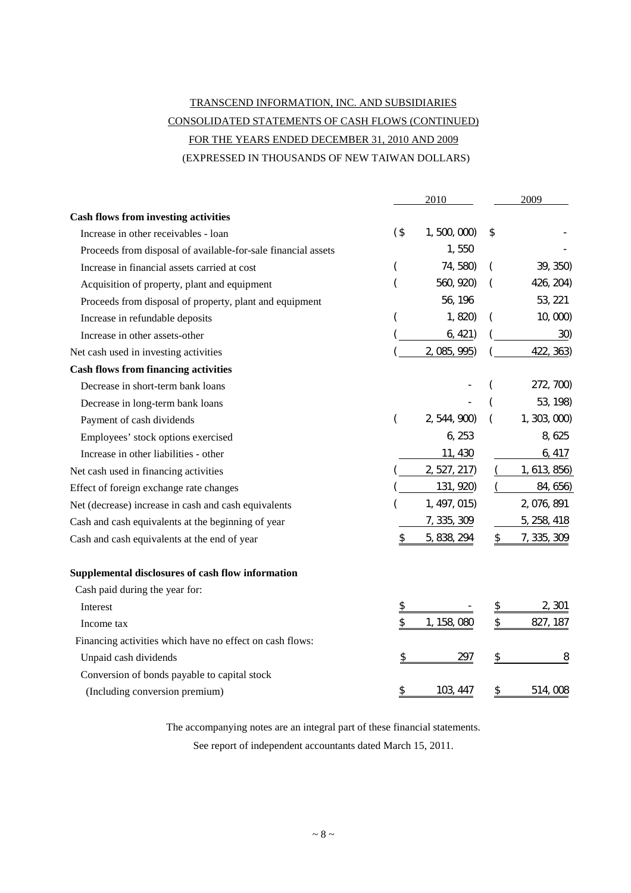TRANSCEND INFORMATION, INC. AND SUBSIDIARIES

CONSOLIDATED STATEMENTS OF CASH FLOWS (CONTINUED)

FOR THE YEARS ENDED DECEMBER 31, 2010 AND 2009

(EXPRESSED IN THOUSANDS OF NEW TAIWAN DOLLARS)

| | 2010 | 2009 |
|---|---|---|
| **Cash flows from investing activities** | | |
| Increase in other receivables - loan | ($ 1,500,000) | $ - |
| Proceeds from disposal of available-for-sale financial assets | 1,550 | - |
| Increase in financial assets carried at cost | ( 74,580) | ( 39,350) |
| Acquisition of property, plant and equipment | ( 560,920) | ( 426,204) |
| Proceeds from disposal of property, plant and equipment | 56,196 | 53,221 |
| Increase in refundable deposits | ( 1,820) | ( 10,000) |
| Increase in other assets-other | ( 6,421) | ( 30) |
| Net cash used in investing activities | ( 2,085,995) | ( 422,363) |
| **Cash flows from financing activities** | | |
| Decrease in short-term bank loans | - | ( 272,700) |
| Decrease in long-term bank loans | - | ( 53,198) |
| Payment of cash dividends | ( 2,544,900) | ( 1,303,000) |
| Employees' stock options exercised | 6,253 | 8,625 |
| Increase in other liabilities - other | 11,430 | 6,417 |
| Net cash used in financing activities | ( 2,527,217) | ( 1,613,856) |
| Effect of foreign exchange rate changes | ( 131,920) | ( 84,656) |
| Net (decrease) increase in cash and cash equivalents | ( 1,497,015) | 2,076,891 |
| Cash and cash equivalents at the beginning of year | 7,335,309 | 5,258,418 |
| Cash and cash equivalents at the end of year | $ 5,838,294 | $ 7,335,309 |
| | | |
| **Supplemental disclosures of cash flow information** | | |
| Cash paid during the year for: | | |
| Interest | $ - | $ 2,301 |
| Income tax | $ 1,158,080 | $ 827,187 |
| Financing activities which have no effect on cash flows: | | |
| Unpaid cash dividends | $ 297 | $ 8 |
| Conversion of bonds payable to capital stock (Including conversion premium) | $ 103,447 | $ 514,008 |

The accompanying notes are an integral part of these financial statements.

See report of independent accountants dated March 15, 2011.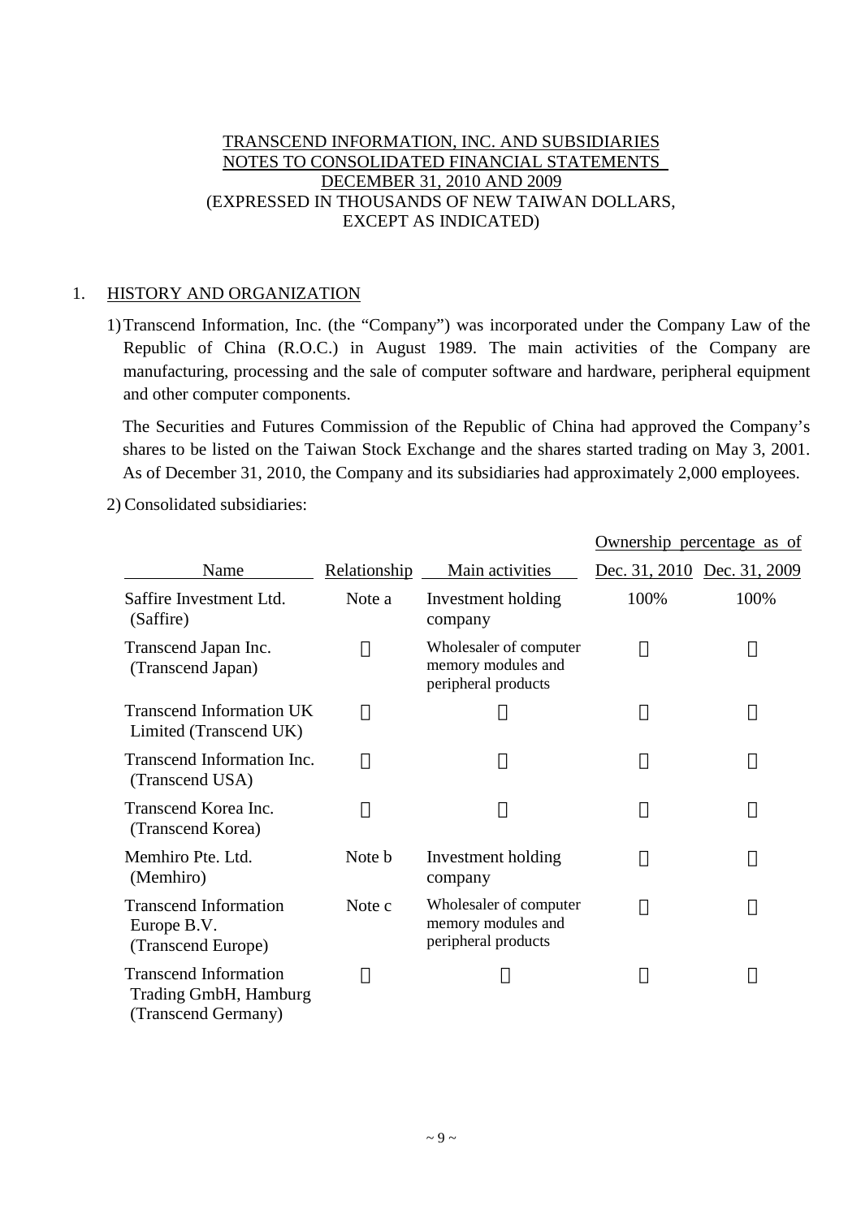TRANSCEND INFORMATION, INC. AND SUBSIDIARIES
NOTES TO CONSOLIDATED FINANCIAL STATEMENTS
DECEMBER 31, 2010 AND 2009
(EXPRESSED IN THOUSANDS OF NEW TAIWAN DOLLARS,
EXCEPT AS INDICATED)

1. HISTORY AND ORGANIZATION

1) Transcend Information, Inc. (the "Company") was incorporated under the Company Law of the Republic of China (R.O.C.) in August 1989. The main activities of the Company are manufacturing, processing and the sale of computer software and hardware, peripheral equipment and other computer components.

The Securities and Futures Commission of the Republic of China had approved the Company's shares to be listed on the Taiwan Stock Exchange and the shares started trading on May 3, 2001. As of December 31, 2010, the Company and its subsidiaries had approximately 2,000 employees.

2) Consolidated subsidiaries:

| Name | Relationship | Main activities | Ownership percentage as of Dec. 31, 2010 | Dec. 31, 2009 |
|---|---|---|---|---|
| Saffire Investment Ltd. (Saffire) | Note a | Investment holding company | 100% | 100% |
| Transcend Japan Inc. (Transcend Japan) | 〃 | Wholesaler of computer memory modules and peripheral products | 〃 | 〃 |
| Transcend Information UK Limited (Transcend UK) | 〃 | 〃 | 〃 | 〃 |
| Transcend Information Inc. (Transcend USA) | 〃 | 〃 | 〃 | 〃 |
| Transcend Korea Inc. (Transcend Korea) | 〃 | 〃 | 〃 | 〃 |
| Memhiro Pte. Ltd. (Memhiro) | Note b | Investment holding company | 〃 | 〃 |
| Transcend Information Europe B.V. (Transcend Europe) | Note c | Wholesaler of computer memory modules and peripheral products | 〃 | 〃 |
| Transcend Information Trading GmbH, Hamburg (Transcend Germany) | 〃 | 〃 | 〃 | 〃 |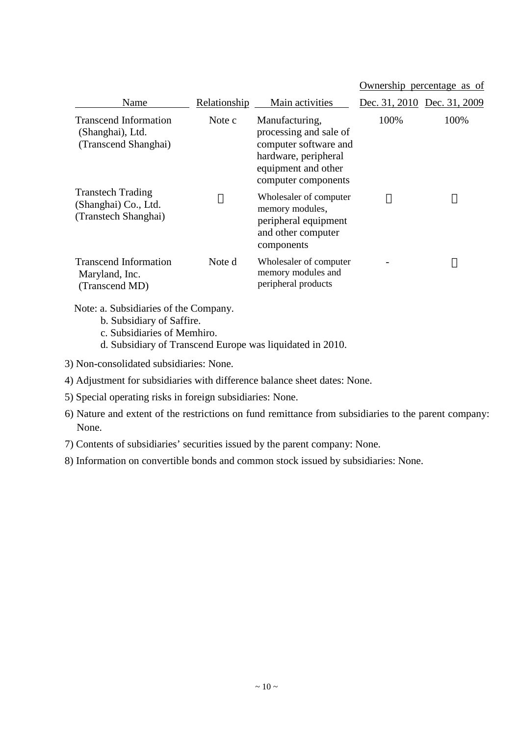| Name | Relationship | Main activities | Ownership percentage as of | |
|---|---|---|---|---|
| | | | Dec. 31, 2010 | Dec. 31, 2009 |
| Transcend Information (Shanghai), Ltd. (Transcend Shanghai) | Note c | Manufacturing, processing and sale of computer software and hardware, peripheral equipment and other computer components | 100% | 100% |
| Transtech Trading (Shanghai) Co., Ltd. (Transtech Shanghai) | 〃 | Wholesaler of computer memory modules, peripheral equipment and other computer components | 〃 | 〃 |
| Transcend Information Maryland, Inc. (Transcend MD) | Note d | Wholesaler of computer memory modules and peripheral products | - | 〃 |

Note: a. Subsidiaries of the Company.

b. Subsidiary of Saffire.

c. Subsidiaries of Memhiro.

d. Subsidiary of Transcend Europe was liquidated in 2010.

3) Non-consolidated subsidiaries: None.

4) Adjustment for subsidiaries with difference balance sheet dates: None.

5) Special operating risks in foreign subsidiaries: None.

6) Nature and extent of the restrictions on fund remittance from subsidiaries to the parent company: None.

7) Contents of subsidiaries' securities issued by the parent company: None.

8) Information on convertible bonds and common stock issued by subsidiaries: None.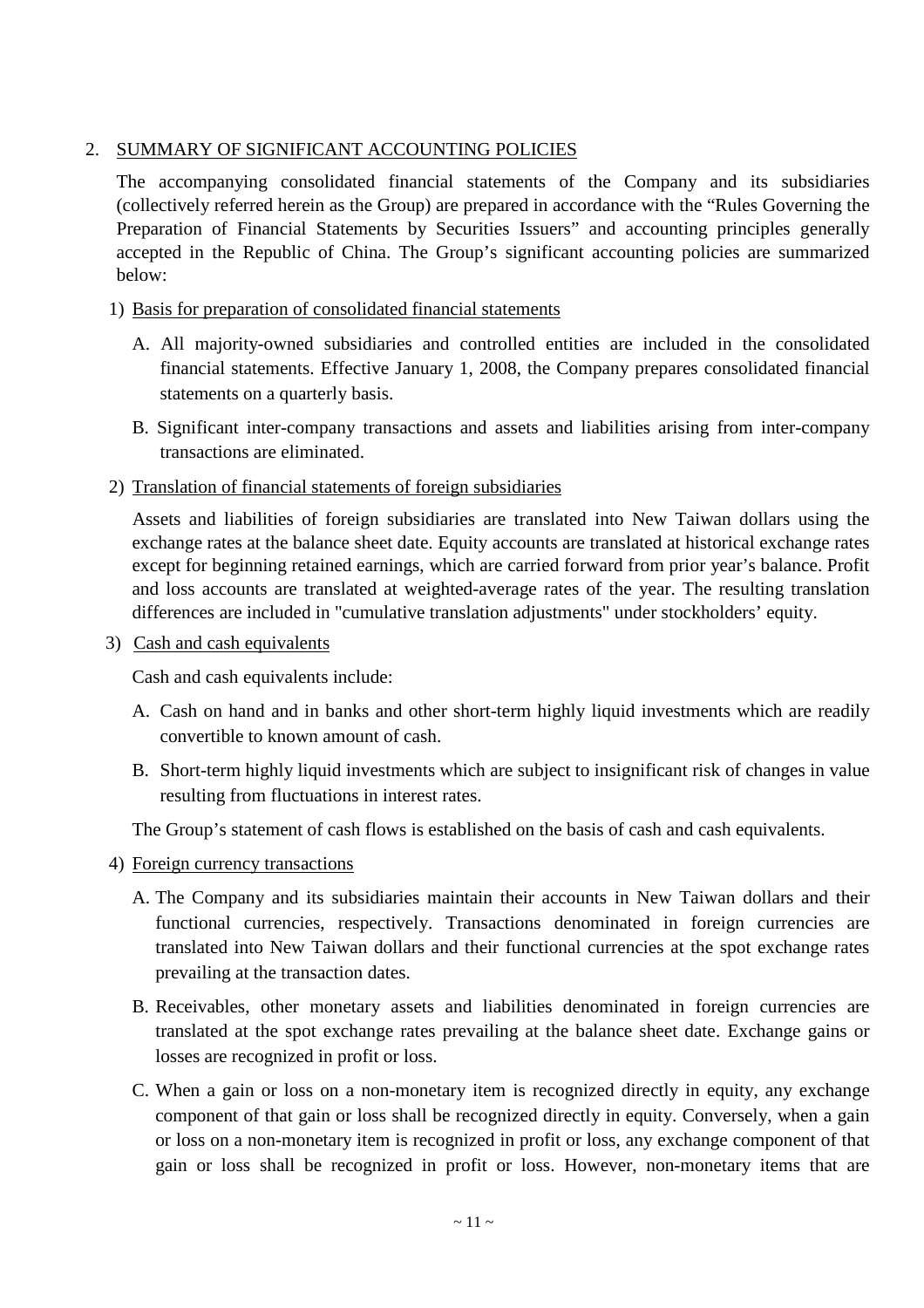## 2. SUMMARY OF SIGNIFICANT ACCOUNTING POLICIES

The accompanying consolidated financial statements of the Company and its subsidiaries (collectively referred herein as the Group) are prepared in accordance with the "Rules Governing the Preparation of Financial Statements by Securities Issuers" and accounting principles generally accepted in the Republic of China. The Group's significant accounting policies are summarized below:

### 1) Basis for preparation of consolidated financial statements

A. All majority-owned subsidiaries and controlled entities are included in the consolidated financial statements. Effective January 1, 2008, the Company prepares consolidated financial statements on a quarterly basis.

B. Significant inter-company transactions and assets and liabilities arising from inter-company transactions are eliminated.

### 2) Translation of financial statements of foreign subsidiaries

Assets and liabilities of foreign subsidiaries are translated into New Taiwan dollars using the exchange rates at the balance sheet date. Equity accounts are translated at historical exchange rates except for beginning retained earnings, which are carried forward from prior year's balance. Profit and loss accounts are translated at weighted-average rates of the year. The resulting translation differences are included in "cumulative translation adjustments" under stockholders' equity.

### 3) Cash and cash equivalents

Cash and cash equivalents include:

A. Cash on hand and in banks and other short-term highly liquid investments which are readily convertible to known amount of cash.

B. Short-term highly liquid investments which are subject to insignificant risk of changes in value resulting from fluctuations in interest rates.

The Group's statement of cash flows is established on the basis of cash and cash equivalents.

### 4) Foreign currency transactions

A. The Company and its subsidiaries maintain their accounts in New Taiwan dollars and their functional currencies, respectively. Transactions denominated in foreign currencies are translated into New Taiwan dollars and their functional currencies at the spot exchange rates prevailing at the transaction dates.

B. Receivables, other monetary assets and liabilities denominated in foreign currencies are translated at the spot exchange rates prevailing at the balance sheet date. Exchange gains or losses are recognized in profit or loss.

C. When a gain or loss on a non-monetary item is recognized directly in equity, any exchange component of that gain or loss shall be recognized directly in equity. Conversely, when a gain or loss on a non-monetary item is recognized in profit or loss, any exchange component of that gain or loss shall be recognized in profit or loss. However, non-monetary items that are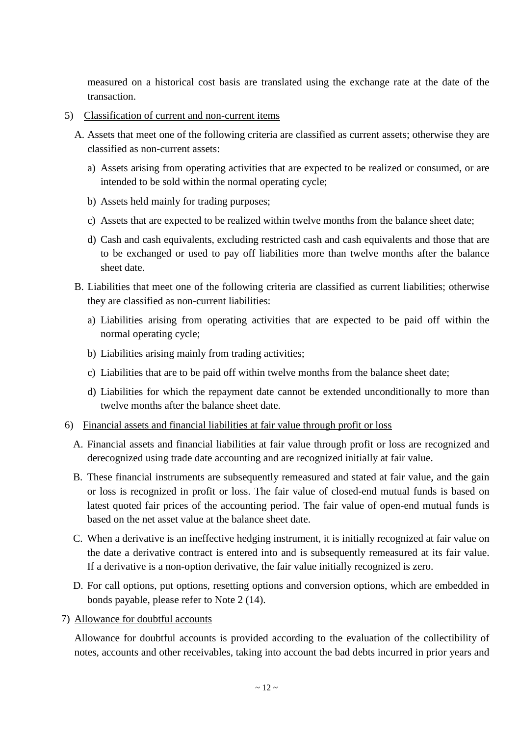measured on a historical cost basis are translated using the exchange rate at the date of the transaction.

5) Classification of current and non-current items

A. Assets that meet one of the following criteria are classified as current assets; otherwise they are classified as non-current assets:

a) Assets arising from operating activities that are expected to be realized or consumed, or are intended to be sold within the normal operating cycle;

b) Assets held mainly for trading purposes;

c) Assets that are expected to be realized within twelve months from the balance sheet date;

d) Cash and cash equivalents, excluding restricted cash and cash equivalents and those that are to be exchanged or used to pay off liabilities more than twelve months after the balance sheet date.

B. Liabilities that meet one of the following criteria are classified as current liabilities; otherwise they are classified as non-current liabilities:

a) Liabilities arising from operating activities that are expected to be paid off within the normal operating cycle;

b) Liabilities arising mainly from trading activities;

c) Liabilities that are to be paid off within twelve months from the balance sheet date;

d) Liabilities for which the repayment date cannot be extended unconditionally to more than twelve months after the balance sheet date.

6) Financial assets and financial liabilities at fair value through profit or loss

A. Financial assets and financial liabilities at fair value through profit or loss are recognized and derecognized using trade date accounting and are recognized initially at fair value.

B. These financial instruments are subsequently remeasured and stated at fair value, and the gain or loss is recognized in profit or loss. The fair value of closed-end mutual funds is based on latest quoted fair prices of the accounting period. The fair value of open-end mutual funds is based on the net asset value at the balance sheet date.

C. When a derivative is an ineffective hedging instrument, it is initially recognized at fair value on the date a derivative contract is entered into and is subsequently remeasured at its fair value. If a derivative is a non-option derivative, the fair value initially recognized is zero.

D. For call options, put options, resetting options and conversion options, which are embedded in bonds payable, please refer to Note 2 (14).

7) Allowance for doubtful accounts

Allowance for doubtful accounts is provided according to the evaluation of the collectibility of notes, accounts and other receivables, taking into account the bad debts incurred in prior years and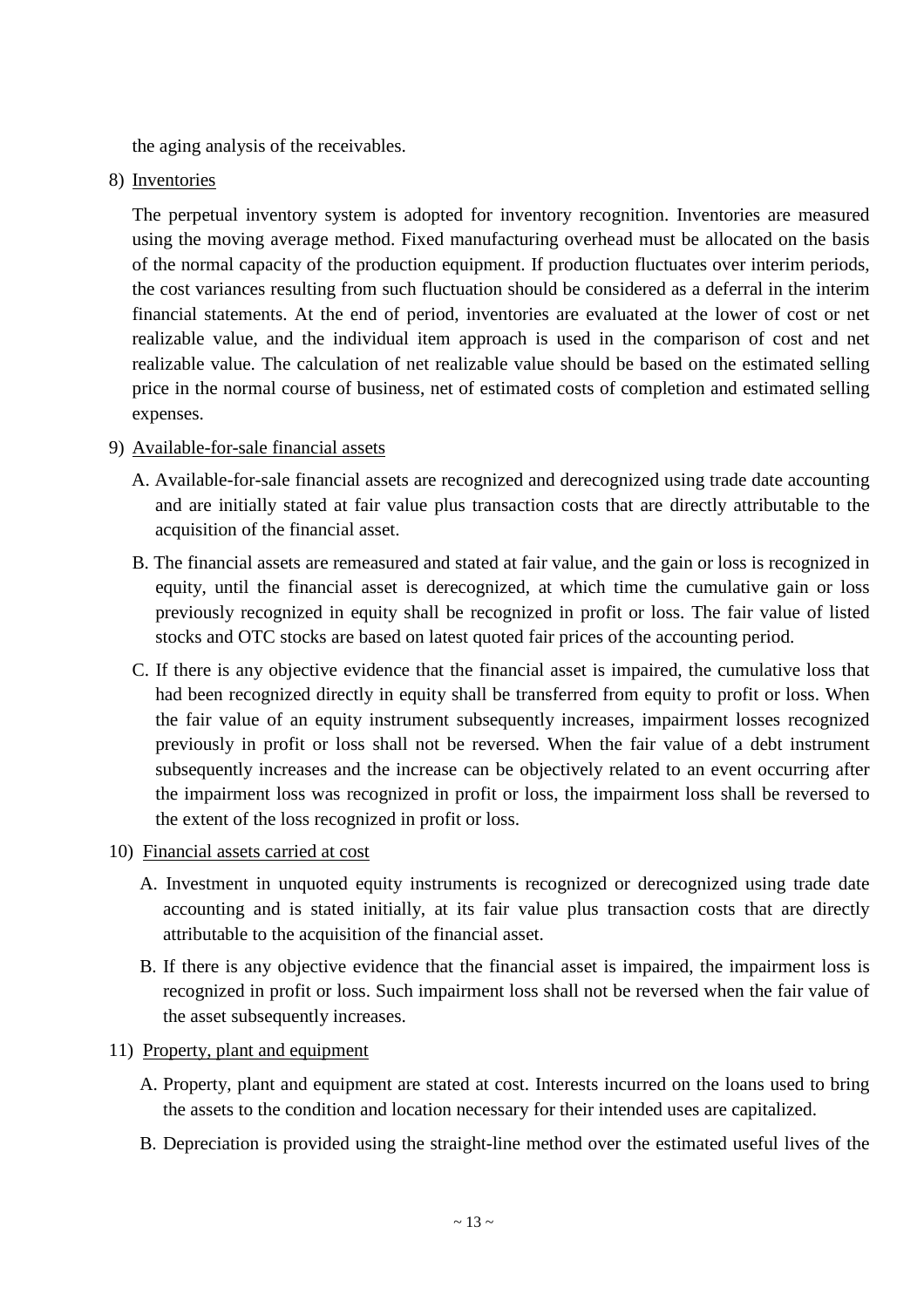the aging analysis of the receivables.

8) Inventories

The perpetual inventory system is adopted for inventory recognition. Inventories are measured using the moving average method. Fixed manufacturing overhead must be allocated on the basis of the normal capacity of the production equipment. If production fluctuates over interim periods, the cost variances resulting from such fluctuation should be considered as a deferral in the interim financial statements. At the end of period, inventories are evaluated at the lower of cost or net realizable value, and the individual item approach is used in the comparison of cost and net realizable value. The calculation of net realizable value should be based on the estimated selling price in the normal course of business, net of estimated costs of completion and estimated selling expenses.

9) Available-for-sale financial assets

A. Available-for-sale financial assets are recognized and derecognized using trade date accounting and are initially stated at fair value plus transaction costs that are directly attributable to the acquisition of the financial asset.

B. The financial assets are remeasured and stated at fair value, and the gain or loss is recognized in equity, until the financial asset is derecognized, at which time the cumulative gain or loss previously recognized in equity shall be recognized in profit or loss. The fair value of listed stocks and OTC stocks are based on latest quoted fair prices of the accounting period.

C. If there is any objective evidence that the financial asset is impaired, the cumulative loss that had been recognized directly in equity shall be transferred from equity to profit or loss. When the fair value of an equity instrument subsequently increases, impairment losses recognized previously in profit or loss shall not be reversed. When the fair value of a debt instrument subsequently increases and the increase can be objectively related to an event occurring after the impairment loss was recognized in profit or loss, the impairment loss shall be reversed to the extent of the loss recognized in profit or loss.

10) Financial assets carried at cost

A. Investment in unquoted equity instruments is recognized or derecognized using trade date accounting and is stated initially, at its fair value plus transaction costs that are directly attributable to the acquisition of the financial asset.

B. If there is any objective evidence that the financial asset is impaired, the impairment loss is recognized in profit or loss. Such impairment loss shall not be reversed when the fair value of the asset subsequently increases.

11) Property, plant and equipment

A. Property, plant and equipment are stated at cost. Interests incurred on the loans used to bring the assets to the condition and location necessary for their intended uses are capitalized.

B. Depreciation is provided using the straight-line method over the estimated useful lives of the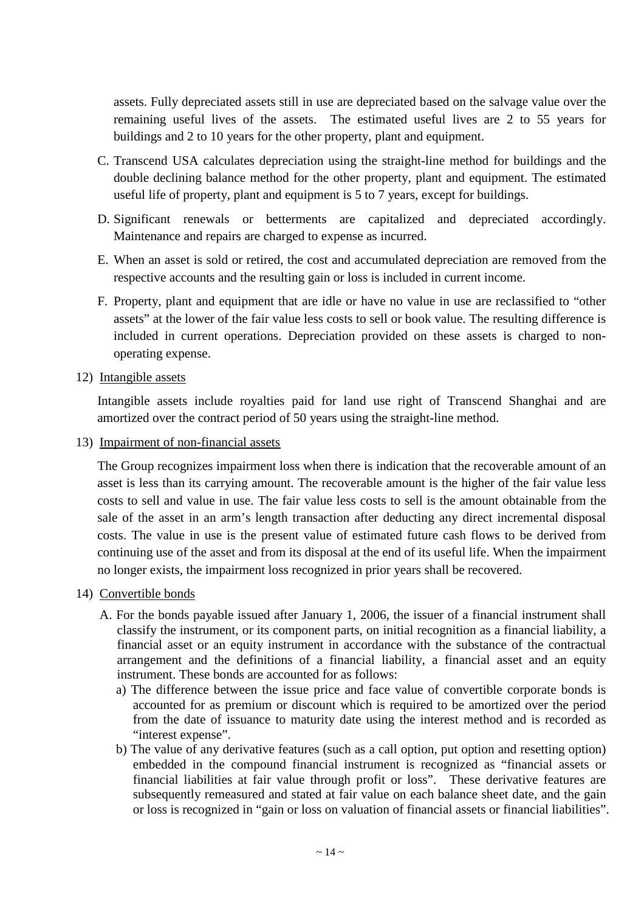assets. Fully depreciated assets still in use are depreciated based on the salvage value over the remaining useful lives of the assets. The estimated useful lives are 2 to 55 years for buildings and 2 to 10 years for the other property, plant and equipment.

C. Transcend USA calculates depreciation using the straight-line method for buildings and the double declining balance method for the other property, plant and equipment. The estimated useful life of property, plant and equipment is 5 to 7 years, except for buildings.

D. Significant renewals or betterments are capitalized and depreciated accordingly. Maintenance and repairs are charged to expense as incurred.

E. When an asset is sold or retired, the cost and accumulated depreciation are removed from the respective accounts and the resulting gain or loss is included in current income.

F. Property, plant and equipment that are idle or have no value in use are reclassified to "other assets" at the lower of the fair value less costs to sell or book value. The resulting difference is included in current operations. Depreciation provided on these assets is charged to non-operating expense.

12) Intangible assets

Intangible assets include royalties paid for land use right of Transcend Shanghai and are amortized over the contract period of 50 years using the straight-line method.

13) Impairment of non-financial assets

The Group recognizes impairment loss when there is indication that the recoverable amount of an asset is less than its carrying amount. The recoverable amount is the higher of the fair value less costs to sell and value in use. The fair value less costs to sell is the amount obtainable from the sale of the asset in an arm's length transaction after deducting any direct incremental disposal costs. The value in use is the present value of estimated future cash flows to be derived from continuing use of the asset and from its disposal at the end of its useful life. When the impairment no longer exists, the impairment loss recognized in prior years shall be recovered.

14) Convertible bonds

A. For the bonds payable issued after January 1, 2006, the issuer of a financial instrument shall classify the instrument, or its component parts, on initial recognition as a financial liability, a financial asset or an equity instrument in accordance with the substance of the contractual arrangement and the definitions of a financial liability, a financial asset and an equity instrument. These bonds are accounted for as follows:

a) The difference between the issue price and face value of convertible corporate bonds is accounted for as premium or discount which is required to be amortized over the period from the date of issuance to maturity date using the interest method and is recorded as "interest expense".

b) The value of any derivative features (such as a call option, put option and resetting option) embedded in the compound financial instrument is recognized as "financial assets or financial liabilities at fair value through profit or loss". These derivative features are subsequently remeasured and stated at fair value on each balance sheet date, and the gain or loss is recognized in "gain or loss on valuation of financial assets or financial liabilities".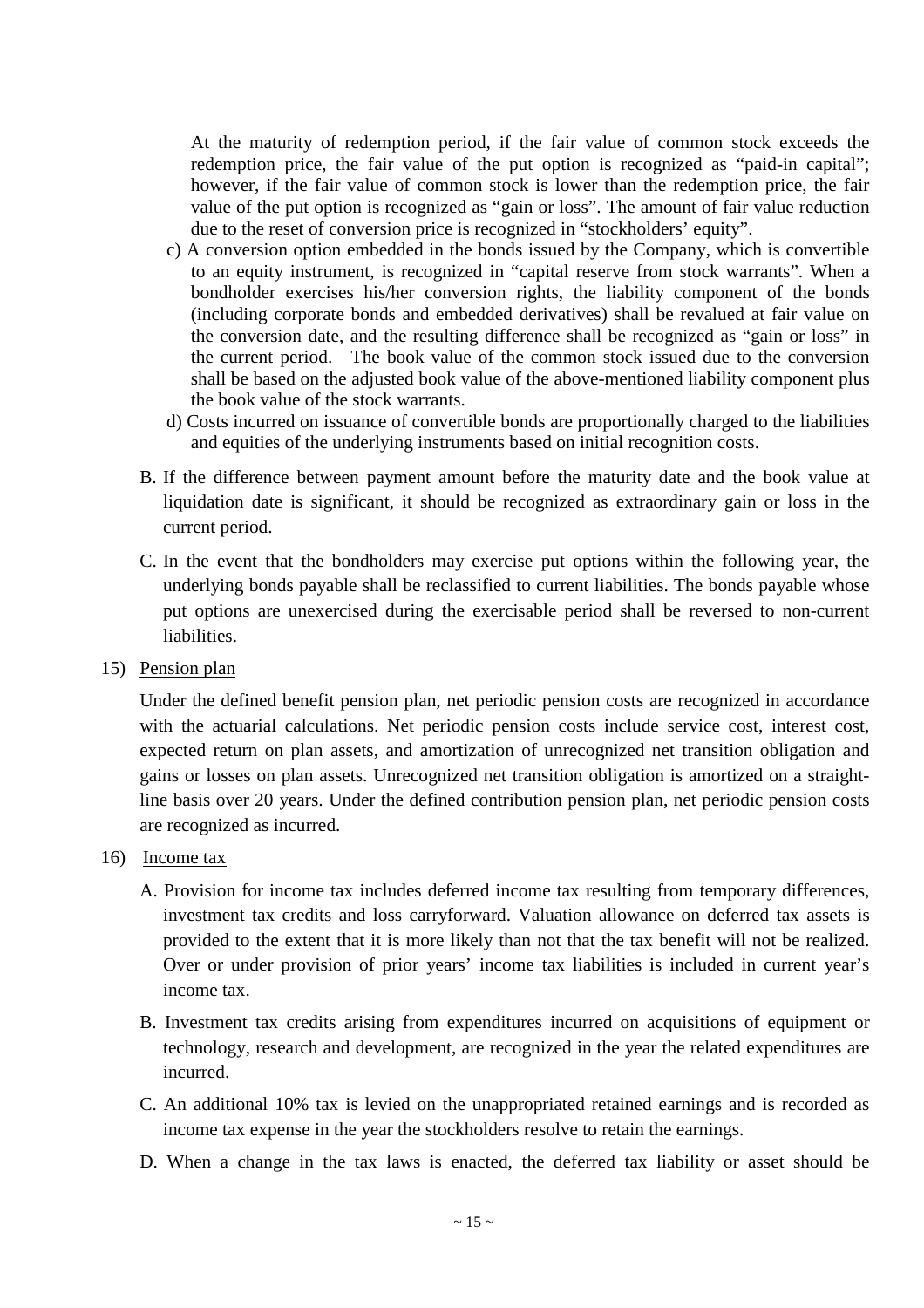At the maturity of redemption period, if the fair value of common stock exceeds the redemption price, the fair value of the put option is recognized as "paid-in capital"; however, if the fair value of common stock is lower than the redemption price, the fair value of the put option is recognized as "gain or loss". The amount of fair value reduction due to the reset of conversion price is recognized in "stockholders' equity".

c) A conversion option embedded in the bonds issued by the Company, which is convertible to an equity instrument, is recognized in "capital reserve from stock warrants". When a bondholder exercises his/her conversion rights, the liability component of the bonds (including corporate bonds and embedded derivatives) shall be revalued at fair value on the conversion date, and the resulting difference shall be recognized as "gain or loss" in the current period. The book value of the common stock issued due to the conversion shall be based on the adjusted book value of the above-mentioned liability component plus the book value of the stock warrants.

d) Costs incurred on issuance of convertible bonds are proportionally charged to the liabilities and equities of the underlying instruments based on initial recognition costs.

B. If the difference between payment amount before the maturity date and the book value at liquidation date is significant, it should be recognized as extraordinary gain or loss in the current period.

C. In the event that the bondholders may exercise put options within the following year, the underlying bonds payable shall be reclassified to current liabilities. The bonds payable whose put options are unexercised during the exercisable period shall be reversed to non-current liabilities.

15) Pension plan

Under the defined benefit pension plan, net periodic pension costs are recognized in accordance with the actuarial calculations. Net periodic pension costs include service cost, interest cost, expected return on plan assets, and amortization of unrecognized net transition obligation and gains or losses on plan assets. Unrecognized net transition obligation is amortized on a straight-line basis over 20 years. Under the defined contribution pension plan, net periodic pension costs are recognized as incurred.

16) Income tax

A. Provision for income tax includes deferred income tax resulting from temporary differences, investment tax credits and loss carryforward. Valuation allowance on deferred tax assets is provided to the extent that it is more likely than not that the tax benefit will not be realized. Over or under provision of prior years' income tax liabilities is included in current year's income tax.

B. Investment tax credits arising from expenditures incurred on acquisitions of equipment or technology, research and development, are recognized in the year the related expenditures are incurred.

C. An additional 10% tax is levied on the unappropriated retained earnings and is recorded as income tax expense in the year the stockholders resolve to retain the earnings.

D. When a change in the tax laws is enacted, the deferred tax liability or asset should be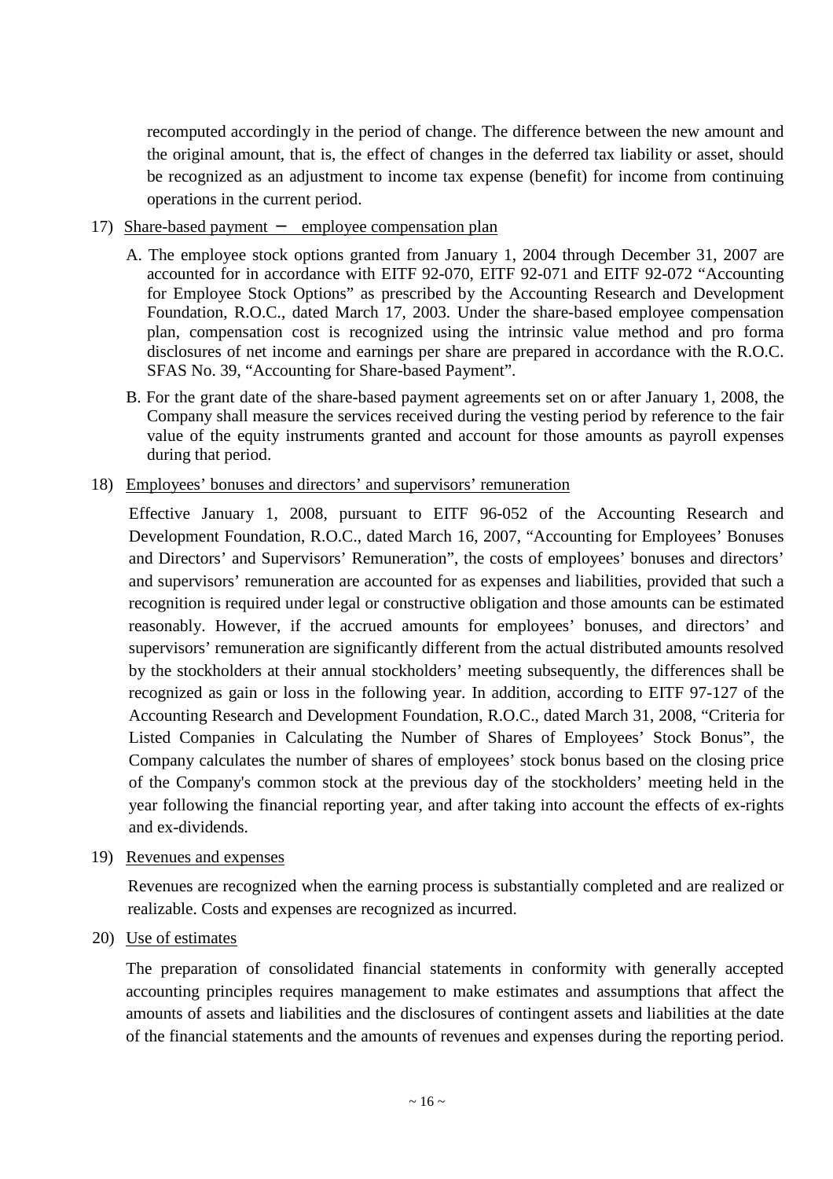recomputed accordingly in the period of change. The difference between the new amount and the original amount, that is, the effect of changes in the deferred tax liability or asset, should be recognized as an adjustment to income tax expense (benefit) for income from continuing operations in the current period.

17) Share-based payment － employee compensation plan

A. The employee stock options granted from January 1, 2004 through December 31, 2007 are accounted for in accordance with EITF 92-070, EITF 92-071 and EITF 92-072 "Accounting for Employee Stock Options" as prescribed by the Accounting Research and Development Foundation, R.O.C., dated March 17, 2003. Under the share-based employee compensation plan, compensation cost is recognized using the intrinsic value method and pro forma disclosures of net income and earnings per share are prepared in accordance with the R.O.C. SFAS No. 39, "Accounting for Share-based Payment".

B. For the grant date of the share-based payment agreements set on or after January 1, 2008, the Company shall measure the services received during the vesting period by reference to the fair value of the equity instruments granted and account for those amounts as payroll expenses during that period.

18) Employees' bonuses and directors' and supervisors' remuneration

Effective January 1, 2008, pursuant to EITF 96-052 of the Accounting Research and Development Foundation, R.O.C., dated March 16, 2007, "Accounting for Employees' Bonuses and Directors' and Supervisors' Remuneration", the costs of employees' bonuses and directors' and supervisors' remuneration are accounted for as expenses and liabilities, provided that such a recognition is required under legal or constructive obligation and those amounts can be estimated reasonably. However, if the accrued amounts for employees' bonuses, and directors' and supervisors' remuneration are significantly different from the actual distributed amounts resolved by the stockholders at their annual stockholders' meeting subsequently, the differences shall be recognized as gain or loss in the following year. In addition, according to EITF 97-127 of the Accounting Research and Development Foundation, R.O.C., dated March 31, 2008, "Criteria for Listed Companies in Calculating the Number of Shares of Employees' Stock Bonus", the Company calculates the number of shares of employees' stock bonus based on the closing price of the Company's common stock at the previous day of the stockholders' meeting held in the year following the financial reporting year, and after taking into account the effects of ex-rights and ex-dividends.

19) Revenues and expenses

Revenues are recognized when the earning process is substantially completed and are realized or realizable. Costs and expenses are recognized as incurred.

20) Use of estimates

The preparation of consolidated financial statements in conformity with generally accepted accounting principles requires management to make estimates and assumptions that affect the amounts of assets and liabilities and the disclosures of contingent assets and liabilities at the date of the financial statements and the amounts of revenues and expenses during the reporting period.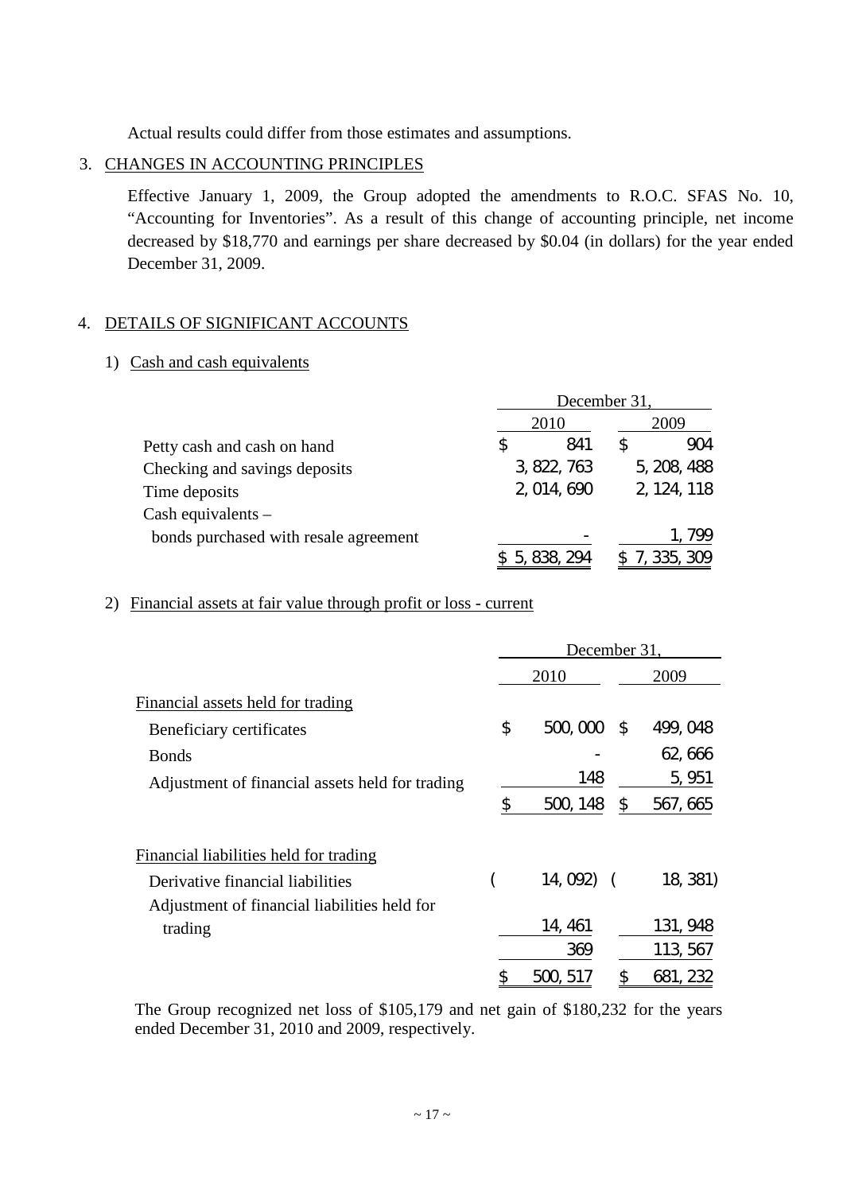Actual results could differ from those estimates and assumptions.

## 3. CHANGES IN ACCOUNTING PRINCIPLES

Effective January 1, 2009, the Group adopted the amendments to R.O.C. SFAS No. 10, "Accounting for Inventories". As a result of this change of accounting principle, net income decreased by $18,770 and earnings per share decreased by $0.04 (in dollars) for the year ended December 31, 2009.

## 4. DETAILS OF SIGNIFICANT ACCOUNTS

### 1) Cash and cash equivalents

| | December 31, | |
|---|---|---|
| | 2010 | 2009 |
| Petty cash and cash on hand | $ 841 | $ 904 |
| Checking and savings deposits | 3,822,763 | 5,208,488 |
| Time deposits | 2,014,690 | 2,124,118 |
| Cash equivalents – bonds purchased with resale agreement | - | 1,799 |
| | $ 5,838,294 | $ 7,335,309 |

### 2) Financial assets at fair value through profit or loss - current

| | December 31, | |
|---|---|---|
| | 2010 | 2009 |
| Financial assets held for trading | | |
| Beneficiary certificates | $ 500,000 | $ 499,048 |
| Bonds | - | 62,666 |
| Adjustment of financial assets held for trading | 148 | 5,951 |
| | $ 500,148 | $ 567,665 |
| | | |
| Financial liabilities held for trading | | |
| Derivative financial liabilities | ( 14,092) | ( 18,381) |
| Adjustment of financial liabilities held for trading | 14,461 | 131,948 |
| | 369 | 113,567 |
| | $ 500,517 | $ 681,232 |

The Group recognized net loss of $105,179 and net gain of $180,232 for the years ended December 31, 2010 and 2009, respectively.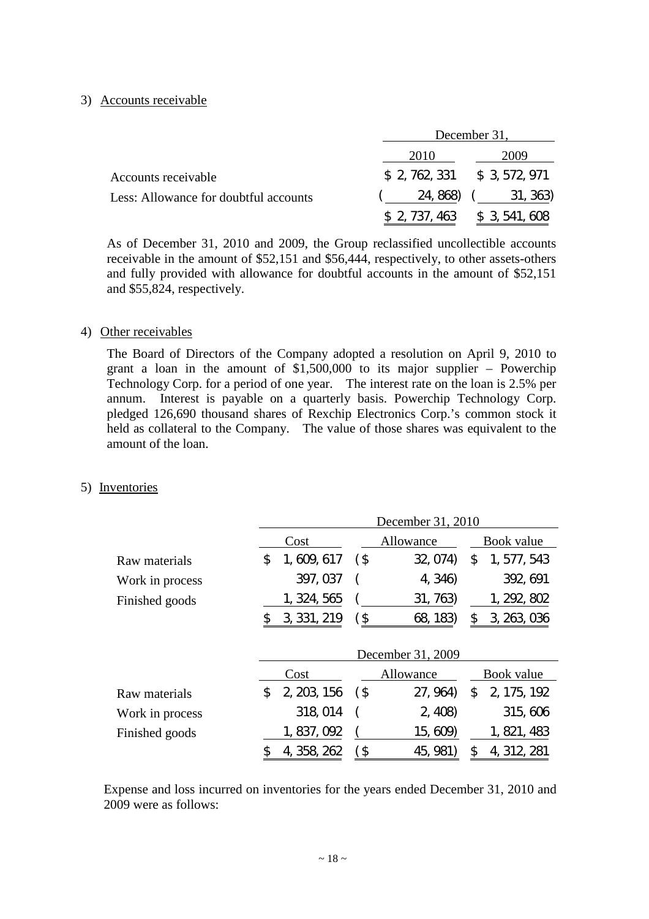3) Accounts receivable

| | December 31, | |
|---|---|---|
| | 2010 | 2009 |
| Accounts receivable | $ 2,762,331 | $ 3,572,971 |
| Less: Allowance for doubtful accounts | ( 24,868) | ( 31,363) |
| | $ 2,737,463 | $ 3,541,608 |

As of December 31, 2010 and 2009, the Group reclassified uncollectible accounts receivable in the amount of $52,151 and $56,444, respectively, to other assets-others and fully provided with allowance for doubtful accounts in the amount of $52,151 and $55,824, respectively.

4) Other receivables

The Board of Directors of the Company adopted a resolution on April 9, 2010 to grant a loan in the amount of $1,500,000 to its major supplier – Powerchip Technology Corp. for a period of one year. The interest rate on the loan is 2.5% per annum. Interest is payable on a quarterly basis. Powerchip Technology Corp. pledged 126,690 thousand shares of Rexchip Electronics Corp.'s common stock it held as collateral to the Company. The value of those shares was equivalent to the amount of the loan.

5) Inventories

| | December 31, 2010 | | |
|---|---|---|---|
| | Cost | Allowance | Book value |
| Raw materials | $ 1,609,617 | ($ 32,074) | $ 1,577,543 |
| Work in process | 397,037 | ( 4,346) | 392,691 |
| Finished goods | 1,324,565 | ( 31,763) | 1,292,802 |
| | $ 3,331,219 | ($ 68,183) | $ 3,263,036 |

| | December 31, 2009 | | |
|---|---|---|---|
| | Cost | Allowance | Book value |
| Raw materials | $ 2,203,156 | ($ 27,964) | $ 2,175,192 |
| Work in process | 318,014 | ( 2,408) | 315,606 |
| Finished goods | 1,837,092 | ( 15,609) | 1,821,483 |
| | $ 4,358,262 | ($ 45,981) | $ 4,312,281 |

Expense and loss incurred on inventories for the years ended December 31, 2010 and 2009 were as follows: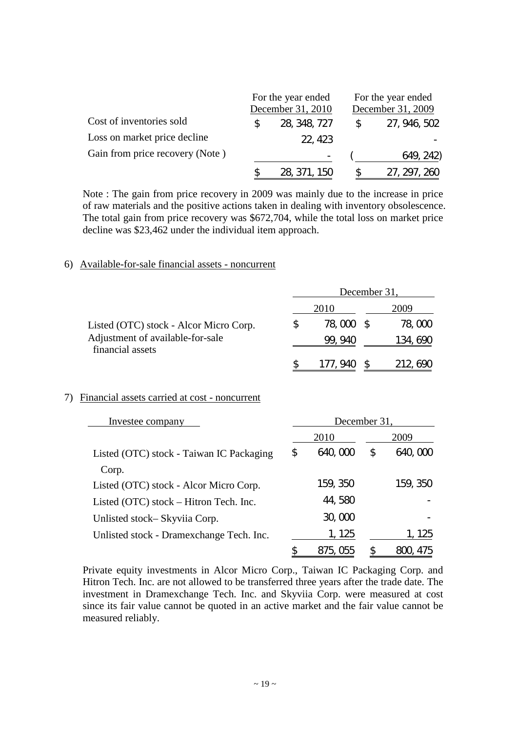| | For the year ended December 31, 2010 | For the year ended December 31, 2009 |
|---|---|---|
| Cost of inventories sold | $ 28,348,727 | $ 27,946,502 |
| Loss on market price decline | 22,423 | - |
| Gain from price recovery (Note ) | - | ( 649,242) |
| | $ 28,371,150 | $ 27,297,260 |

Note : The gain from price recovery in 2009 was mainly due to the increase in price of raw materials and the positive actions taken in dealing with inventory obsolescence. The total gain from price recovery was $672,704, while the total loss on market price decline was $23,462 under the individual item approach.

6) Available-for-sale financial assets - noncurrent

| | December 31, | |
|---|---|---|
| | 2010 | 2009 |
| Listed (OTC) stock - Alcor Micro Corp. | $ 78,000 | $ 78,000 |
| Adjustment of available-for-sale financial assets | 99,940 | 134,690 |
| | $ 177,940 | $ 212,690 |

7) Financial assets carried at cost - noncurrent

| Investee company | December 31, | |
|---|---|---|
| | 2010 | 2009 |
| Listed (OTC) stock - Taiwan IC Packaging Corp. | $ 640,000 | $ 640,000 |
| Listed (OTC) stock - Alcor Micro Corp. | 159,350 | 159,350 |
| Listed (OTC) stock – Hitron Tech. Inc. | 44,580 | - |
| Unlisted stock– Skyviia Corp. | 30,000 | - |
| Unlisted stock - Dramexchange Tech. Inc. | 1,125 | 1,125 |
| | $ 875,055 | $ 800,475 |

Private equity investments in Alcor Micro Corp., Taiwan IC Packaging Corp. and Hitron Tech. Inc. are not allowed to be transferred three years after the trade date. The investment in Dramexchange Tech. Inc. and Skyviia Corp. were measured at cost since its fair value cannot be quoted in an active market and the fair value cannot be measured reliably.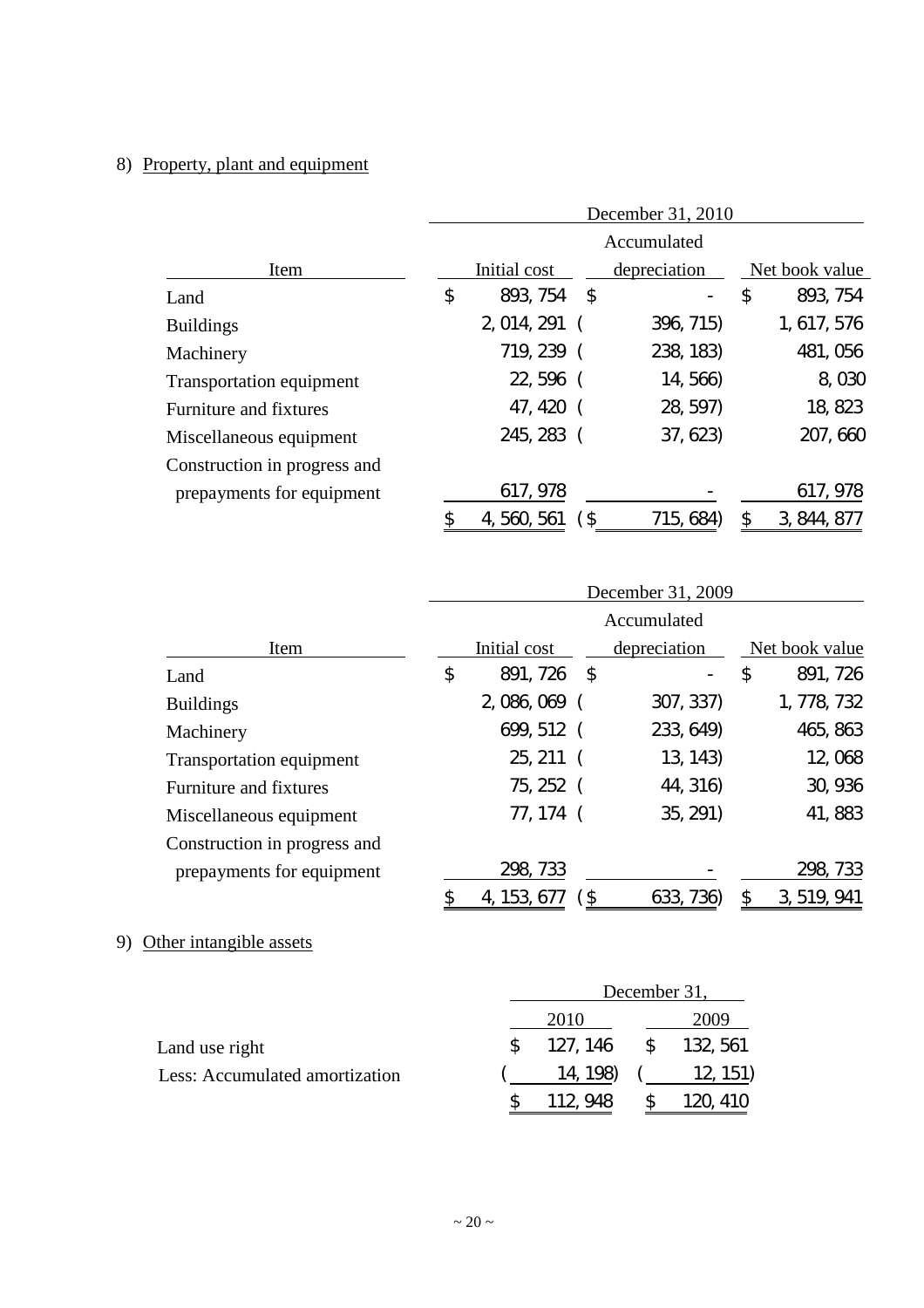8) Property, plant and equipment

| Item | December 31, 2010 | | |
|---|---|---|---|
| | Initial cost | Accumulated depreciation | Net book value |
| Land | $ 893,754 | $ - | $ 893,754 |
| Buildings | 2,014,291 | ( 396,715) | 1,617,576 |
| Machinery | 719,239 | ( 238,183) | 481,056 |
| Transportation equipment | 22,596 | ( 14,566) | 8,030 |
| Furniture and fixtures | 47,420 | ( 28,597) | 18,823 |
| Miscellaneous equipment | 245,283 | ( 37,623) | 207,660 |
| Construction in progress and prepayments for equipment | 617,978 | - | 617,978 |
| | $ 4,560,561 | ($ 715,684) | $ 3,844,877 |

| Item | December 31, 2009 | | |
|---|---|---|---|
| | Initial cost | Accumulated depreciation | Net book value |
| Land | $ 891,726 | $ - | $ 891,726 |
| Buildings | 2,086,069 | ( 307,337) | 1,778,732 |
| Machinery | 699,512 | ( 233,649) | 465,863 |
| Transportation equipment | 25,211 | ( 13,143) | 12,068 |
| Furniture and fixtures | 75,252 | ( 44,316) | 30,936 |
| Miscellaneous equipment | 77,174 | ( 35,291) | 41,883 |
| Construction in progress and prepayments for equipment | 298,733 | - | 298,733 |
| | $ 4,153,677 | ($ 633,736) | $ 3,519,941 |

9) Other intangible assets

| | December 31, | |
|---|---|---|
| | 2010 | 2009 |
| Land use right | $ 127,146 | $ 132,561 |
| Less: Accumulated amortization | ( 14,198) | ( 12,151) |
| | $ 112,948 | $ 120,410 |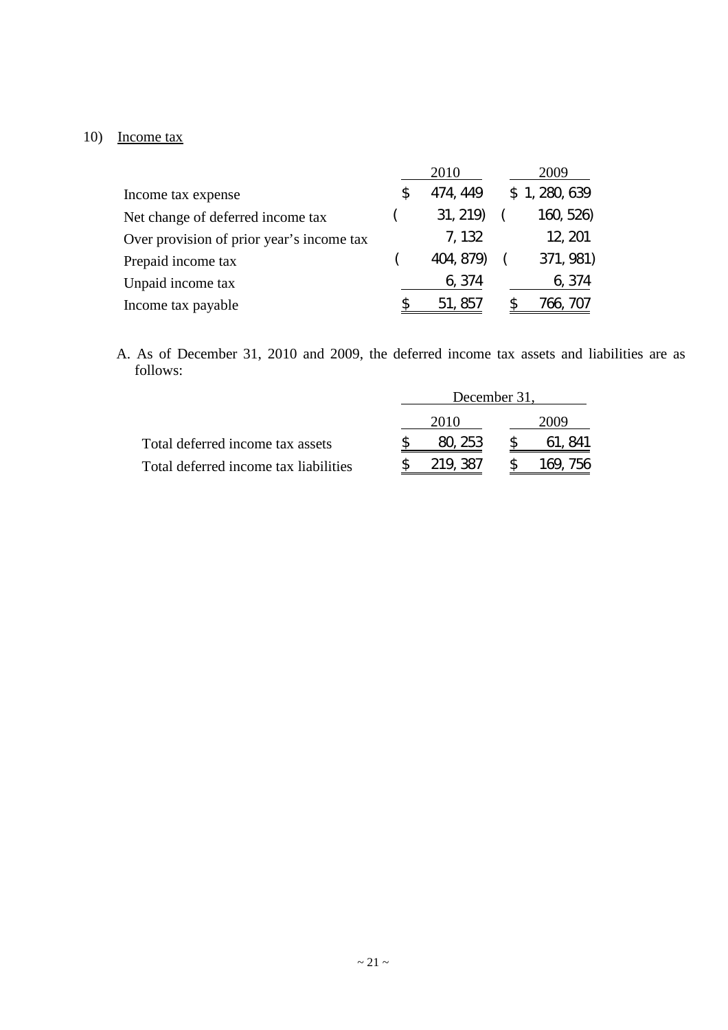10) Income tax

| | 2010 | 2009 |
|---|---|---|
| Income tax expense | $ 474,449 | $ 1,280,639 |
| Net change of deferred income tax | ( 31,219) | ( 160,526) |
| Over provision of prior year's income tax | 7,132 | 12,201 |
| Prepaid income tax | ( 404,879) | ( 371,981) |
| Unpaid income tax | 6,374 | 6,374 |
| Income tax payable | $ 51,857 | $ 766,707 |

A. As of December 31, 2010 and 2009, the deferred income tax assets and liabilities are as follows:

| | December 31, | |
|---|---|---|
| | 2010 | 2009 |
| Total deferred income tax assets | $ 80,253 | $ 61,841 |
| Total deferred income tax liabilities | $ 219,387 | $ 169,756 |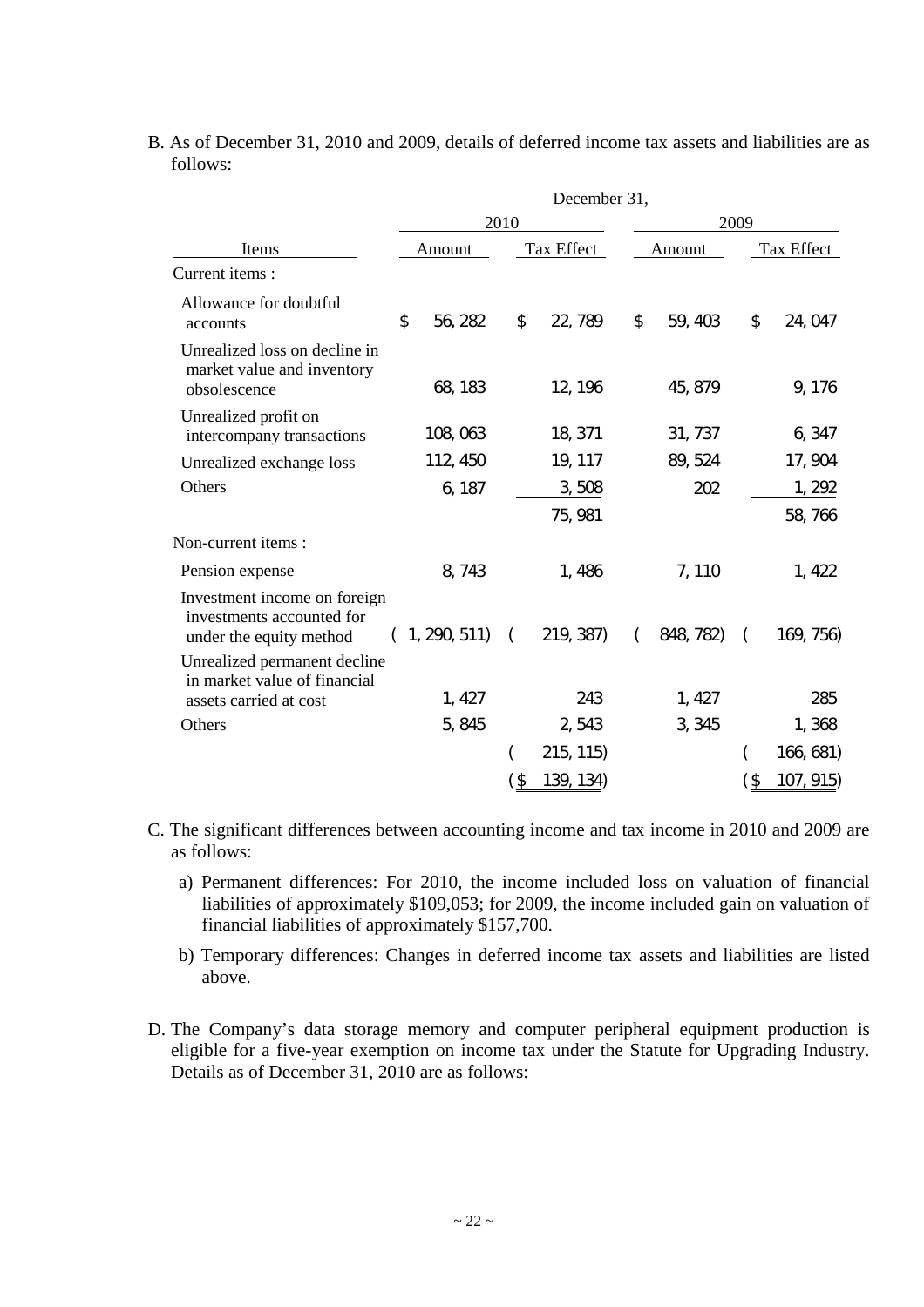B. As of December 31, 2010 and 2009, details of deferred income tax assets and liabilities are as follows:

| | December 31, | | | |
|---|---|---|---|---|
| | 2010 | | 2009 | |
| Items | Amount | Tax Effect | Amount | Tax Effect |
| Current items : | | | | |
| Allowance for doubtful accounts | $ 56,282 | $ 22,789 | $ 59,403 | $ 24,047 |
| Unrealized loss on decline in market value and inventory obsolescence | 68,183 | 12,196 | 45,879 | 9,176 |
| Unrealized profit on intercompany transactions | 108,063 | 18,371 | 31,737 | 6,347 |
| Unrealized exchange loss | 112,450 | 19,117 | 89,524 | 17,904 |
| Others | 6,187 | 3,508 | 202 | 1,292 |
| | | 75,981 | | 58,766 |
| Non-current items : | | | | |
| Pension expense | 8,743 | 1,486 | 7,110 | 1,422 |
| Investment income on foreign investments accounted for under the equity method | ( 1,290,511) | ( 219,387) | ( 848,782) | ( 169,756) |
| Unrealized permanent decline in market value of financial assets carried at cost | 1,427 | 243 | 1,427 | 285 |
| Others | 5,845 | 2,543 | 3,345 | 1,368 |
| | | ( 215,115) | | ( 166,681) |
| | | ($ 139,134) | | ($ 107,915) |

C. The significant differences between accounting income and tax income in 2010 and 2009 are as follows:

a) Permanent differences: For 2010, the income included loss on valuation of financial liabilities of approximately $109,053; for 2009, the income included gain on valuation of financial liabilities of approximately $157,700.

b) Temporary differences: Changes in deferred income tax assets and liabilities are listed above.

D. The Company's data storage memory and computer peripheral equipment production is eligible for a five-year exemption on income tax under the Statute for Upgrading Industry. Details as of December 31, 2010 are as follows: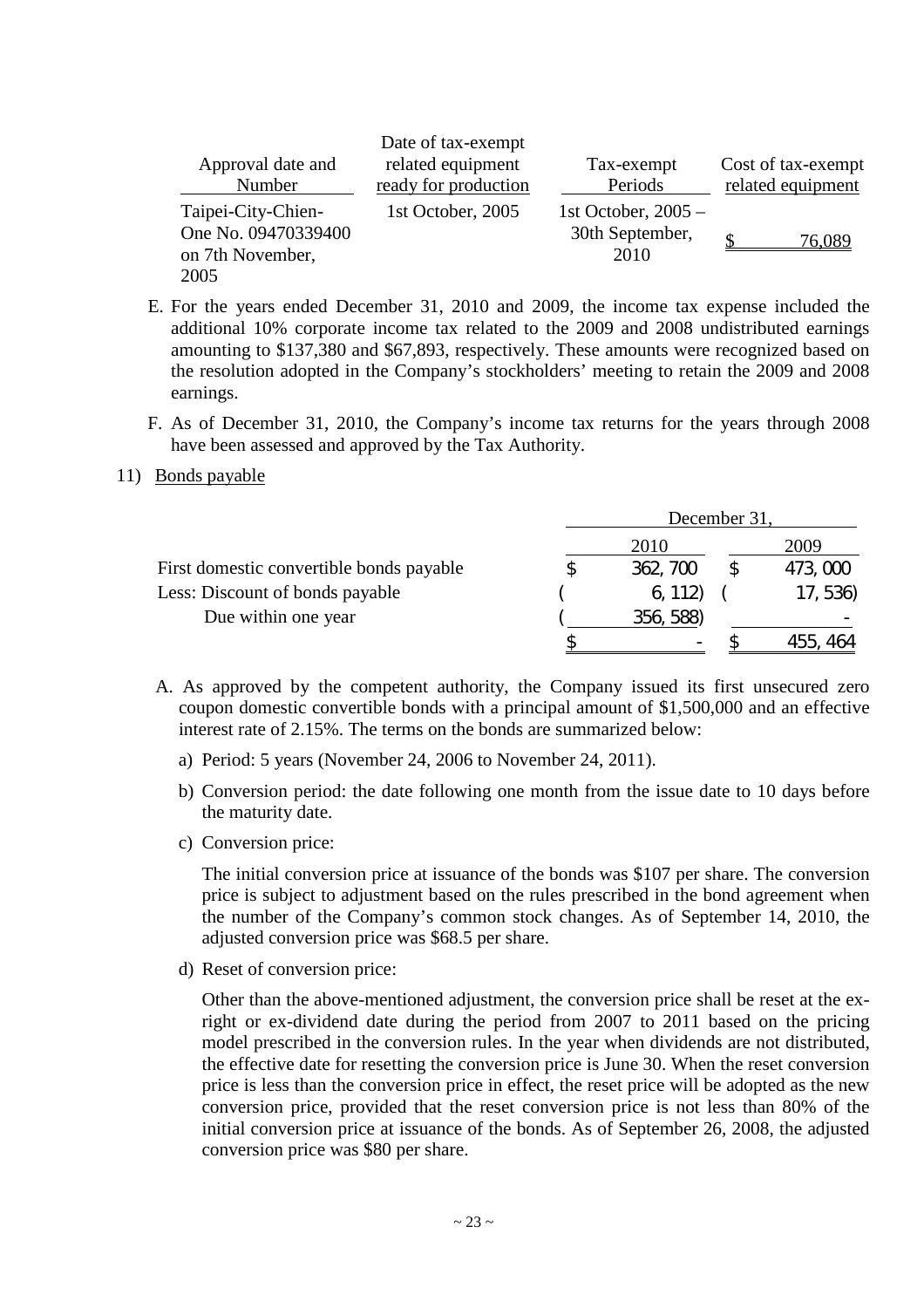| Approval date and Number | Date of tax-exempt related equipment ready for production | Tax-exempt Periods | Cost of tax-exempt related equipment |
|---|---|---|---|
| Taipei-City-Chien-One No. 09470339400 on 7th November, 2005 | 1st October, 2005 | 1st October, 2005 – 30th September, 2010 | $ 76,089 |

E. For the years ended December 31, 2010 and 2009, the income tax expense included the additional 10% corporate income tax related to the 2009 and 2008 undistributed earnings amounting to $137,380 and $67,893, respectively. These amounts were recognized based on the resolution adopted in the Company's stockholders' meeting to retain the 2009 and 2008 earnings.

F. As of December 31, 2010, the Company's income tax returns for the years through 2008 have been assessed and approved by the Tax Authority.

11) Bonds payable

| | December 31, | |
|---|---|---|
| | 2010 | 2009 |
| First domestic convertible bonds payable | $ 362,700 | $ 473,000 |
| Less: Discount of bonds payable | ( 6,112) | ( 17,536) |
| Due within one year | ( 356,588) | - |
| | $ - | $ 455,464 |

A. As approved by the competent authority, the Company issued its first unsecured zero coupon domestic convertible bonds with a principal amount of $1,500,000 and an effective interest rate of 2.15%. The terms on the bonds are summarized below:

a) Period: 5 years (November 24, 2006 to November 24, 2011).

b) Conversion period: the date following one month from the issue date to 10 days before the maturity date.

c) Conversion price:

The initial conversion price at issuance of the bonds was $107 per share. The conversion price is subject to adjustment based on the rules prescribed in the bond agreement when the number of the Company's common stock changes. As of September 14, 2010, the adjusted conversion price was $68.5 per share.

d) Reset of conversion price:

Other than the above-mentioned adjustment, the conversion price shall be reset at the ex-right or ex-dividend date during the period from 2007 to 2011 based on the pricing model prescribed in the conversion rules. In the year when dividends are not distributed, the effective date for resetting the conversion price is June 30. When the reset conversion price is less than the conversion price in effect, the reset price will be adopted as the new conversion price, provided that the reset conversion price is not less than 80% of the initial conversion price at issuance of the bonds. As of September 26, 2008, the adjusted conversion price was $80 per share.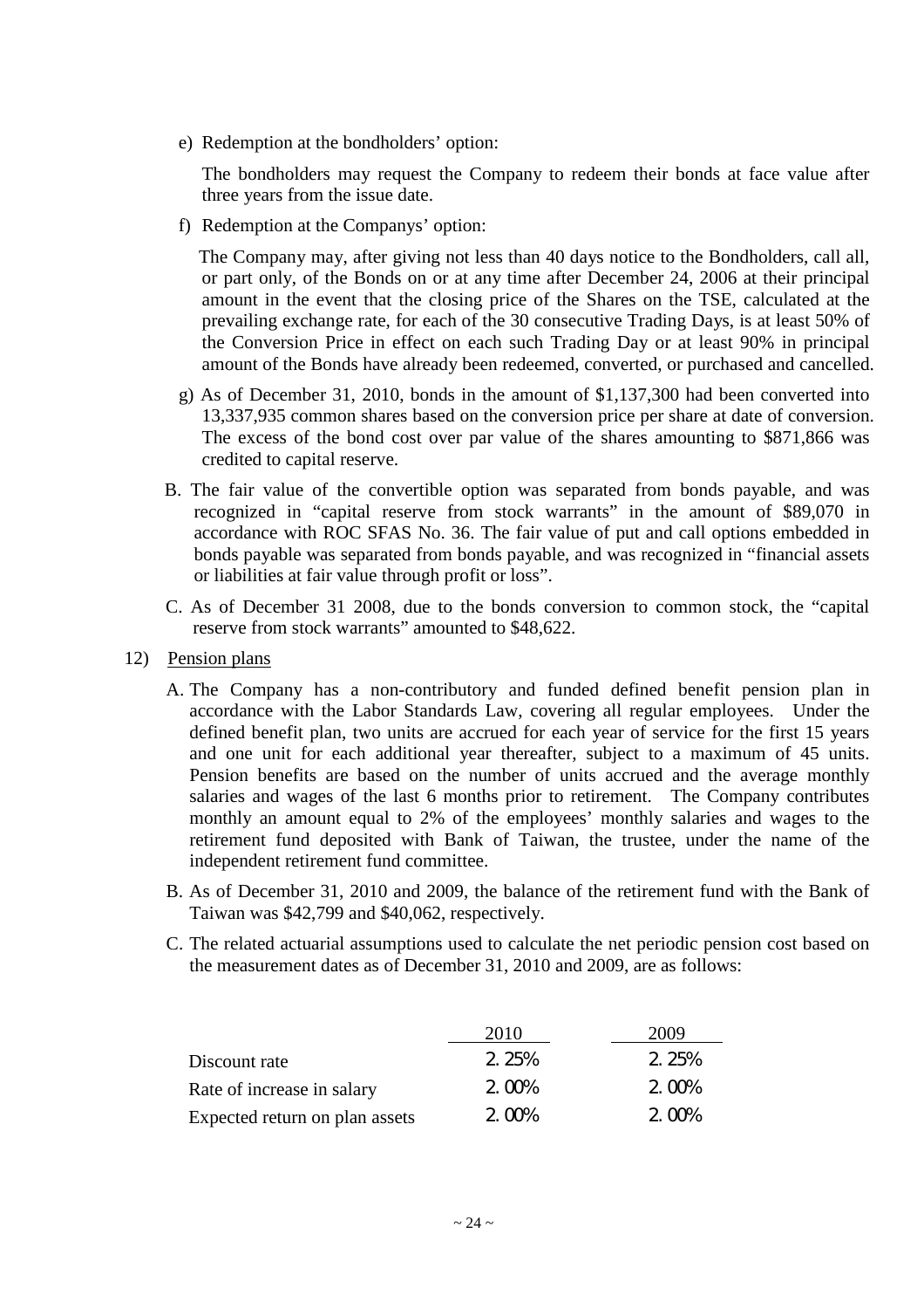e) Redemption at the bondholders' option:

The bondholders may request the Company to redeem their bonds at face value after three years from the issue date.

f) Redemption at the Companys' option:

The Company may, after giving not less than 40 days notice to the Bondholders, call all, or part only, of the Bonds on or at any time after December 24, 2006 at their principal amount in the event that the closing price of the Shares on the TSE, calculated at the prevailing exchange rate, for each of the 30 consecutive Trading Days, is at least 50% of the Conversion Price in effect on each such Trading Day or at least 90% in principal amount of the Bonds have already been redeemed, converted, or purchased and cancelled.

g) As of December 31, 2010, bonds in the amount of $1,137,300 had been converted into 13,337,935 common shares based on the conversion price per share at date of conversion. The excess of the bond cost over par value of the shares amounting to $871,866 was credited to capital reserve.

B. The fair value of the convertible option was separated from bonds payable, and was recognized in "capital reserve from stock warrants" in the amount of $89,070 in accordance with ROC SFAS No. 36. The fair value of put and call options embedded in bonds payable was separated from bonds payable, and was recognized in "financial assets or liabilities at fair value through profit or loss".

C. As of December 31 2008, due to the bonds conversion to common stock, the "capital reserve from stock warrants" amounted to $48,622.

12) Pension plans

A. The Company has a non-contributory and funded defined benefit pension plan in accordance with the Labor Standards Law, covering all regular employees. Under the defined benefit plan, two units are accrued for each year of service for the first 15 years and one unit for each additional year thereafter, subject to a maximum of 45 units. Pension benefits are based on the number of units accrued and the average monthly salaries and wages of the last 6 months prior to retirement. The Company contributes monthly an amount equal to 2% of the employees' monthly salaries and wages to the retirement fund deposited with Bank of Taiwan, the trustee, under the name of the independent retirement fund committee.

B. As of December 31, 2010 and 2009, the balance of the retirement fund with the Bank of Taiwan was $42,799 and $40,062, respectively.

C. The related actuarial assumptions used to calculate the net periodic pension cost based on the measurement dates as of December 31, 2010 and 2009, are as follows:

| | 2010 | 2009 |
|---|---|---|
| Discount rate | 2.25% | 2.25% |
| Rate of increase in salary | 2.00% | 2.00% |
| Expected return on plan assets | 2.00% | 2.00% |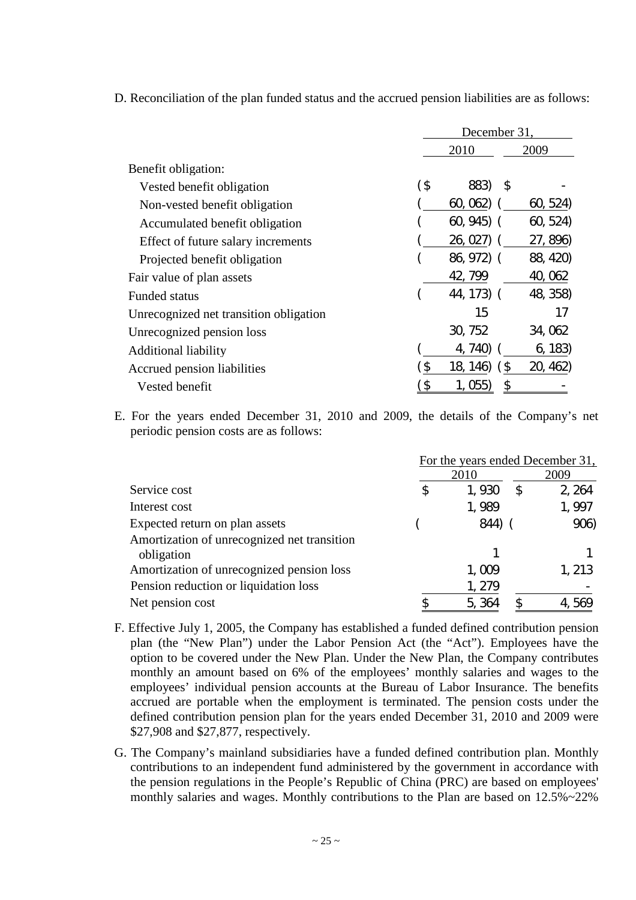D. Reconciliation of the plan funded status and the accrued pension liabilities are as follows:

| | December 31, | |
|---|---|---|
| | 2010 | 2009 |
| Benefit obligation: | | |
| Vested benefit obligation | ($ 883) | $ - |
| Non-vested benefit obligation | ( 60,062) | ( 60,524) |
| Accumulated benefit obligation | ( 60,945) | ( 60,524) |
| Effect of future salary increments | ( 26,027) | ( 27,896) |
| Projected benefit obligation | ( 86,972) | ( 88,420) |
| Fair value of plan assets | 42,799 | 40,062 |
| Funded status | ( 44,173) | ( 48,358) |
| Unrecognized net transition obligation | 15 | 17 |
| Unrecognized pension loss | 30,752 | 34,062 |
| Additional liability | ( 4,740) | ( 6,183) |
| Accrued pension liabilities | ($ 18,146) | ($ 20,462) |
| Vested benefit | ($ 1,055) | $ - |

E. For the years ended December 31, 2010 and 2009, the details of the Company's net periodic pension costs are as follows:

| | For the years ended December 31, | |
|---|---|---|
| | 2010 | 2009 |
| Service cost | $ 1,930 | $ 2,264 |
| Interest cost | 1,989 | 1,997 |
| Expected return on plan assets | ( 844) | ( 906) |
| Amortization of unrecognized net transition obligation | 1 | 1 |
| Amortization of unrecognized pension loss | 1,009 | 1,213 |
| Pension reduction or liquidation loss | 1,279 | - |
| Net pension cost | $ 5,364 | $ 4,569 |

F. Effective July 1, 2005, the Company has established a funded defined contribution pension plan (the "New Plan") under the Labor Pension Act (the "Act"). Employees have the option to be covered under the New Plan. Under the New Plan, the Company contributes monthly an amount based on 6% of the employees' monthly salaries and wages to the employees' individual pension accounts at the Bureau of Labor Insurance. The benefits accrued are portable when the employment is terminated. The pension costs under the defined contribution pension plan for the years ended December 31, 2010 and 2009 were $27,908 and $27,877, respectively.

G. The Company's mainland subsidiaries have a funded defined contribution plan. Monthly contributions to an independent fund administered by the government in accordance with the pension regulations in the People's Republic of China (PRC) are based on employees' monthly salaries and wages. Monthly contributions to the Plan are based on 12.5%~22%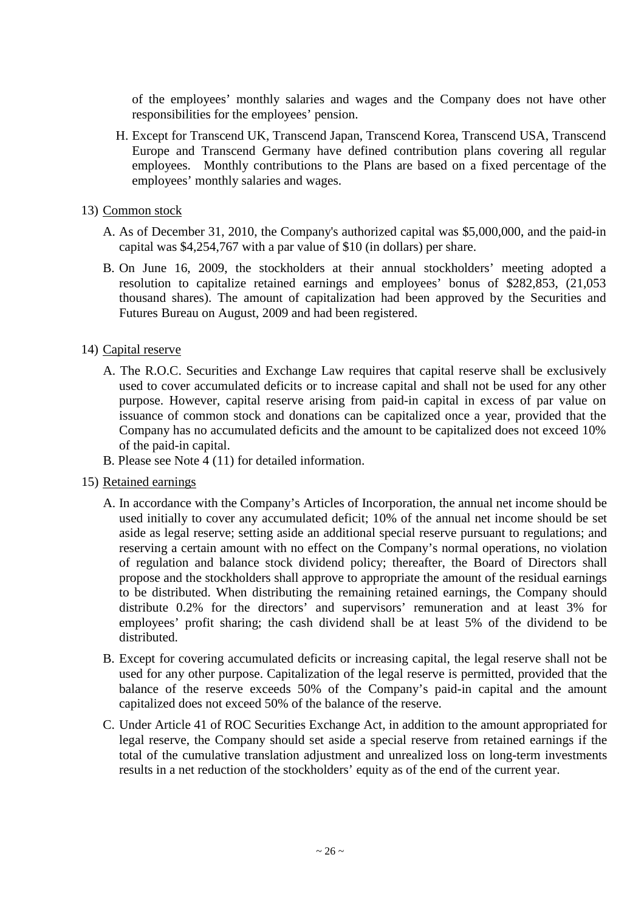of the employees' monthly salaries and wages and the Company does not have other responsibilities for the employees' pension.

H. Except for Transcend UK, Transcend Japan, Transcend Korea, Transcend USA, Transcend Europe and Transcend Germany have defined contribution plans covering all regular employees. Monthly contributions to the Plans are based on a fixed percentage of the employees' monthly salaries and wages.

13) Common stock

A. As of December 31, 2010, the Company's authorized capital was \$5,000,000, and the paid-in capital was \$4,254,767 with a par value of \$10 (in dollars) per share.

B. On June 16, 2009, the stockholders at their annual stockholders' meeting adopted a resolution to capitalize retained earnings and employees' bonus of \$282,853, (21,053 thousand shares). The amount of capitalization had been approved by the Securities and Futures Bureau on August, 2009 and had been registered.

14) Capital reserve

A. The R.O.C. Securities and Exchange Law requires that capital reserve shall be exclusively used to cover accumulated deficits or to increase capital and shall not be used for any other purpose. However, capital reserve arising from paid-in capital in excess of par value on issuance of common stock and donations can be capitalized once a year, provided that the Company has no accumulated deficits and the amount to be capitalized does not exceed 10% of the paid-in capital.

B. Please see Note 4 (11) for detailed information.

15) Retained earnings

A. In accordance with the Company's Articles of Incorporation, the annual net income should be used initially to cover any accumulated deficit; 10% of the annual net income should be set aside as legal reserve; setting aside an additional special reserve pursuant to regulations; and reserving a certain amount with no effect on the Company's normal operations, no violation of regulation and balance stock dividend policy; thereafter, the Board of Directors shall propose and the stockholders shall approve to appropriate the amount of the residual earnings to be distributed. When distributing the remaining retained earnings, the Company should distribute 0.2% for the directors' and supervisors' remuneration and at least 3% for employees' profit sharing; the cash dividend shall be at least 5% of the dividend to be distributed.

B. Except for covering accumulated deficits or increasing capital, the legal reserve shall not be used for any other purpose. Capitalization of the legal reserve is permitted, provided that the balance of the reserve exceeds 50% of the Company's paid-in capital and the amount capitalized does not exceed 50% of the balance of the reserve.

C. Under Article 41 of ROC Securities Exchange Act, in addition to the amount appropriated for legal reserve, the Company should set aside a special reserve from retained earnings if the total of the cumulative translation adjustment and unrealized loss on long-term investments results in a net reduction of the stockholders' equity as of the end of the current year.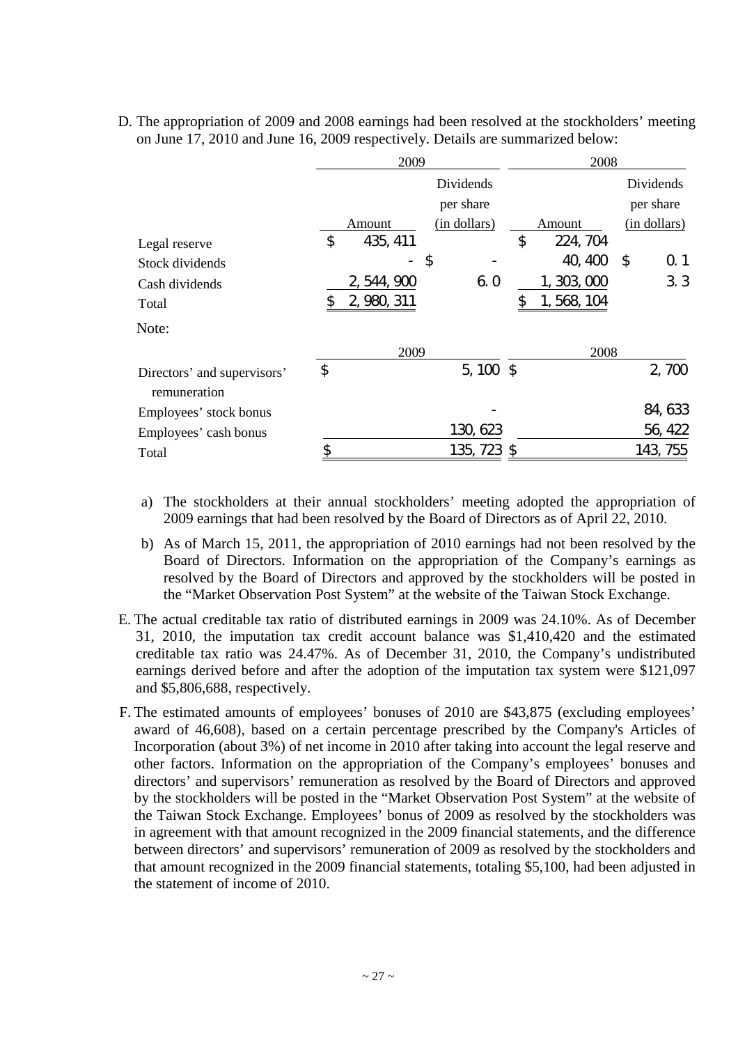D. The appropriation of 2009 and 2008 earnings had been resolved at the stockholders' meeting on June 17, 2010 and June 16, 2009 respectively. Details are summarized below:

| | 2009 | | 2008 | |
|---|---|---|---|---|
| | Amount | Dividends per share (in dollars) | Amount | Dividends per share (in dollars) |
| Legal reserve | $ 435,411 | | $ 224,704 | |
| Stock dividends | - | $ - | 40,400 | $ 0.1 |
| Cash dividends | 2,544,900 | 6.0 | 1,303,000 | 3.3 |
| Total | $ 2,980,311 | | $ 1,568,104 | |

Note:

| | 2009 | 2008 |
|---|---|---|
| Directors' and supervisors' remuneration | $ 5,100 | $ 2,700 |
| Employees' stock bonus | - | 84,633 |
| Employees' cash bonus | 130,623 | 56,422 |
| Total | $ 135,723 | $ 143,755 |

a) The stockholders at their annual stockholders' meeting adopted the appropriation of 2009 earnings that had been resolved by the Board of Directors as of April 22, 2010.

b) As of March 15, 2011, the appropriation of 2010 earnings had not been resolved by the Board of Directors. Information on the appropriation of the Company's earnings as resolved by the Board of Directors and approved by the stockholders will be posted in the "Market Observation Post System" at the website of the Taiwan Stock Exchange.

E. The actual creditable tax ratio of distributed earnings in 2009 was 24.10%. As of December 31, 2010, the imputation tax credit account balance was $1,410,420 and the estimated creditable tax ratio was 24.47%. As of December 31, 2010, the Company's undistributed earnings derived before and after the adoption of the imputation tax system were $121,097 and $5,806,688, respectively.

F. The estimated amounts of employees' bonuses of 2010 are $43,875 (excluding employees' award of 46,608), based on a certain percentage prescribed by the Company's Articles of Incorporation (about 3%) of net income in 2010 after taking into account the legal reserve and other factors. Information on the appropriation of the Company's employees' bonuses and directors' and supervisors' remuneration as resolved by the Board of Directors and approved by the stockholders will be posted in the "Market Observation Post System" at the website of the Taiwan Stock Exchange. Employees' bonus of 2009 as resolved by the stockholders was in agreement with that amount recognized in the 2009 financial statements, and the difference between directors' and supervisors' remuneration of 2009 as resolved by the stockholders and that amount recognized in the 2009 financial statements, totaling $5,100, had been adjusted in the statement of income of 2010.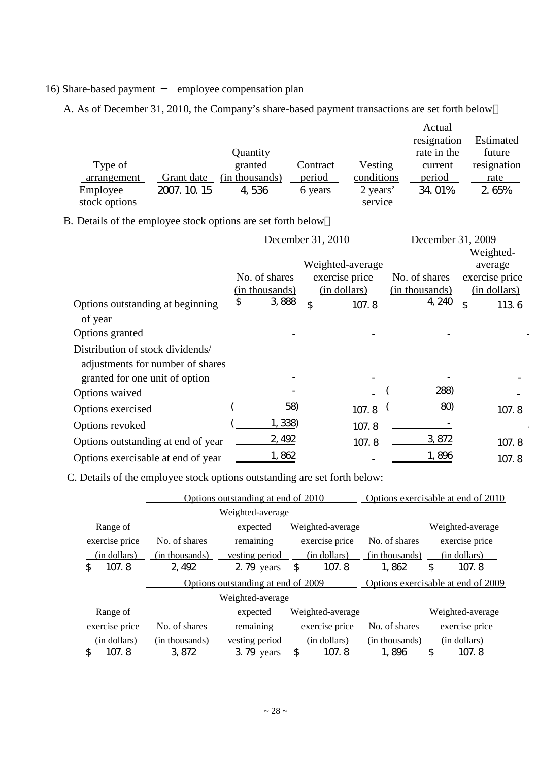16) Share-based payment － employee compensation plan

A. As of December 31, 2010, the Company's share-based payment transactions are set forth below：

| Type of arrangement | Grant date | Quantity granted (in thousands) | Contract period | Vesting conditions | Actual resignation rate in the current period | Estimated future resignation rate |
|---|---|---|---|---|---|---|
| Employee stock options | 2007.10.15 | 4,536 | 6 years | 2 years' service | 34.01% | 2.65% |

B. Details of the employee stock options are set forth below：

| | December 31, 2010 | | December 31, 2009 | |
|---|---|---|---|---|
| | No. of shares (in thousands) | Weighted-average exercise price (in dollars) | No. of shares (in thousands) | Weighted-average exercise price (in dollars) |
| Options outstanding at beginning of year | $ 3,888 | $ 107.8 | 4,240 | $ 113.6 |
| Options granted | - | - | - | - |
| Distribution of stock dividends/ adjustments for number of shares granted for one unit of option | - | - | - | - |
| Options waived | - | - | ( 288) | - |
| Options exercised | ( 58) | 107.8 | ( 80) | 107.8 |
| Options revoked | ( 1,338) | 107.8 | - | - |
| Options outstanding at end of year | 2,492 | 107.8 | 3,872 | 107.8 |
| Options exercisable at end of year | 1,862 | - | 1,896 | 107.8 |

C. Details of the employee stock options outstanding are set forth below:

| | Options outstanding at end of 2010 | | | Options exercisable at end of 2010 | |
|---|---|---|---|---|---|
| Range of exercise price (in dollars) | No. of shares (in thousands) | Weighted-average expected remaining vesting period | Weighted-average exercise price (in dollars) | No. of shares (in thousands) | Weighted-average exercise price (in dollars) |
| $ 107.8 | 2,492 | 2.79 years | $ 107.8 | 1,862 | $ 107.8 |

| | Options outstanding at end of 2009 | | | Options exercisable at end of 2009 | |
|---|---|---|---|---|---|
| Range of exercise price (in dollars) | No. of shares (in thousands) | Weighted-average expected remaining vesting period | Weighted-average exercise price (in dollars) | No. of shares (in thousands) | Weighted-average exercise price (in dollars) |
| $ 107.8 | 3,872 | 3.79 years | $ 107.8 | 1,896 | $ 107.8 |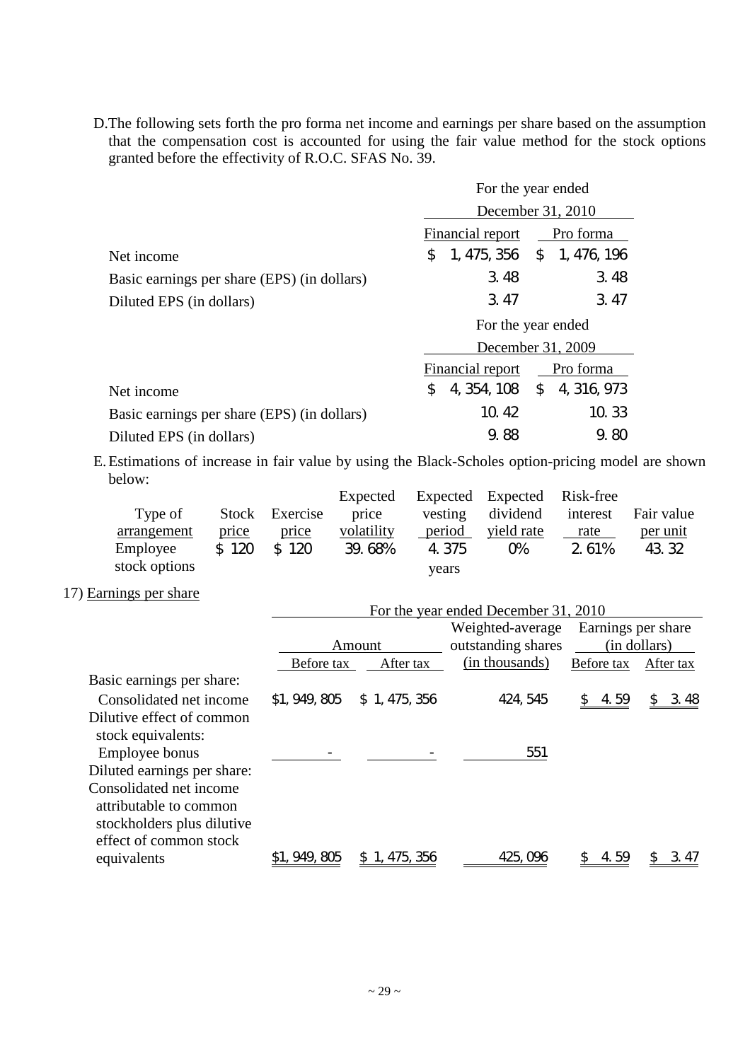D. The following sets forth the pro forma net income and earnings per share based on the assumption that the compensation cost is accounted for using the fair value method for the stock options granted before the effectivity of R.O.C. SFAS No. 39.

| | For the year ended December 31, 2010 | |
|---|---|---|
| | Financial report | Pro forma |
| Net income | $ 1,475,356 | $ 1,476,196 |
| Basic earnings per share (EPS) (in dollars) | 3.48 | 3.48 |
| Diluted EPS (in dollars) | 3.47 | 3.47 |

| | For the year ended December 31, 2009 | |
|---|---|---|
| | Financial report | Pro forma |
| Net income | $ 4,354,108 | $ 4,316,973 |
| Basic earnings per share (EPS) (in dollars) | 10.42 | 10.33 |
| Diluted EPS (in dollars) | 9.88 | 9.80 |

E. Estimations of increase in fair value by using the Black-Scholes option-pricing model are shown below:

| Type of arrangement | Stock price | Exercise price | Expected price volatility | Expected vesting period | Expected dividend yield rate | Risk-free interest rate | Fair value per unit |
|---|---|---|---|---|---|---|---|
| Employee stock options | $ 120 | $ 120 | 39.68% | 4.375 years | 0% | 2.61% | 43.32 |

17) Earnings per share

| | For the year ended December 31, 2010 | | | | |
|---|---|---|---|---|---|
| | Amount | | Weighted-average outstanding shares (in thousands) | Earnings per share (in dollars) | |
| | Before tax | After tax | | Before tax | After tax |
| Basic earnings per share: | | | | | |
| Consolidated net income | $1,949,805 | $ 1,475,356 | 424,545 | $ 4.59 | $ 3.48 |
| Dilutive effect of common stock equivalents: | | | | | |
| Employee bonus | - | - | 551 | | |
| Diluted earnings per share: | | | | | |
| Consolidated net income attributable to common stockholders plus dilutive effect of common stock equivalents | $1,949,805 | $ 1,475,356 | 425,096 | $ 4.59 | $ 3.47 |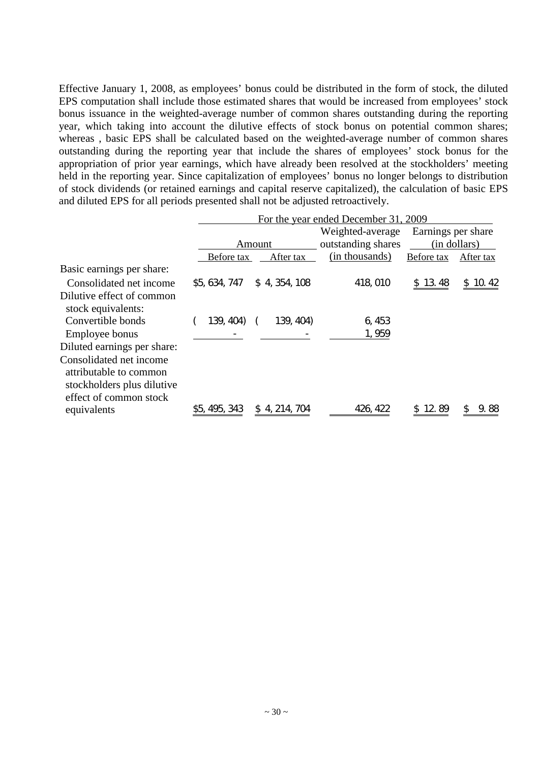Effective January 1, 2008, as employees' bonus could be distributed in the form of stock, the diluted EPS computation shall include those estimated shares that would be increased from employees' stock bonus issuance in the weighted-average number of common shares outstanding during the reporting year, which taking into account the dilutive effects of stock bonus on potential common shares; whereas , basic EPS shall be calculated based on the weighted-average number of common shares outstanding during the reporting year that include the shares of employees' stock bonus for the appropriation of prior year earnings, which have already been resolved at the stockholders' meeting held in the reporting year. Since capitalization of employees' bonus no longer belongs to distribution of stock dividends (or retained earnings and capital reserve capitalized), the calculation of basic EPS and diluted EPS for all periods presented shall not be adjusted retroactively.

| | For the year ended December 31, 2009 | | | | |
|---|---|---|---|---|---|
| | Amount | | Weighted-average outstanding shares | Earnings per share (in dollars) | |
| | Before tax | After tax | (in thousands) | Before tax | After tax |
| Basic earnings per share: | | | | | |
| Consolidated net income | $5,634,747 | $ 4,354,108 | 418,010 | $ 13.48 | $ 10.42 |
| Dilutive effect of common stock equivalents: | | | | | |
| Convertible bonds | ( 139,404) | ( 139,404) | 6,453 | | |
| Employee bonus | - | - | 1,959 | | |
| Diluted earnings per share: | | | | | |
| Consolidated net income attributable to common stockholders plus dilutive effect of common stock equivalents | $5,495,343 | $ 4,214,704 | 426,422 | $ 12.89 | $ 9.88 |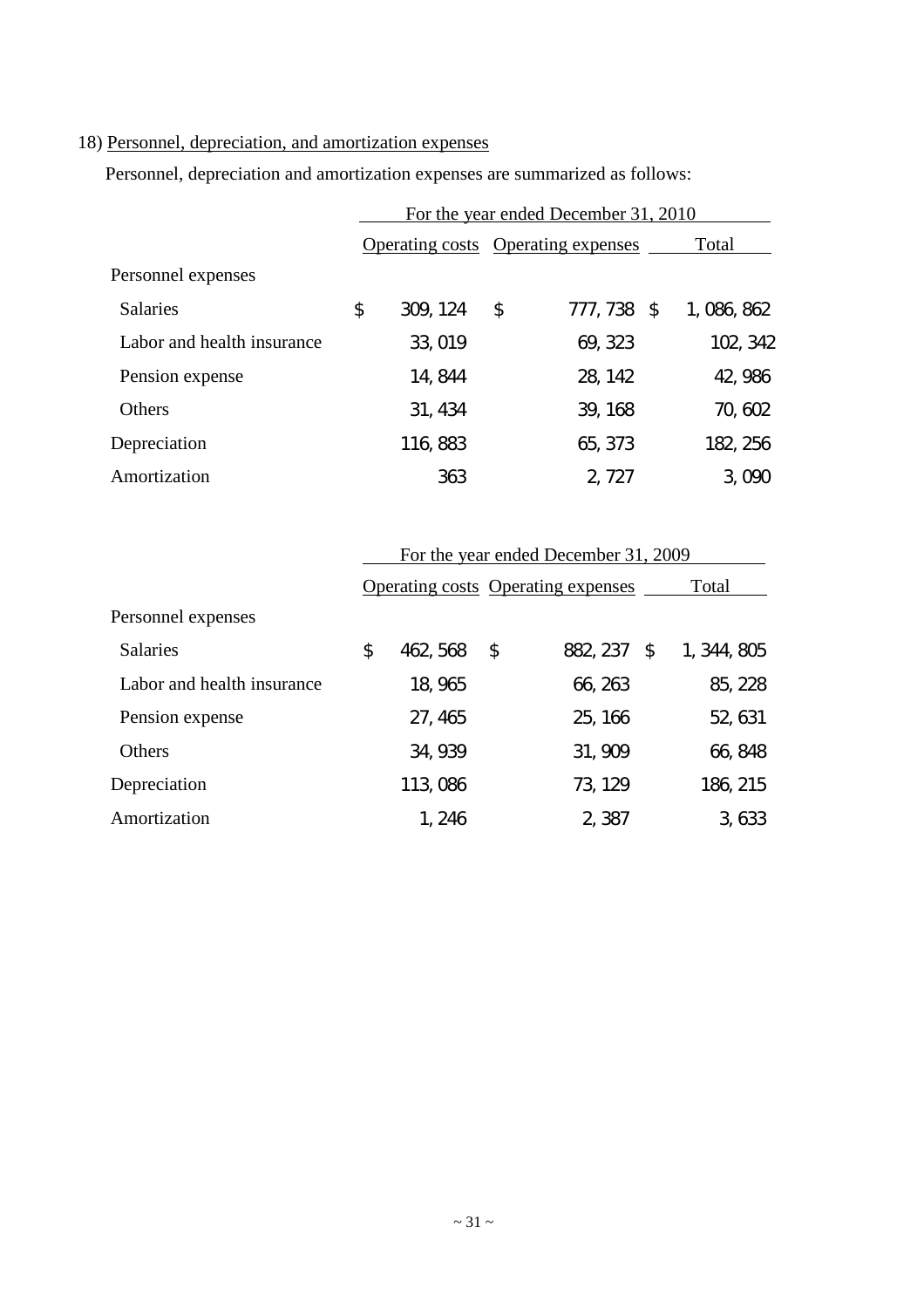18) Personnel, depreciation, and amortization expenses

Personnel, depreciation and amortization expenses are summarized as follows:

| | For the year ended December 31, 2010 | | |
|---|---|---|---|
| | Operating costs | Operating expenses | Total |
| Personnel expenses | | | |
| Salaries | $ 309,124 | $ 777,738 | $ 1,086,862 |
| Labor and health insurance | 33,019 | 69,323 | 102,342 |
| Pension expense | 14,844 | 28,142 | 42,986 |
| Others | 31,434 | 39,168 | 70,602 |
| Depreciation | 116,883 | 65,373 | 182,256 |
| Amortization | 363 | 2,727 | 3,090 |

| | For the year ended December 31, 2009 | | |
|---|---|---|---|
| | Operating costs | Operating expenses | Total |
| Personnel expenses | | | |
| Salaries | $ 462,568 | $ 882,237 | $ 1,344,805 |
| Labor and health insurance | 18,965 | 66,263 | 85,228 |
| Pension expense | 27,465 | 25,166 | 52,631 |
| Others | 34,939 | 31,909 | 66,848 |
| Depreciation | 113,086 | 73,129 | 186,215 |
| Amortization | 1,246 | 2,387 | 3,633 |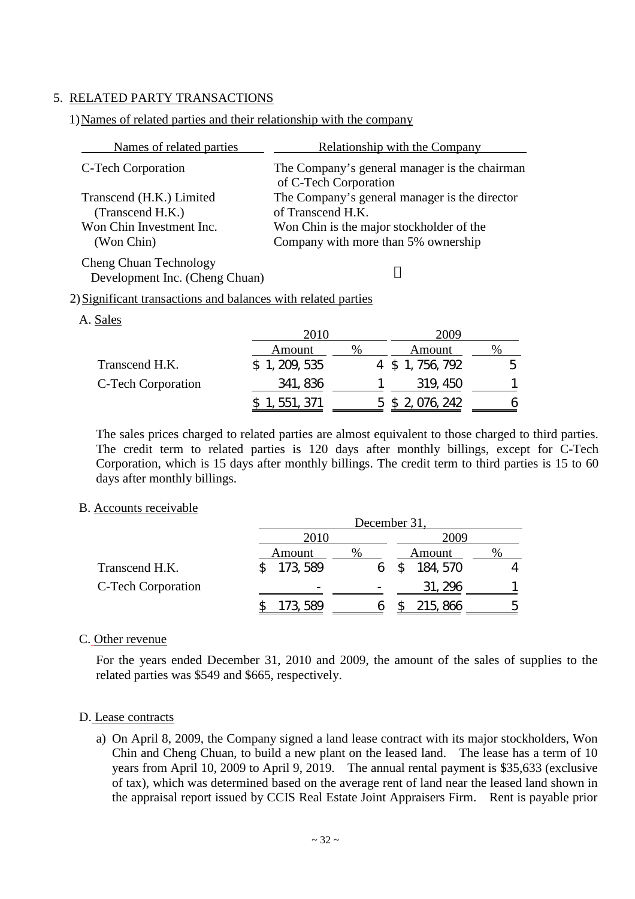## 5. RELATED PARTY TRANSACTIONS

### 1) Names of related parties and their relationship with the company

| Names of related parties | Relationship with the Company |
|---|---|
| C-Tech Corporation | The Company's general manager is the chairman of C-Tech Corporation |
| Transcend (H.K.) Limited (Transcend H.K.) | The Company's general manager is the director of Transcend H.K. |
| Won Chin Investment Inc. (Won Chin) | Won Chin is the major stockholder of the Company with more than 5% ownership |
| Cheng Chuan Technology Development Inc. (Cheng Chuan) | 〃 |

### 2) Significant transactions and balances with related parties

A. Sales

| | 2010 | | 2009 | |
|---|---|---|---|---|
| | Amount | % | Amount | % |
| Transcend H.K. | $ 1,209,535 | 4 | $ 1,756,792 | 5 |
| C-Tech Corporation | 341,836 | 1 | 319,450 | 1 |
| | $ 1,551,371 | 5 | $ 2,076,242 | 6 |

The sales prices charged to related parties are almost equivalent to those charged to third parties. The credit term to related parties is 120 days after monthly billings, except for C-Tech Corporation, which is 15 days after monthly billings. The credit term to third parties is 15 to 60 days after monthly billings.

B. Accounts receivable

| | December 31, | | | |
|---|---|---|---|---|
| | 2010 | | 2009 | |
| | Amount | % | Amount | % |
| Transcend H.K. | $ 173,589 | 6 | $ 184,570 | 4 |
| C-Tech Corporation | - | - | 31,296 | 1 |
| | $ 173,589 | 6 | $ 215,866 | 5 |

C. Other revenue

For the years ended December 31, 2010 and 2009, the amount of the sales of supplies to the related parties was $549 and $665, respectively.

D. Lease contracts

a) On April 8, 2009, the Company signed a land lease contract with its major stockholders, Won Chin and Cheng Chuan, to build a new plant on the leased land. The lease has a term of 10 years from April 10, 2009 to April 9, 2019. The annual rental payment is $35,633 (exclusive of tax), which was determined based on the average rent of land near the leased land shown in the appraisal report issued by CCIS Real Estate Joint Appraisers Firm. Rent is payable prior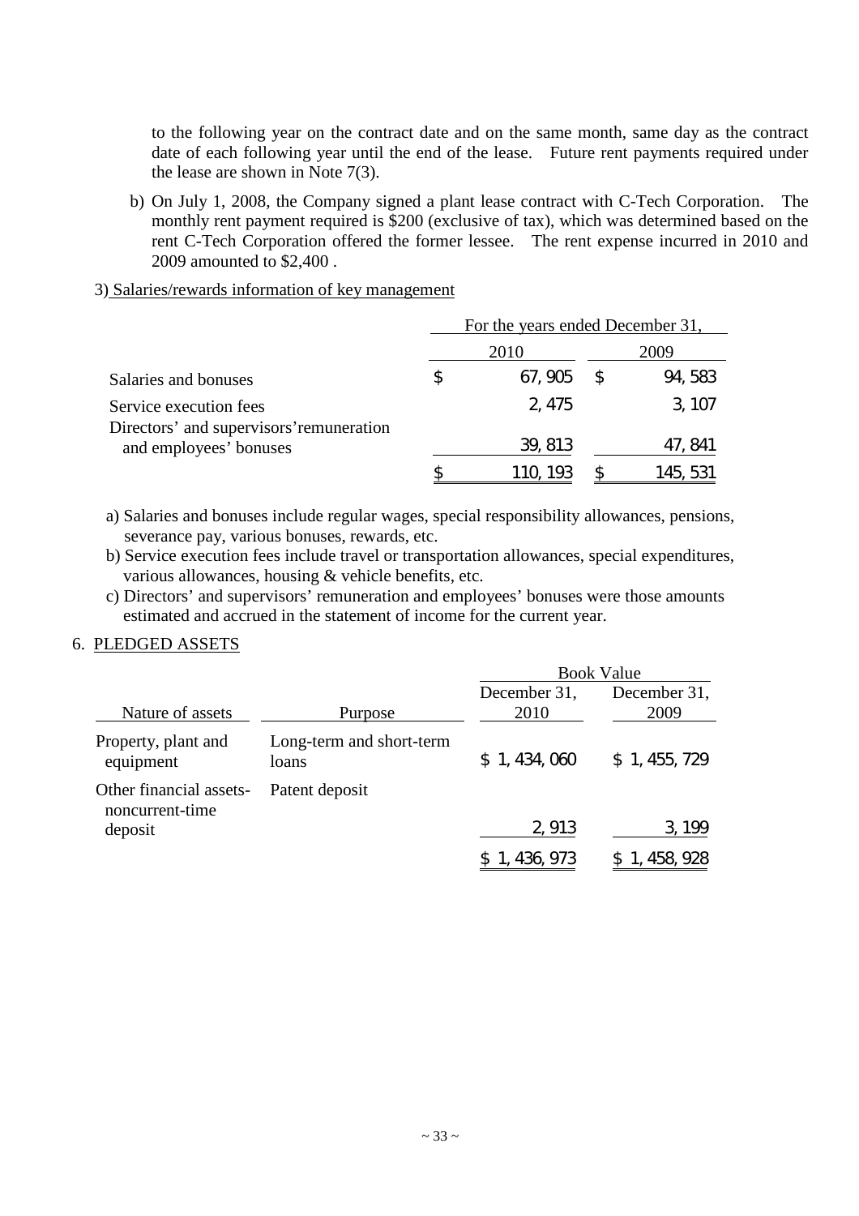to the following year on the contract date and on the same month, same day as the contract date of each following year until the end of the lease. Future rent payments required under the lease are shown in Note 7(3).

b) On July 1, 2008, the Company signed a plant lease contract with C-Tech Corporation. The monthly rent payment required is $200 (exclusive of tax), which was determined based on the rent C-Tech Corporation offered the former lessee. The rent expense incurred in 2010 and 2009 amounted to $2,400 .

3) Salaries/rewards information of key management

| | For the years ended December 31, | |
|---|---|---|
| | 2010 | 2009 |
| Salaries and bonuses | $ 67,905 | $ 94,583 |
| Service execution fees | 2,475 | 3,107 |
| Directors' and supervisors' remuneration and employees' bonuses | 39,813 | 47,841 |
| | $ 110,193 | $ 145,531 |

a) Salaries and bonuses include regular wages, special responsibility allowances, pensions, severance pay, various bonuses, rewards, etc.

b) Service execution fees include travel or transportation allowances, special expenditures, various allowances, housing & vehicle benefits, etc.

c) Directors' and supervisors' remuneration and employees' bonuses were those amounts estimated and accrued in the statement of income for the current year.

6. PLEDGED ASSETS

| | | Book Value | |
|---|---|---|---|
| Nature of assets | Purpose | December 31, 2010 | December 31, 2009 |
| Property, plant and equipment | Long-term and short-term loans | $ 1,434,060 | $ 1,455,729 |
| Other financial assets-noncurrent-time deposit | Patent deposit | 2,913 | 3,199 |
| | | $ 1,436,973 | $ 1,458,928 |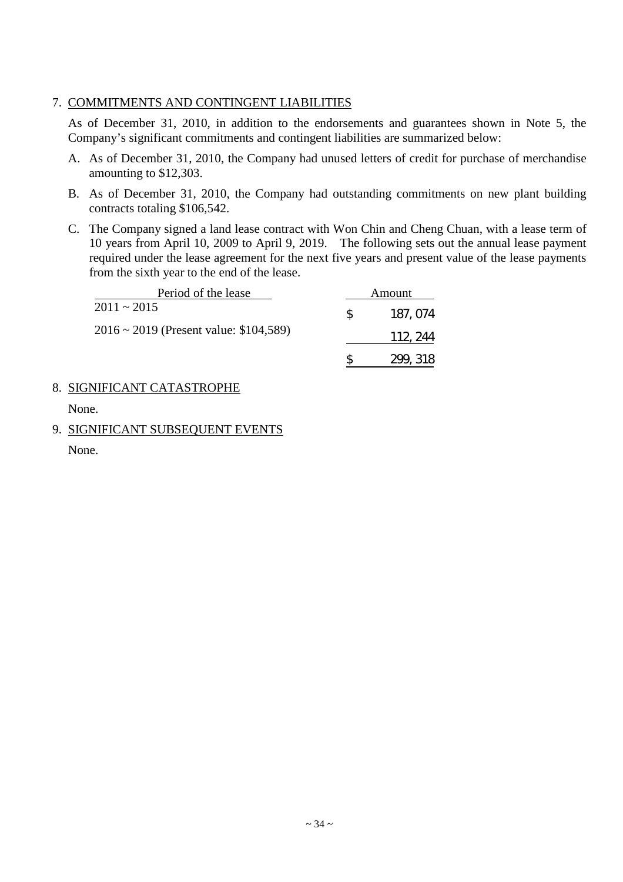7. COMMITMENTS AND CONTINGENT LIABILITIES

As of December 31, 2010, in addition to the endorsements and guarantees shown in Note 5, the Company's significant commitments and contingent liabilities are summarized below:

A. As of December 31, 2010, the Company had unused letters of credit for purchase of merchandise amounting to $12,303.

B. As of December 31, 2010, the Company had outstanding commitments on new plant building contracts totaling $106,542.

C. The Company signed a land lease contract with Won Chin and Cheng Chuan, with a lease term of 10 years from April 10, 2009 to April 9, 2019. The following sets out the annual lease payment required under the lease agreement for the next five years and present value of the lease payments from the sixth year to the end of the lease.

| Period of the lease | Amount |
|---|---|
| 2011 ~ 2015 | $ 187,074 |
| 2016 ~ 2019 (Present value: $104,589) | 112,244 |
| | $ 299,318 |

8. SIGNIFICANT CATASTROPHE

None.

9. SIGNIFICANT SUBSEQUENT EVENTS

None.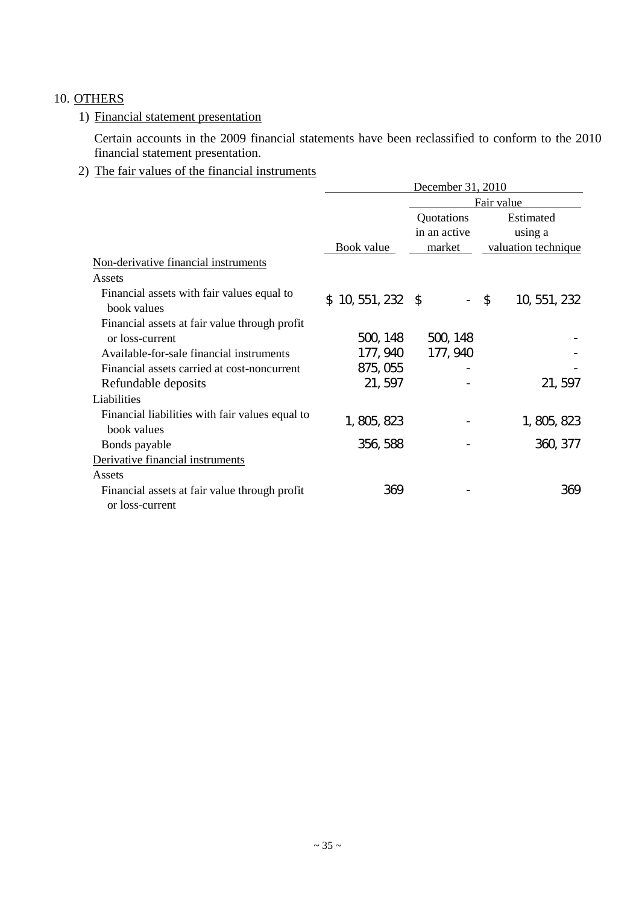10. OTHERS

1) Financial statement presentation

Certain accounts in the 2009 financial statements have been reclassified to conform to the 2010 financial statement presentation.

2) The fair values of the financial instruments

| | December 31, 2010 | | |
|---|---|---|---|
| | | Fair value | |
| | Book value | Quotations in an active market | Estimated using a valuation technique |
| Non-derivative financial instruments | | | |
| Assets | | | |
| Financial assets with fair values equal to book values | $ 10,551,232 | $ - | $ 10,551,232 |
| Financial assets at fair value through profit or loss-current | 500,148 | 500,148 | - |
| Available-for-sale financial instruments | 177,940 | 177,940 | - |
| Financial assets carried at cost-noncurrent | 875,055 | - | - |
| Refundable deposits | 21,597 | - | 21,597 |
| Liabilities | | | |
| Financial liabilities with fair values equal to book values | 1,805,823 | - | 1,805,823 |
| Bonds payable | 356,588 | - | 360,377 |
| Derivative financial instruments | | | |
| Assets | | | |
| Financial assets at fair value through profit or loss-current | 369 | - | 369 |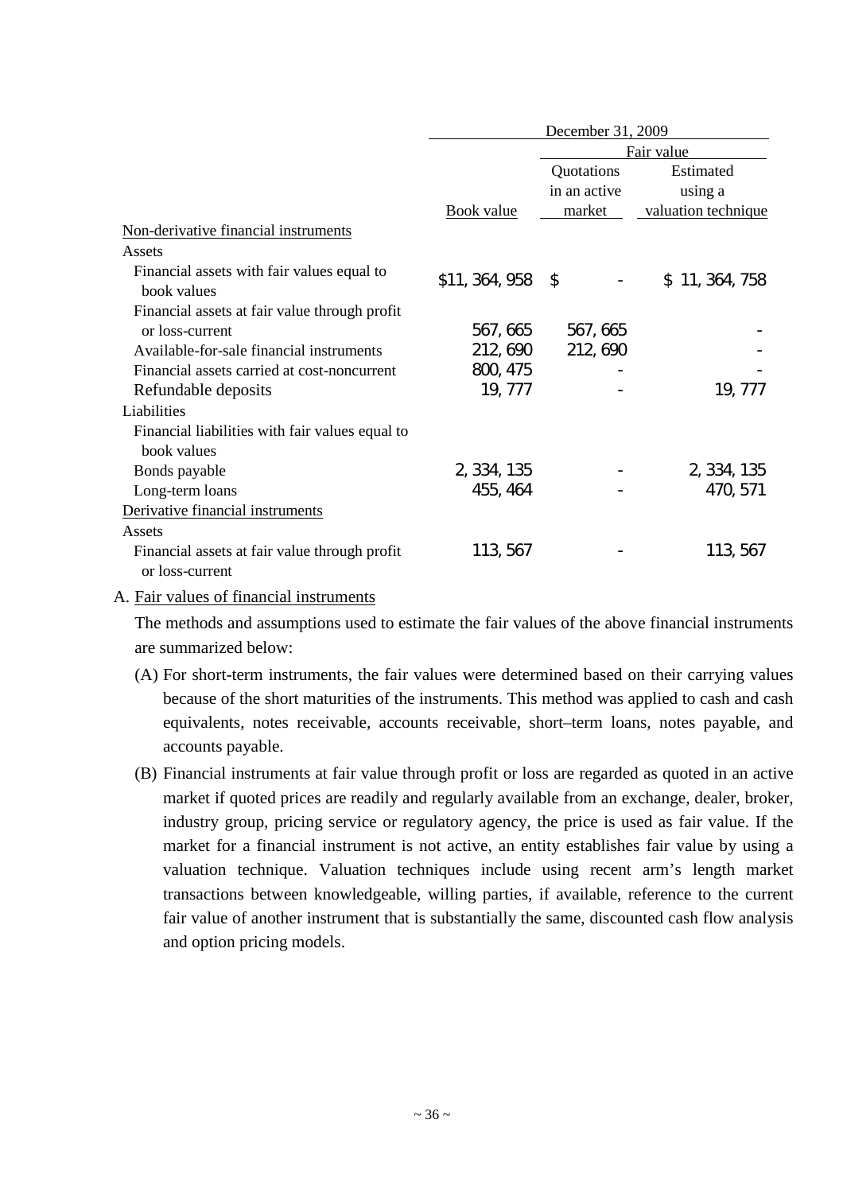| | December 31, 2009 | | |
|---|---|---|---|
| | | Fair value | |
| | Book value | Quotations in an active market | Estimated using a valuation technique |
| Non-derivative financial instruments | | | |
| Assets | | | |
| Financial assets with fair values equal to book values | $11,364,958 | $ - | $ 11,364,758 |
| Financial assets at fair value through profit or loss-current | 567,665 | 567,665 | - |
| Available-for-sale financial instruments | 212,690 | 212,690 | - |
| Financial assets carried at cost-noncurrent | 800,475 | - | - |
| Refundable deposits | 19,777 | - | 19,777 |
| Liabilities | | | |
| Financial liabilities with fair values equal to book values | | | |
| Bonds payable | 2,334,135 | - | 2,334,135 |
| Long-term loans | 455,464 | - | 470,571 |
| Derivative financial instruments | | | |
| Assets | | | |
| Financial assets at fair value through profit or loss-current | 113,567 | - | 113,567 |

A. Fair values of financial instruments

The methods and assumptions used to estimate the fair values of the above financial instruments are summarized below:

(A) For short-term instruments, the fair values were determined based on their carrying values because of the short maturities of the instruments. This method was applied to cash and cash equivalents, notes receivable, accounts receivable, short–term loans, notes payable, and accounts payable.

(B) Financial instruments at fair value through profit or loss are regarded as quoted in an active market if quoted prices are readily and regularly available from an exchange, dealer, broker, industry group, pricing service or regulatory agency, the price is used as fair value. If the market for a financial instrument is not active, an entity establishes fair value by using a valuation technique. Valuation techniques include using recent arm's length market transactions between knowledgeable, willing parties, if available, reference to the current fair value of another instrument that is substantially the same, discounted cash flow analysis and option pricing models.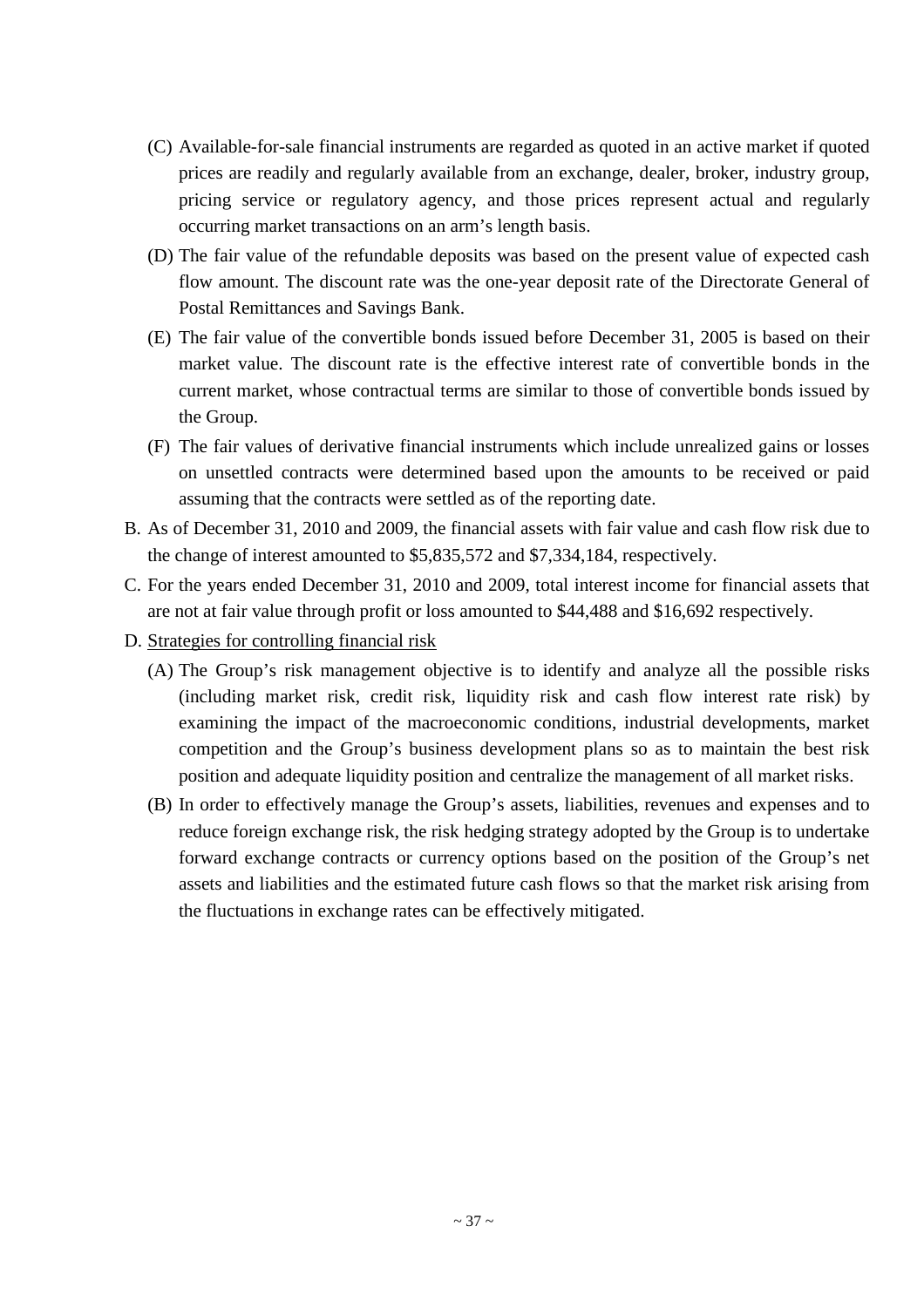(C) Available-for-sale financial instruments are regarded as quoted in an active market if quoted prices are readily and regularly available from an exchange, dealer, broker, industry group, pricing service or regulatory agency, and those prices represent actual and regularly occurring market transactions on an arm's length basis.

(D) The fair value of the refundable deposits was based on the present value of expected cash flow amount. The discount rate was the one-year deposit rate of the Directorate General of Postal Remittances and Savings Bank.

(E) The fair value of the convertible bonds issued before December 31, 2005 is based on their market value. The discount rate is the effective interest rate of convertible bonds in the current market, whose contractual terms are similar to those of convertible bonds issued by the Group.

(F) The fair values of derivative financial instruments which include unrealized gains or losses on unsettled contracts were determined based upon the amounts to be received or paid assuming that the contracts were settled as of the reporting date.

B. As of December 31, 2010 and 2009, the financial assets with fair value and cash flow risk due to the change of interest amounted to $5,835,572 and $7,334,184, respectively.

C. For the years ended December 31, 2010 and 2009, total interest income for financial assets that are not at fair value through profit or loss amounted to $44,488 and $16,692 respectively.

D. <u>Strategies for controlling financial risk</u>

(A) The Group's risk management objective is to identify and analyze all the possible risks (including market risk, credit risk, liquidity risk and cash flow interest rate risk) by examining the impact of the macroeconomic conditions, industrial developments, market competition and the Group's business development plans so as to maintain the best risk position and adequate liquidity position and centralize the management of all market risks.

(B) In order to effectively manage the Group's assets, liabilities, revenues and expenses and to reduce foreign exchange risk, the risk hedging strategy adopted by the Group is to undertake forward exchange contracts or currency options based on the position of the Group's net assets and liabilities and the estimated future cash flows so that the market risk arising from the fluctuations in exchange rates can be effectively mitigated.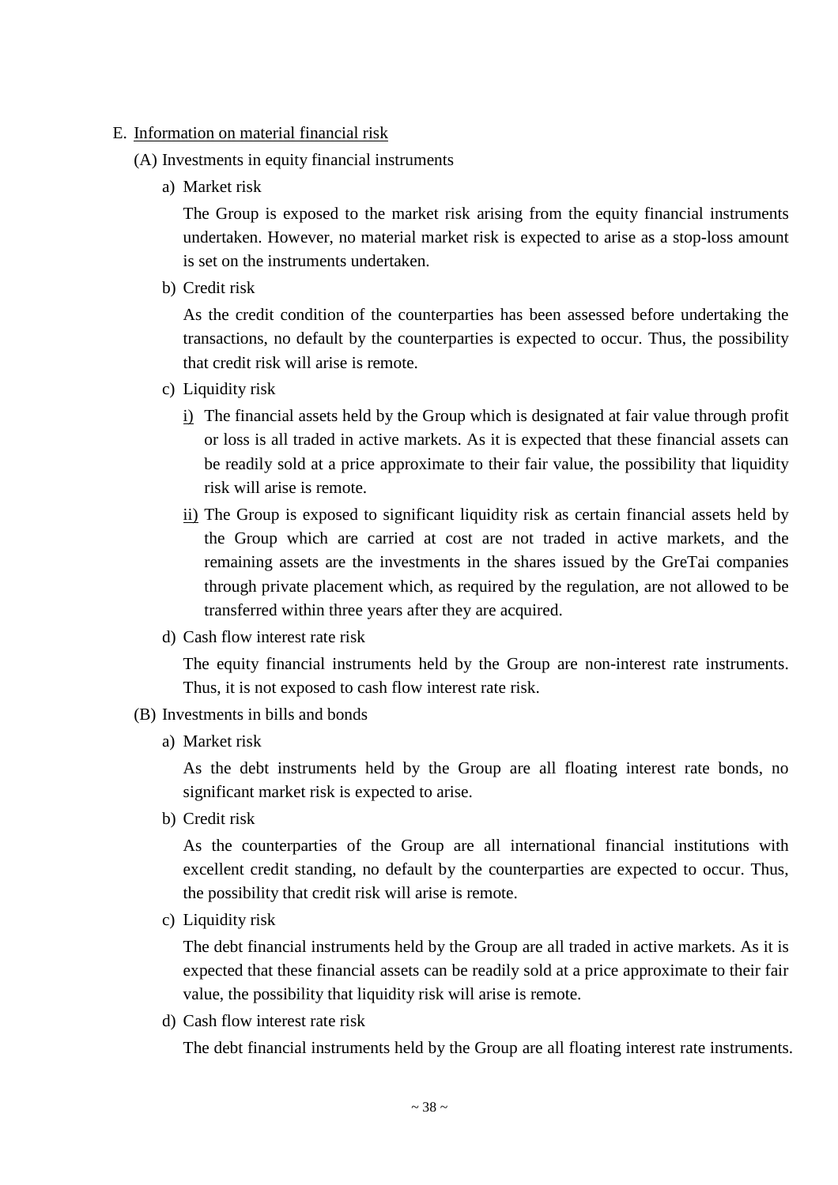E. <u>Information on material financial risk</u>

(A) Investments in equity financial instruments

a) Market risk

The Group is exposed to the market risk arising from the equity financial instruments undertaken. However, no material market risk is expected to arise as a stop-loss amount is set on the instruments undertaken.

b) Credit risk

As the credit condition of the counterparties has been assessed before undertaking the transactions, no default by the counterparties is expected to occur. Thus, the possibility that credit risk will arise is remote.

c) Liquidity risk

<u>i)</u> The financial assets held by the Group which is designated at fair value through profit or loss is all traded in active markets. As it is expected that these financial assets can be readily sold at a price approximate to their fair value, the possibility that liquidity risk will arise is remote.

<u>ii)</u> The Group is exposed to significant liquidity risk as certain financial assets held by the Group which are carried at cost are not traded in active markets, and the remaining assets are the investments in the shares issued by the GreTai companies through private placement which, as required by the regulation, are not allowed to be transferred within three years after they are acquired.

d) Cash flow interest rate risk

The equity financial instruments held by the Group are non-interest rate instruments. Thus, it is not exposed to cash flow interest rate risk.

(B) Investments in bills and bonds

a) Market risk

As the debt instruments held by the Group are all floating interest rate bonds, no significant market risk is expected to arise.

b) Credit risk

As the counterparties of the Group are all international financial institutions with excellent credit standing, no default by the counterparties are expected to occur. Thus, the possibility that credit risk will arise is remote.

c) Liquidity risk

The debt financial instruments held by the Group are all traded in active markets. As it is expected that these financial assets can be readily sold at a price approximate to their fair value, the possibility that liquidity risk will arise is remote.

d) Cash flow interest rate risk

The debt financial instruments held by the Group are all floating interest rate instruments.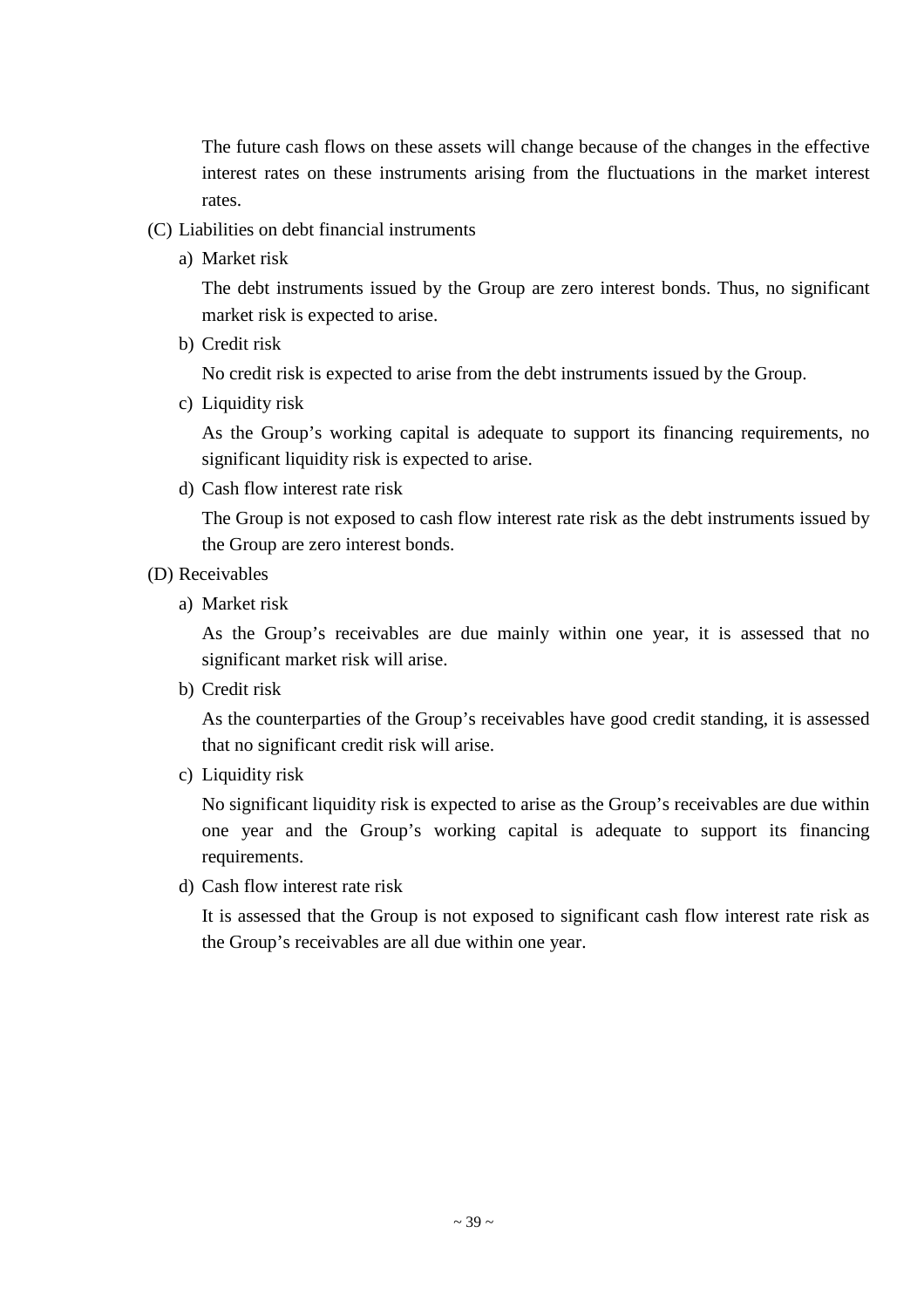The future cash flows on these assets will change because of the changes in the effective interest rates on these instruments arising from the fluctuations in the market interest rates.

(C) Liabilities on debt financial instruments

a) Market risk

The debt instruments issued by the Group are zero interest bonds. Thus, no significant market risk is expected to arise.

b) Credit risk

No credit risk is expected to arise from the debt instruments issued by the Group.

c) Liquidity risk

As the Group’s working capital is adequate to support its financing requirements, no significant liquidity risk is expected to arise.

d) Cash flow interest rate risk

The Group is not exposed to cash flow interest rate risk as the debt instruments issued by the Group are zero interest bonds.

(D) Receivables

a) Market risk

As the Group’s receivables are due mainly within one year, it is assessed that no significant market risk will arise.

b) Credit risk

As the counterparties of the Group’s receivables have good credit standing, it is assessed that no significant credit risk will arise.

c) Liquidity risk

No significant liquidity risk is expected to arise as the Group’s receivables are due within one year and the Group’s working capital is adequate to support its financing requirements.

d) Cash flow interest rate risk

It is assessed that the Group is not exposed to significant cash flow interest rate risk as the Group’s receivables are all due within one year.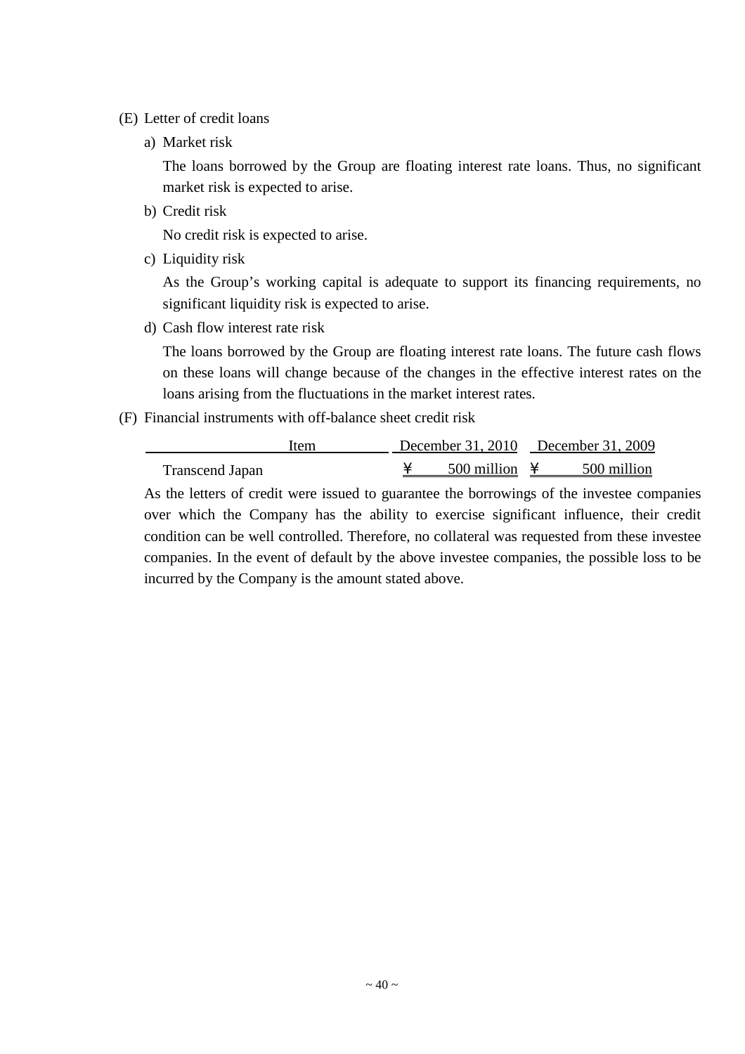(E) Letter of credit loans

a) Market risk

The loans borrowed by the Group are floating interest rate loans. Thus, no significant market risk is expected to arise.

b) Credit risk

No credit risk is expected to arise.

c) Liquidity risk

As the Group's working capital is adequate to support its financing requirements, no significant liquidity risk is expected to arise.

d) Cash flow interest rate risk

The loans borrowed by the Group are floating interest rate loans. The future cash flows on these loans will change because of the changes in the effective interest rates on the loans arising from the fluctuations in the market interest rates.

(F) Financial instruments with off-balance sheet credit risk

| Item | December 31, 2010 | December 31, 2009 |
|---|---|---|
| Transcend Japan | ¥ 500 million | ¥ 500 million |

As the letters of credit were issued to guarantee the borrowings of the investee companies over which the Company has the ability to exercise significant influence, their credit condition can be well controlled. Therefore, no collateral was requested from these investee companies. In the event of default by the above investee companies, the possible loss to be incurred by the Company is the amount stated above.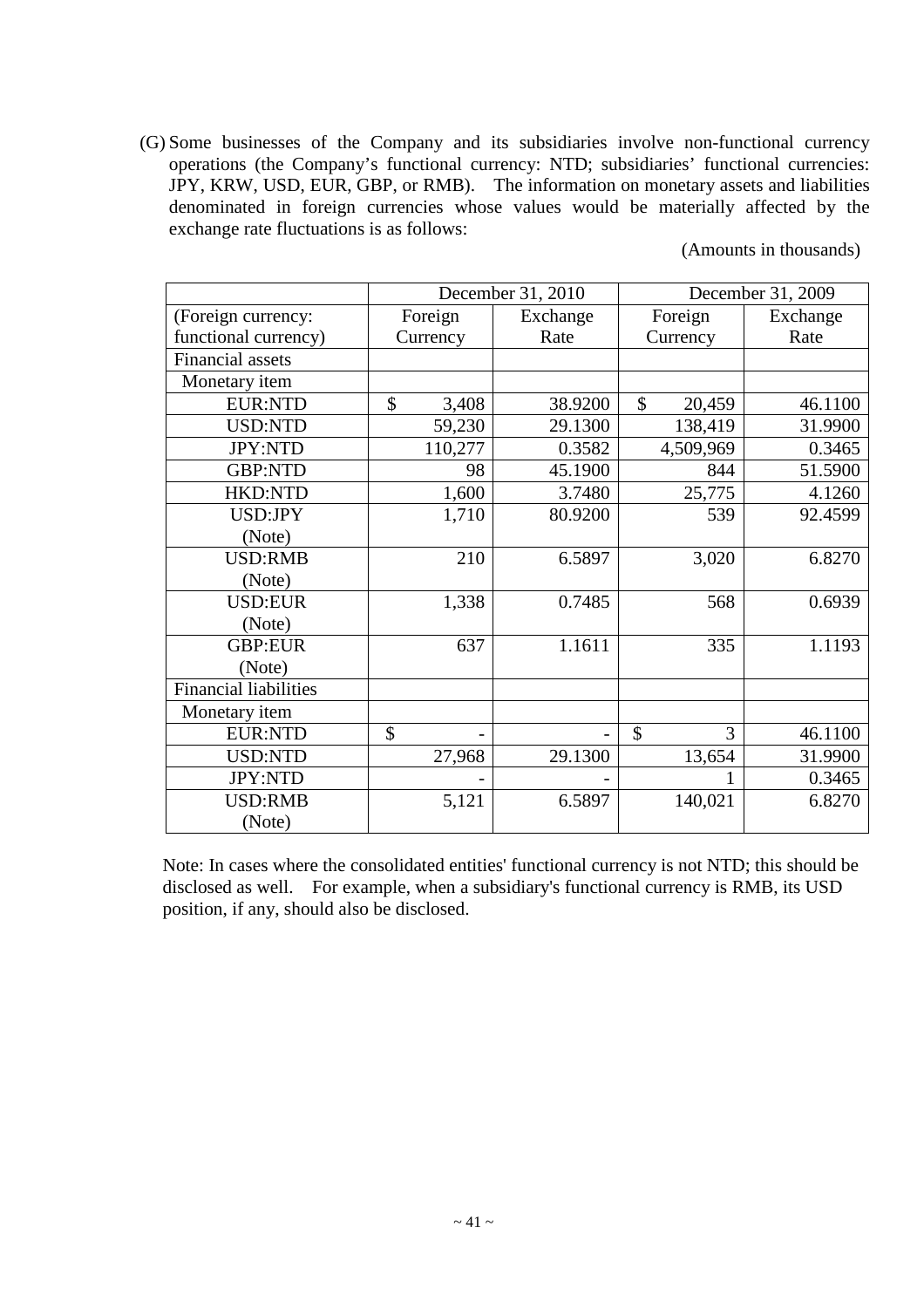(G) Some businesses of the Company and its subsidiaries involve non-functional currency operations (the Company's functional currency: NTD; subsidiaries' functional currencies: JPY, KRW, USD, EUR, GBP, or RMB). The information on monetary assets and liabilities denominated in foreign currencies whose values would be materially affected by the exchange rate fluctuations is as follows:

(Amounts in thousands)

| | December 31, 2010 | | December 31, 2009 | |
|---|---|---|---|---|
| (Foreign currency: functional currency) | Foreign Currency | Exchange Rate | Foreign Currency | Exchange Rate |
| Financial assets | | | | |
| Monetary item | | | | |
| EUR:NTD | $ 3,408 | 38.9200 | $ 20,459 | 46.1100 |
| USD:NTD | 59,230 | 29.1300 | 138,419 | 31.9900 |
| JPY:NTD | 110,277 | 0.3582 | 4,509,969 | 0.3465 |
| GBP:NTD | 98 | 45.1900 | 844 | 51.5900 |
| HKD:NTD | 1,600 | 3.7480 | 25,775 | 4.1260 |
| USD:JPY (Note) | 1,710 | 80.9200 | 539 | 92.4599 |
| USD:RMB (Note) | 210 | 6.5897 | 3,020 | 6.8270 |
| USD:EUR (Note) | 1,338 | 0.7485 | 568 | 0.6939 |
| GBP:EUR (Note) | 637 | 1.1611 | 335 | 1.1193 |
| Financial liabilities | | | | |
| Monetary item | | | | |
| EUR:NTD | $ - | - | $ 3 | 46.1100 |
| USD:NTD | 27,968 | 29.1300 | 13,654 | 31.9900 |
| JPY:NTD | - | - | 1 | 0.3465 |
| USD:RMB (Note) | 5,121 | 6.5897 | 140,021 | 6.8270 |

Note: In cases where the consolidated entities' functional currency is not NTD; this should be disclosed as well. For example, when a subsidiary's functional currency is RMB, its USD position, if any, should also be disclosed.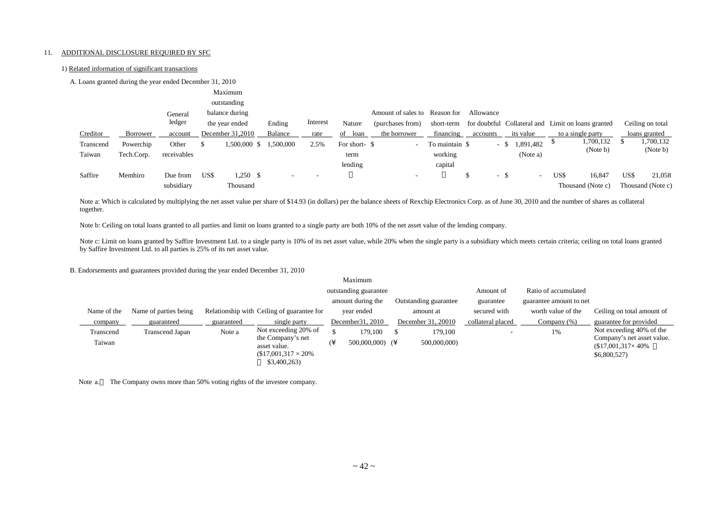11. ADDITIONAL DISCLOSURE REQUIRED BY SFC

1) Related information of significant transactions

A. Loans granted during the year ended December 31, 2010

| Creditor | Borrower | General ledger account | Maximum outstanding balance during the year ended December 31,2010 | Ending Balance | Interest rate | Nature of loan | Amount of sales to (purchases from) the borrower | Reason for short-term financing | Allowance for doubtful accounts | Collateral and its value | Limit on loans granted to a single party | Ceiling on total loans granted |
|---|---|---|---|---|---|---|---|---|---|---|---|---|
| Transcend Taiwan | Powerchip Tech.Corp. | Other receivables | $ 1,500,000 | $ 1,500,000 | 2.5% | For short-term lending | $ - | To maintain working capital | $ - | $ 1,891,482 (Note a) | $ 1,700,132 (Note b) | $ 1,700,132 (Note b) |
| Saffire | Memhiro | Due from subsidiary | US$ 1,250 Thousand | $ - | - | 〃 | - | 〃 | $ - | $ - | US$ 16,847 Thousand (Note c) | US$ 21,058 Thousand (Note c) |

Note a: Which is calculated by multiplying the net asset value per share of $14.93 (in dollars) per the balance sheets of Rexchip Electronics Corp. as of June 30, 2010 and the number of shares as collateral together.

Note b: Ceiling on total loans granted to all parties and limit on loans granted to a single party are both 10% of the net asset value of the lending company.

Note c: Limit on loans granted by Saffire Investment Ltd. to a single party is 10% of its net asset value, while 20% when the single party is a subsidiary which meets certain criteria; ceiling on total loans granted by Saffire Investment Ltd. to all parties is 25% of its net asset value.

B. Endorsements and guarantees provided during the year ended December 31, 2010

| Name of the company | Name of parties being guaranteed | Relationship with guaranteed | Ceiling of guarantee for single party | Maximum outstanding guarantee amount during the year ended December31, 2010 | Outstanding guarantee amount at December 31, 20010 | Amount of guarantee secured with collateral placed | Ratio of accumulated guarantee amount to net worth value of the Company (%) | Ceiling on total amount of guarantee for provided |
|---|---|---|---|---|---|---|---|---|
| Transcend Taiwan | Transcend Japan | Note a | Not exceeding 20% of the Company's net asset value. ($17,001,317 × 20% ＝ $3,400,263) | $ 179,100 (¥ 500,000,000) | $ 179,100 (¥ 500,000,000) | - | 1% | Not exceeding 40% of the Company's net asset value. ($17,001,317× 40% ＝ $6,800,527) |

Note a.： The Company owns more than 50% voting rights of the investee company.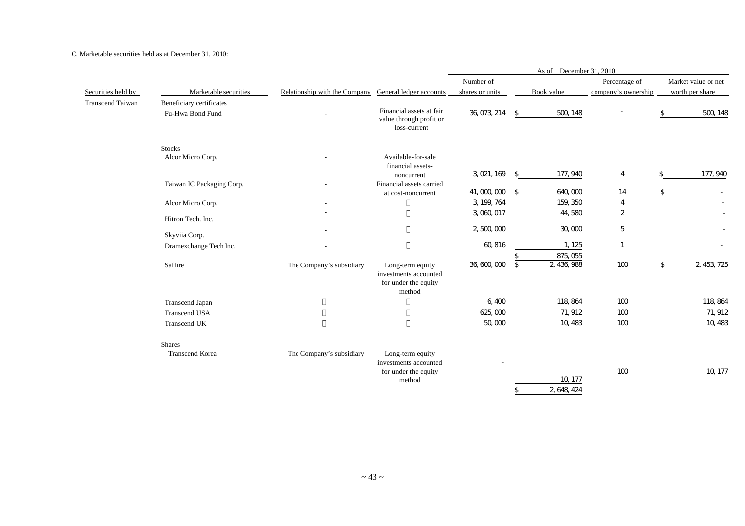C. Marketable securities held as at December 31, 2010:

| | | | | As of December 31, 2010 | | | |
|---|---|---|---|---|---|---|---|
| Securities held by | Marketable securities | Relationship with the Company | General ledger accounts | Number of shares or units | Book value | Percentage of company's ownership | Market value or net worth per share |
| Transcend Taiwan | Beneficiary certificates | | | | | | |
| | Fu-Hwa Bond Fund | - | Financial assets at fair value through profit or loss-current | 36,073,214 | $ 500,148 | - | $ 500,148 |
| | Stocks | | | | | | |
| | Alcor Micro Corp. | - | Available-for-sale financial assets-noncurrent | 3,021,169 | $ 177,940 | 4 | $ 177,940 |
| | Taiwan IC Packaging Corp. | - | Financial assets carried at cost-noncurrent | 41,000,000 | $ 640,000 | 14 | $ - |
| | Alcor Micro Corp. | - | 〃 | 3,199,764 | 159,350 | 4 | - |
| | Hitron Tech. Inc. | - | 〃 | 3,060,017 | 44,580 | 2 | - |
| | Skyviia Corp. | - | 〃 | 2,500,000 | 30,000 | 5 | - |
| | Dramexchange Tech Inc. | - | 〃 | 60,816 | 1,125 | 1 | - |
| | | | | | $ 875,055 | | |
| | Saffire | The Company's subsidiary | Long-term equity investments accounted for under the equity method | 36,600,000 | $ 2,436,988 | 100 | $ 2,453,725 |
| | Transcend Japan | 〃 | 〃 | 6,400 | 118,864 | 100 | 118,864 |
| | Transcend USA | 〃 | 〃 | 625,000 | 71,912 | 100 | 71,912 |
| | Transcend UK | 〃 | 〃 | 50,000 | 10,483 | 100 | 10,483 |
| | Shares | | | | | | |
| | Transcend Korea | The Company's subsidiary | Long-term equity investments accounted for under the equity method | - | 10,177 | 100 | 10,177 |
| | | | | | $ 2,648,424 | | |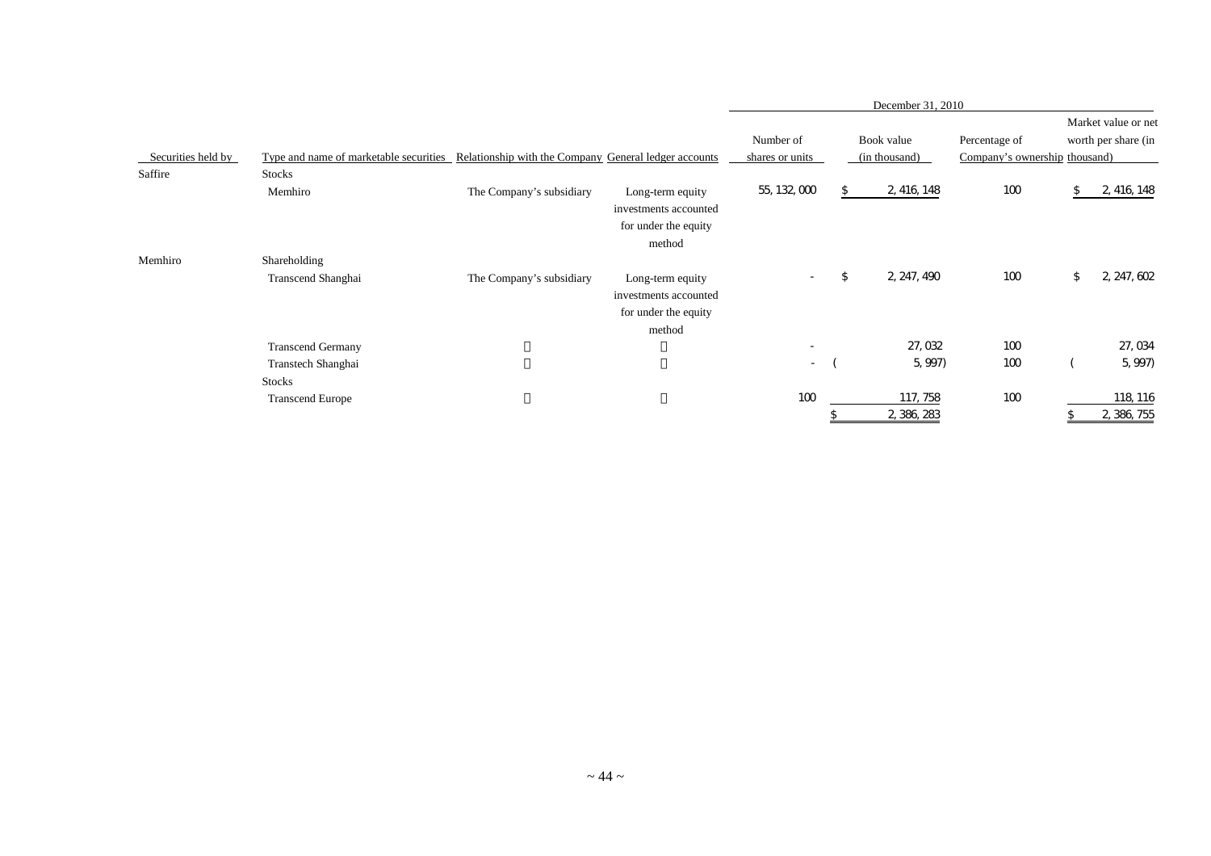| Securities held by | Type and name of marketable securities | Relationship with the Company | General ledger accounts | December 31, 2010 | | | | | |
|---|---|---|---|---|---|---|---|---|---|
| | | | | Number of shares or units | | Book value (in thousand) | Percentage of Company's ownership | | Market value or net worth per share (in thousand) |
| Saffire | Stocks | | | | | | | | |
| | Memhiro | The Company's subsidiary | Long-term equity investments accounted for under the equity method | 55,132,000 | $ | 2,416,148 | 100 | $ | 2,416,148 |
| Memhiro | Shareholding | | | | | | | | |
| | Transcend Shanghai | The Company's subsidiary | Long-term equity investments accounted for under the equity method | - | $ | 2,247,490 | 100 | $ | 2,247,602 |
| | Transcend Germany | 〃 | 〃 | - | | 27,032 | 100 | | 27,034 |
| | Transtech Shanghai | 〃 | 〃 | - | ( | 5,997) | 100 | ( | 5,997) |
| | Stocks | | | | | | | | |
| | Transcend Europe | 〃 | 〃 | 100 | | 117,758 | 100 | | 118,116 |
| | | | | | $ | 2,386,283 | | $ | 2,386,755 |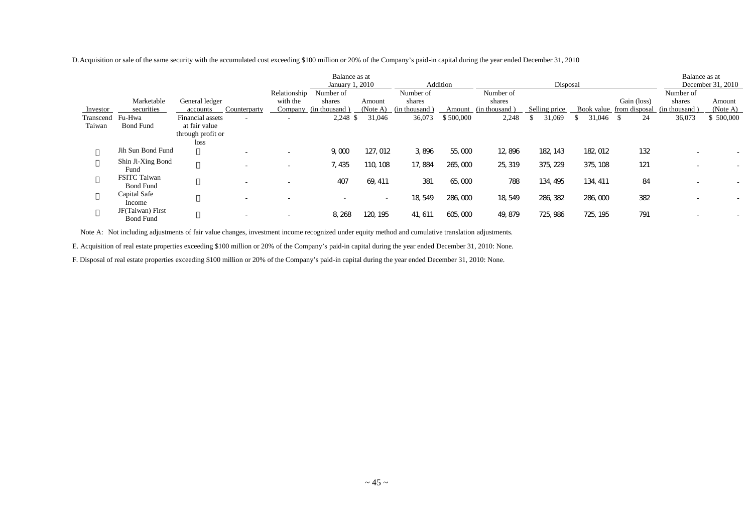D. Acquisition or sale of the same security with the accumulated cost exceeding $100 million or 20% of the Company's paid-in capital during the year ended December 31, 2010

| | | | | | Balance as at January 1, 2010 | | Addition | | Disposal | | | | Balance as at December 31, 2010 | |
|---|---|---|---|---|---|---|---|---|---|---|---|---|---|---|
| Investor | Marketable securities | General ledger accounts | Counterparty | Relationship with the Company | Number of shares (in thousand) | Amount (Note A) | Number of shares (in thousand) | Amount | Number of shares (in thousand) | Selling price | Book value | Gain (loss) from disposal | Number of shares (in thousand) | Amount (Note A) |
| Transcend Taiwan | Fu-Hwa Bond Fund | Financial assets at fair value through profit or loss | - | - | 2,248 | $ 31,046 | 36,073 | $ 500,000 | 2,248 | $ 31,069 | $ 31,046 | $ 24 | 36,073 | $ 500,000 |
| 〃 | Jih Sun Bond Fund | 〃 | - | - | 9,000 | 127,012 | 3,896 | 55,000 | 12,896 | 182,143 | 182,012 | 132 | - | - |
| 〃 | Shin Ji-Xing Bond Fund | 〃 | - | - | 7,435 | 110,108 | 17,884 | 265,000 | 25,319 | 375,229 | 375,108 | 121 | - | - |
| 〃 | FSITC Taiwan Bond Fund | 〃 | - | - | 407 | 69,411 | 381 | 65,000 | 788 | 134,495 | 134,411 | 84 | - | - |
| 〃 | Capital Safe Income | 〃 | - | - | - | - | 18,549 | 286,000 | 18,549 | 286,382 | 286,000 | 382 | - | - |
| 〃 | JF(Taiwan) First Bond Fund | 〃 | - | - | 8,268 | 120,195 | 41,611 | 605,000 | 49,879 | 725,986 | 725,195 | 791 | - | - |

Note A: Not including adjustments of fair value changes, investment income recognized under equity method and cumulative translation adjustments.

E. Acquisition of real estate properties exceeding $100 million or 20% of the Company's paid-in capital during the year ended December 31, 2010: None.

F. Disposal of real estate properties exceeding $100 million or 20% of the Company's paid-in capital during the year ended December 31, 2010: None.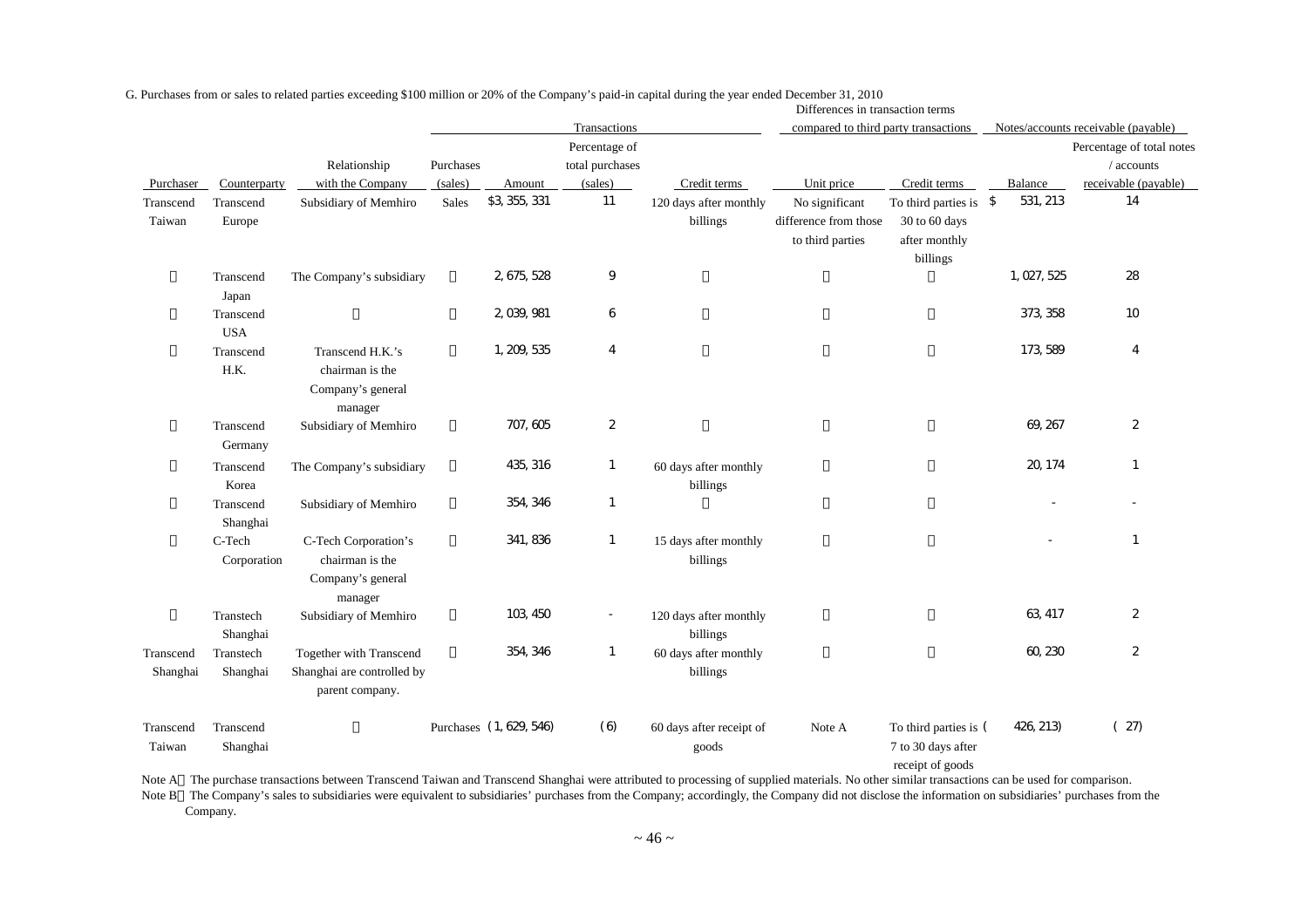G. Purchases from or sales to related parties exceeding $100 million or 20% of the Company's paid-in capital during the year ended December 31, 2010

| | | | Transactions | | | | Differences in transaction terms compared to third party transactions | | Notes/accounts receivable (payable) | |
|---|---|---|---|---|---|---|---|---|---|---|
| Purchaser | Counterparty | Relationship with the Company | Purchases (sales) | Amount | Percentage of total purchases (sales) | Credit terms | Unit price | Credit terms | Balance | Percentage of total notes / accounts receivable (payable) |
| Transcend Taiwan | Transcend Europe | Subsidiary of Memhiro | Sales | $3,355,331 | 11 | 120 days after monthly billings | No significant difference from those to third parties | To third parties is 30 to 60 days after monthly billings | $ 531,213 | 14 |
| 〃 | Transcend Japan | The Company's subsidiary | 〃 | 2,675,528 | 9 | 〃 | 〃 | 〃 | 1,027,525 | 28 |
| 〃 | Transcend USA | 〃 | 〃 | 2,039,981 | 6 | 〃 | 〃 | 〃 | 373,358 | 10 |
| 〃 | Transcend H.K. | Transcend H.K.'s chairman is the Company's general manager | 〃 | 1,209,535 | 4 | 〃 | 〃 | 〃 | 173,589 | 4 |
| 〃 | Transcend Germany | Subsidiary of Memhiro | 〃 | 707,605 | 2 | 〃 | 〃 | 〃 | 69,267 | 2 |
| 〃 | Transcend Korea | The Company's subsidiary | 〃 | 435,316 | 1 | 60 days after monthly billings | 〃 | 〃 | 20,174 | 1 |
| 〃 | Transcend Shanghai | Subsidiary of Memhiro | 〃 | 354,346 | 1 | 〃 | 〃 | 〃 | - | - |
| 〃 | C-Tech Corporation | C-Tech Corporation's chairman is the Company's general manager | 〃 | 341,836 | 1 | 15 days after monthly billings | 〃 | 〃 | - | 1 |
| 〃 | Transtech Shanghai | Subsidiary of Memhiro | 〃 | 103,450 | - | 120 days after monthly billings | 〃 | 〃 | 63,417 | 2 |
| Transcend Shanghai | Transtech Shanghai | Together with Transcend Shanghai are controlled by parent company. | 〃 | 354,346 | 1 | 60 days after monthly billings | 〃 | 〃 | 60,230 | 2 |
| Transcend Taiwan | Transcend Shanghai | 〃 | Purchases | (1,629,546) | (6) | 60 days after receipt of goods | Note A | To third parties is 7 to 30 days after receipt of goods | (426,213) | (27) |

Note A: The purchase transactions between Transcend Taiwan and Transcend Shanghai were attributed to processing of supplied materials. No other similar transactions can be used for comparison.

Note B: The Company's sales to subsidiaries were equivalent to subsidiaries' purchases from the Company; accordingly, the Company did not disclose the information on subsidiaries' purchases from the Company.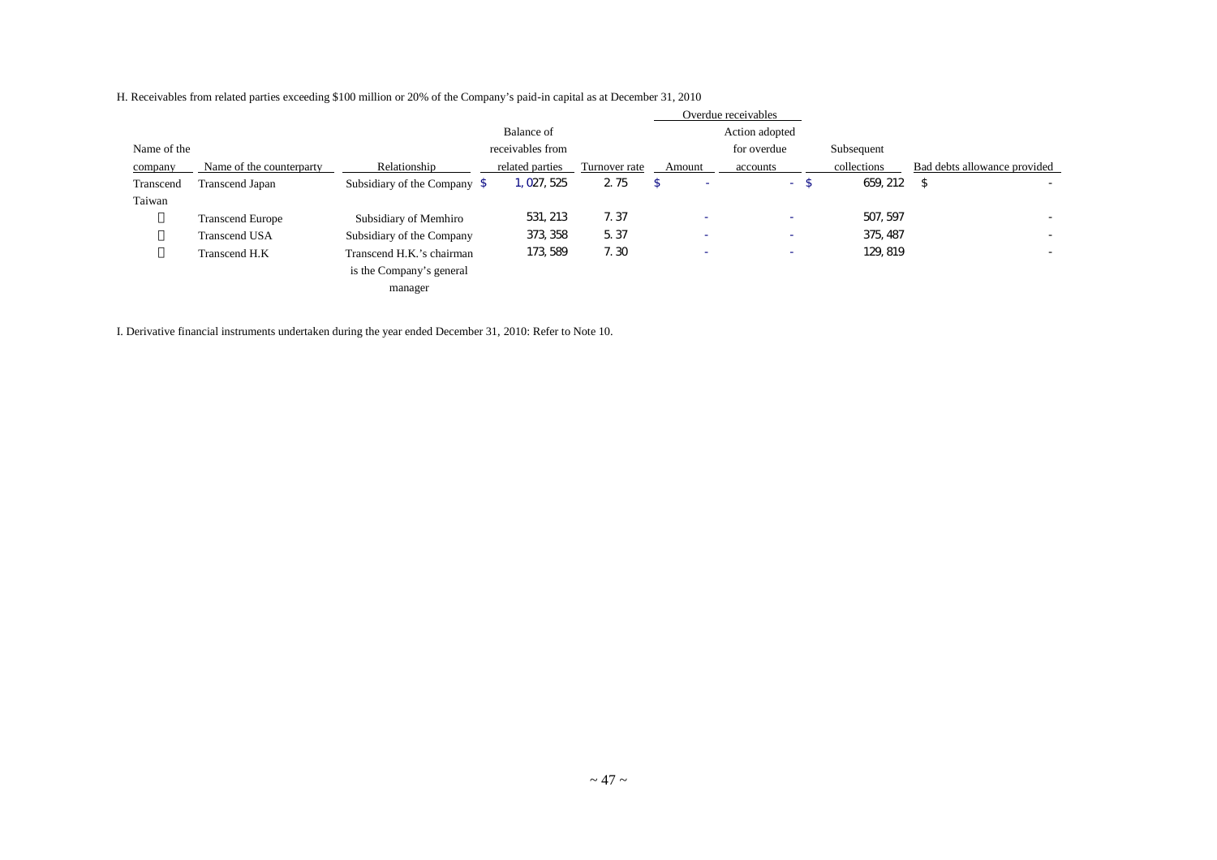H. Receivables from related parties exceeding $100 million or 20% of the Company's paid-in capital as at December 31, 2010

| Name of the company | Name of the counterparty | Relationship | Balance of receivables from related parties | Turnover rate | Overdue receivables | | Subsequent collections | Bad debts allowance provided |
|---|---|---|---|---|---|---|---|---|
| | | | | | Amount | Action adopted for overdue accounts | | |
| Transcend Taiwan | Transcend Japan | Subsidiary of the Company | $ 1,027,525 | 2.75 | $ - | - | $ 659,212 | $ - |
|  | Transcend Europe | Subsidiary of Memhiro | 531,213 | 7.37 | - | - | 507,597 | - |
|  | Transcend USA | Subsidiary of the Company | 373,358 | 5.37 | - | - | 375,487 | - |
|  | Transcend H.K | Transcend H.K.'s chairman is the Company's general manager | 173,589 | 7.30 | - | - | 129,819 | - |

I. Derivative financial instruments undertaken during the year ended December 31, 2010: Refer to Note 10.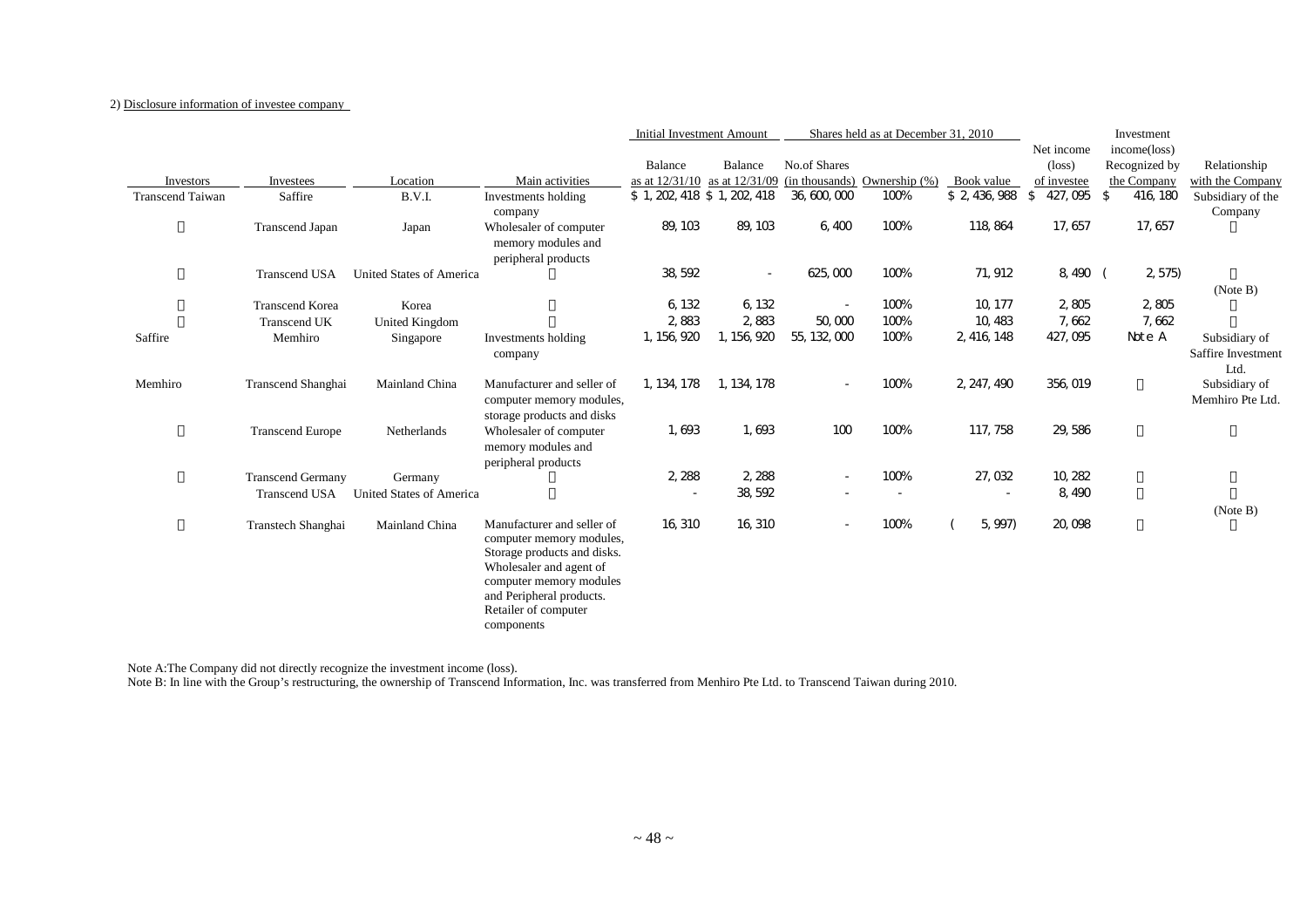2) Disclosure information of investee company

| Investors | Investees | Location | Main activities | Initial Investment Amount | | Shares held as at December 31, 2010 | | | Net income (loss) of investee | Investment income(loss) Recognized by the Company | Relationship with the Company |
|---|---|---|---|---|---|---|---|---|---|---|---|
| | | | | Balance as at 12/31/10 | Balance as at 12/31/09 | No.of Shares (in thousands) | Ownership (%) | Book value | | | |
| Transcend Taiwan | Saffire | B.V.I. | Investments holding company | $ 1,202,418 | $ 1,202,418 | 36,600,000 | 100% | $ 2,436,988 | $ 427,095 | $ 416,180 | Subsidiary of the Company |
| 〃 | Transcend Japan | Japan | Wholesaler of computer memory modules and peripheral products | 89,103 | 89,103 | 6,400 | 100% | 118,864 | 17,657 | 17,657 | 〃 |
| 〃 | Transcend USA | United States of America | 〃 | 38,592 | - | 625,000 | 100% | 71,912 | 8,490 | ( 2,575) | 〃 (Note B) |
| 〃 | Transcend Korea | Korea | 〃 | 6,132 | 6,132 | - | 100% | 10,177 | 2,805 | 2,805 | 〃 |
| 〃 | Transcend UK | United Kingdom | 〃 | 2,883 | 2,883 | 50,000 | 100% | 10,483 | 7,662 | 7,662 | 〃 |
| Saffire | Memhiro | Singapore | Investments holding company | 1,156,920 | 1,156,920 | 55,132,000 | 100% | 2,416,148 | 427,095 | Note A | Subsidiary of Saffire Investment Ltd. |
| Memhiro | Transcend Shanghai | Mainland China | Manufacturer and seller of computer memory modules, storage products and disks | 1,134,178 | 1,134,178 | - | 100% | 2,247,490 | 356,019 | 〃 | Subsidiary of Memhiro Pte Ltd. |
| 〃 | Transcend Europe | Netherlands | Wholesaler of computer memory modules and peripheral products | 1,693 | 1,693 | 100 | 100% | 117,758 | 29,586 | 〃 | 〃 |
| 〃 | Transcend Germany | Germany | 〃 | 2,288 | 2,288 | - | 100% | 27,032 | 10,282 | 〃 | 〃 |
| | Transcend USA | United States of America | 〃 | - | 38,592 | - | - | - | 8,490 | 〃 | 〃 (Note B) |
| 〃 | Transtech Shanghai | Mainland China | Manufacturer and seller of computer memory modules, Storage products and disks. Wholesaler and agent of computer memory modules and Peripheral products. Retailer of computer components | 16,310 | 16,310 | - | 100% | ( 5,997) | 20,098 | 〃 | 〃 |

Note A:The Company did not directly recognize the investment income (loss).

Note B: In line with the Group's restructuring, the ownership of Transcend Information, Inc. was transferred from Menhiro Pte Ltd. to Transcend Taiwan during 2010.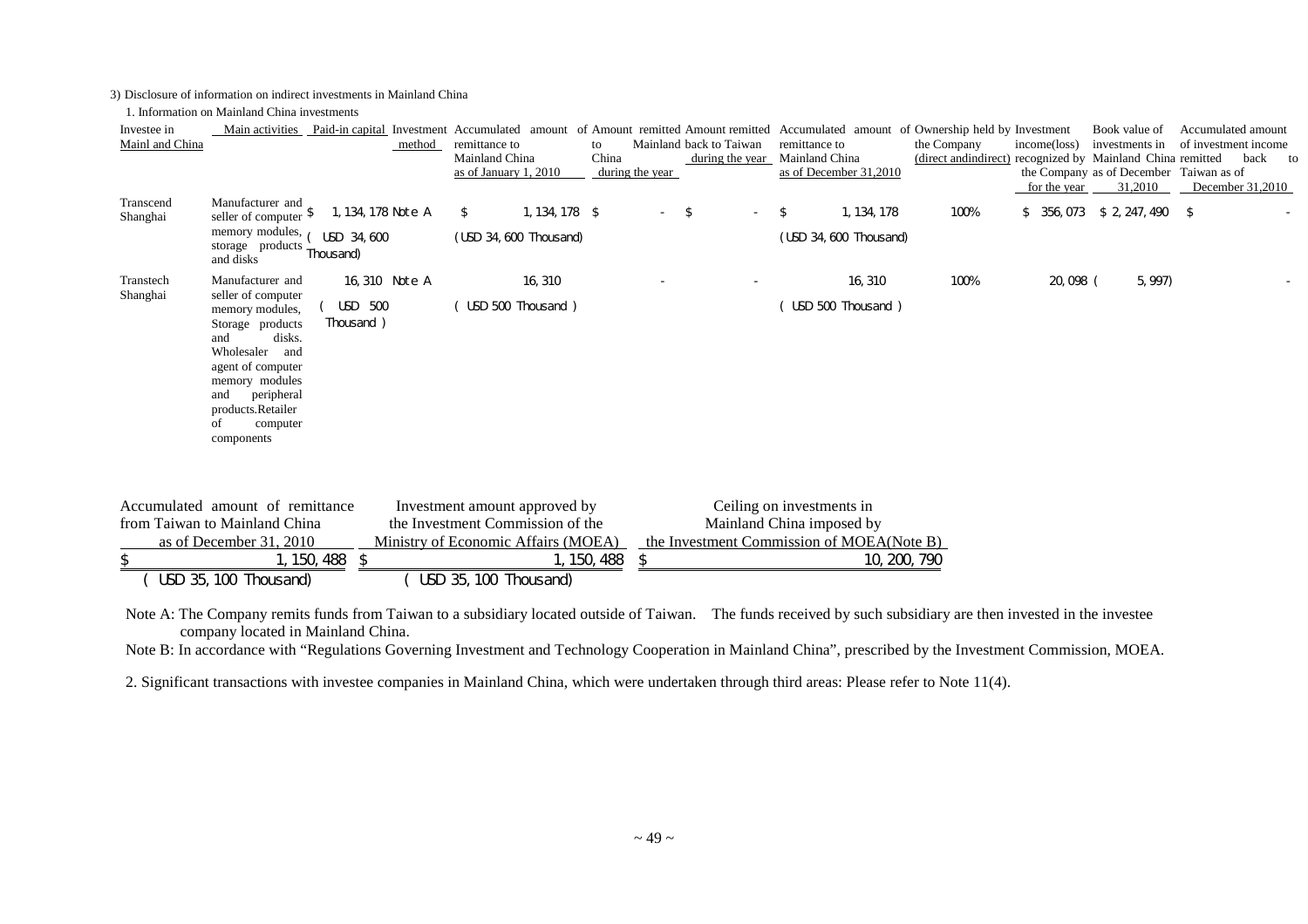3) Disclosure of information on indirect investments in Mainland China

1. Information on Mainland China investments

| Investee in Mainl and China | Main activities | Paid-in capital | Investment method | Accumulated amount of remittance to Mainland China as of January 1, 2010 | Amount remitted to China during the year | Amount remitted Mainland back to Taiwan during the year | Accumulated amount of remittance to Mainland China as of December 31,2010 | Ownership held by the Company (direct andindirect) | Investment income(loss) recognized by the Company for the year | Book value of investments in Mainland China as of December 31,2010 | Accumulated amount of investment income remitted back to Taiwan as of December 31,2010 |
|---|---|---|---|---|---|---|---|---|---|---|---|
| Transcend Shanghai | Manufacturer and seller of computer memory modules, storage products and disks | $ 1,134,178 (USD 34,600 Thousand) | Note A | $ 1,134,178 (USD 34,600 Thousand) | $ - | $ - | $ 1,134,178 (USD 34,600 Thousand) | 100% | $ 356,073 | $ 2,247,490 | $ - |
| Transtech Shanghai | Manufacturer and seller of computer memory modules, Storage products and disks. Wholesaler and agent of computer memory modules and peripheral products.Retailer of computer components | 16,310 ( USD 500 Thousand ) | Note A | 16,310 ( USD 500 Thousand ) | - | - | 16,310 ( USD 500 Thousand ) | 100% | 20,098 | ( 5,997) | - |

| Accumulated amount of remittance from Taiwan to Mainland China as of December 31, 2010 | Investment amount approved by the Investment Commission of the Ministry of Economic Affairs (MOEA) | Ceiling on investments in Mainland China imposed by the Investment Commission of MOEA(Note B) |
|---|---|---|
| $ 1,150,488 ( USD 35,100 Thousand) | $ 1,150,488 ( USD 35,100 Thousand) | $ 10,200,790 |

Note A: The Company remits funds from Taiwan to a subsidiary located outside of Taiwan. The funds received by such subsidiary are then invested in the investee company located in Mainland China.

Note B: In accordance with "Regulations Governing Investment and Technology Cooperation in Mainland China", prescribed by the Investment Commission, MOEA.

2. Significant transactions with investee companies in Mainland China, which were undertaken through third areas: Please refer to Note 11(4).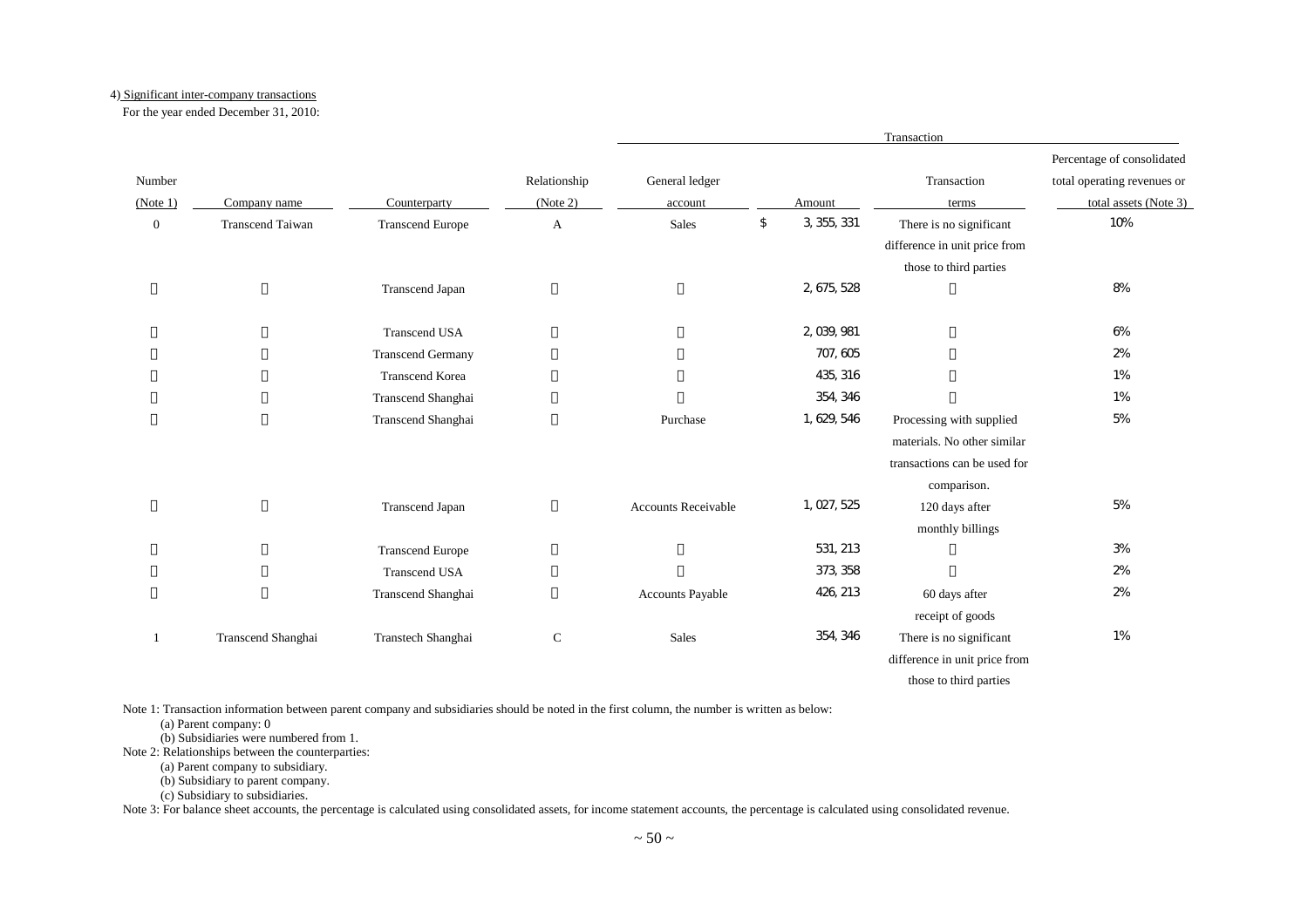4) Significant inter-company transactions

For the year ended December 31, 2010:

| Number (Note 1) | Company name | Counterparty | Relationship (Note 2) | Transaction | | | |
|---|---|---|---|---|---|---|---|
| | | | | General ledger account | Amount | Transaction terms | Percentage of consolidated total operating revenues or total assets (Note 3) |
| 0 | Transcend Taiwan | Transcend Europe | A | Sales | $ 3,355,331 | There is no significant difference in unit price from those to third parties | 10% |
| 〃 | 〃 | Transcend Japan | 〃 | 〃 | 2,675,528 | 〃 | 8% |
| 〃 | 〃 | Transcend USA | 〃 | 〃 | 2,039,981 | 〃 | 6% |
| 〃 | 〃 | Transcend Germany | 〃 | 〃 | 707,605 | 〃 | 2% |
| 〃 | 〃 | Transcend Korea | 〃 | 〃 | 435,316 | 〃 | 1% |
| 〃 | 〃 | Transcend Shanghai | 〃 | 〃 | 354,346 | 〃 | 1% |
| 〃 | 〃 | Transcend Shanghai | 〃 | Purchase | 1,629,546 | Processing with supplied materials. No other similar transactions can be used for comparison. | 5% |
| 〃 | 〃 | Transcend Japan | 〃 | Accounts Receivable | 1,027,525 | 120 days after monthly billings | 5% |
| 〃 | 〃 | Transcend Europe | 〃 | 〃 | 531,213 | 〃 | 3% |
| 〃 | 〃 | Transcend USA | 〃 | 〃 | 373,358 | 〃 | 2% |
| 〃 | 〃 | Transcend Shanghai | 〃 | Accounts Payable | 426,213 | 60 days after receipt of goods | 2% |
| 1 | Transcend Shanghai | Transtech Shanghai | C | Sales | 354,346 | There is no significant difference in unit price from those to third parties | 1% |

Note 1: Transaction information between parent company and subsidiaries should be noted in the first column, the number is written as below:

(a) Parent company: 0

(b) Subsidiaries were numbered from 1.

Note 2: Relationships between the counterparties:

(a) Parent company to subsidiary.

(b) Subsidiary to parent company.

(c) Subsidiary to subsidiaries.

Note 3: For balance sheet accounts, the percentage is calculated using consolidated assets, for income statement accounts, the percentage is calculated using consolidated revenue.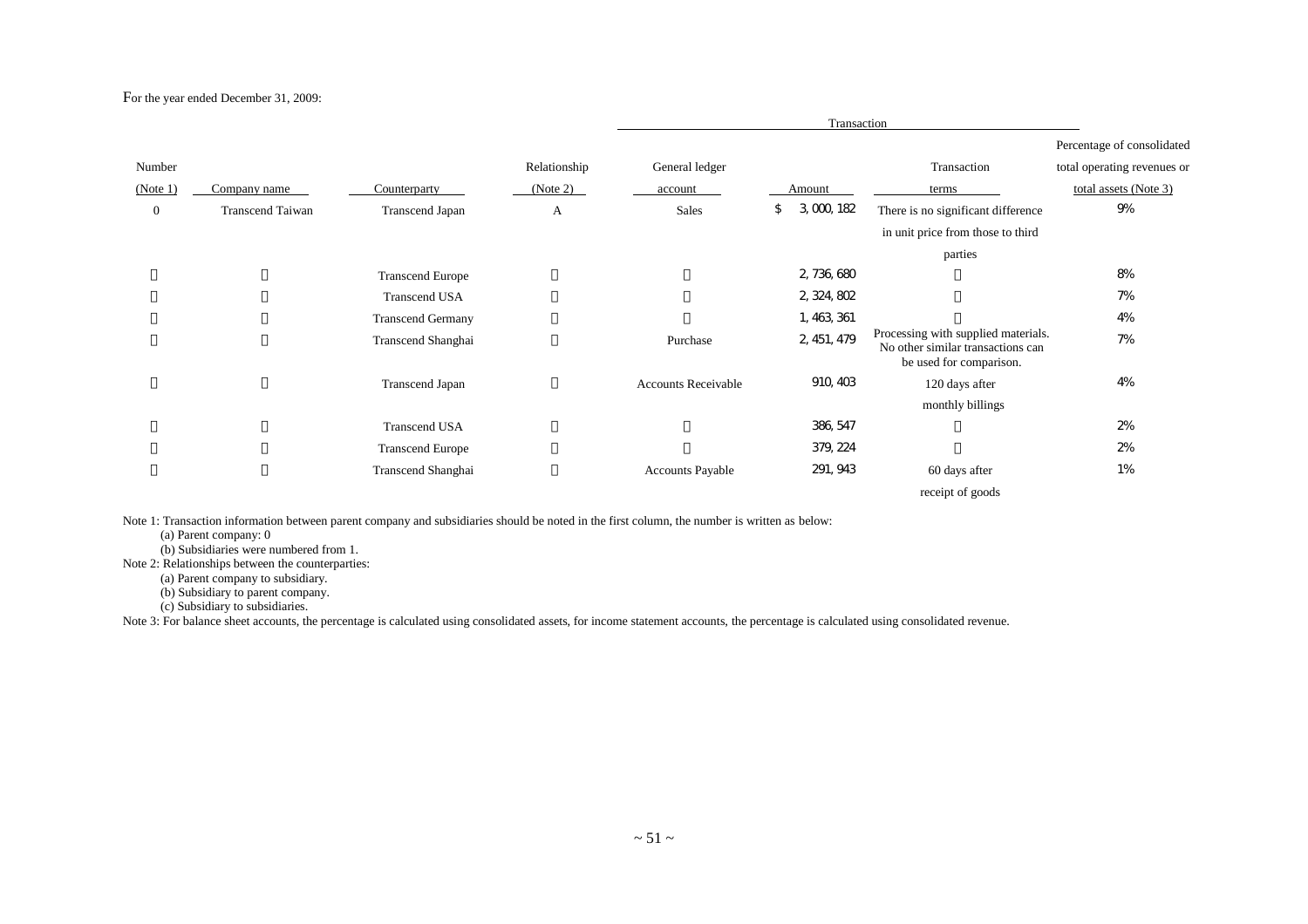For the year ended December 31, 2009:

| Number (Note 1) | Company name | Counterparty | Relationship (Note 2) | Transaction | | | Percentage of consolidated total operating revenues or total assets (Note 3) |
|---|---|---|---|---|---|---|---|
| | | | | General ledger account | Amount | Transaction terms | |
| 0 | Transcend Taiwan | Transcend Japan | A | Sales | $ 3,000,182 | There is no significant difference in unit price from those to third parties | 9% |
| 〃 | 〃 | Transcend Europe | 〃 | 〃 | 2,736,680 | 〃 | 8% |
| 〃 | 〃 | Transcend USA | 〃 | 〃 | 2,324,802 | 〃 | 7% |
| 〃 | 〃 | Transcend Germany | 〃 | 〃 | 1,463,361 | 〃 | 4% |
| 〃 | 〃 | Transcend Shanghai | 〃 | Purchase | 2,451,479 | Processing with supplied materials. No other similar transactions can be used for comparison. | 7% |
| 〃 | 〃 | Transcend Japan | 〃 | Accounts Receivable | 910,403 | 120 days after monthly billings | 4% |
| 〃 | 〃 | Transcend USA | 〃 | 〃 | 386,547 | 〃 | 2% |
| 〃 | 〃 | Transcend Europe | 〃 | 〃 | 379,224 | 〃 | 2% |
| 〃 | 〃 | Transcend Shanghai | 〃 | Accounts Payable | 291,943 | 60 days after receipt of goods | 1% |

Note 1: Transaction information between parent company and subsidiaries should be noted in the first column, the number is written as below:

(a) Parent company: 0

(b) Subsidiaries were numbered from 1.

Note 2: Relationships between the counterparties:

(a) Parent company to subsidiary.

(b) Subsidiary to parent company.

(c) Subsidiary to subsidiaries.

Note 3: For balance sheet accounts, the percentage is calculated using consolidated assets, for income statement accounts, the percentage is calculated using consolidated revenue.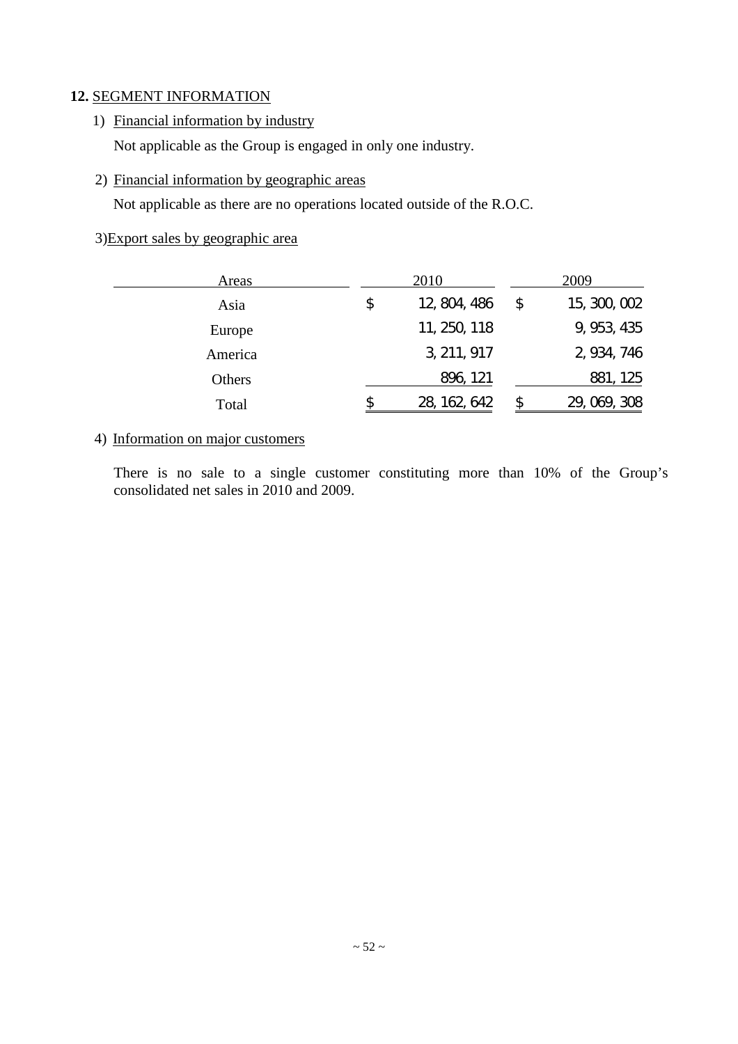## 12. SEGMENT INFORMATION

1) Financial information by industry

Not applicable as the Group is engaged in only one industry.

2) Financial information by geographic areas

Not applicable as there are no operations located outside of the R.O.C.

3) Export sales by geographic area

| Areas | 2010 | 2009 |
|---|---|---|
| Asia | $ 12,804,486 | $ 15,300,002 |
| Europe | 11,250,118 | 9,953,435 |
| America | 3,211,917 | 2,934,746 |
| Others | 896,121 | 881,125 |
| Total | $ 28,162,642 | $ 29,069,308 |

4) Information on major customers

There is no sale to a single customer constituting more than 10% of the Group's consolidated net sales in 2010 and 2009.